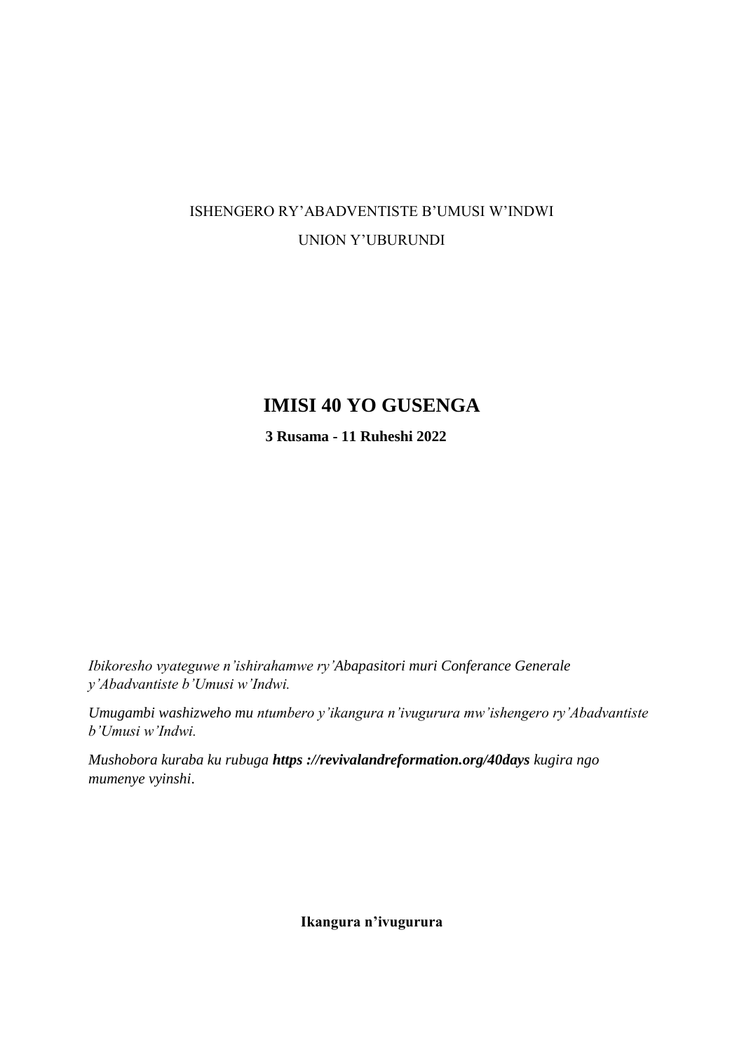ISHENGERO RY'ABADVENTISTE B'UMUSI W'INDWI

UNION Y'UBURUNDI

# IMISI 40 YO GUSENGA

**3 Rusama - 11 Ruheshi 2022**

*Ibikoresho vyateguwe n'ishirahamwe ry'Abapasitori muri Conferance Generale y'Abadvantiste b'Umusi w'Indwi.*

*Umugambi washizweho mu ntumbero y'ikangura n'ivugurura mw'ishengero ry'Abadvantiste b'Umusi w'Indwi.*

*Mushobora kuraba ku rubuga **https ://revivalandreformation.org/40days** kugira ngo mumenye vyinshi.*

**Ikangura n'ivugurura**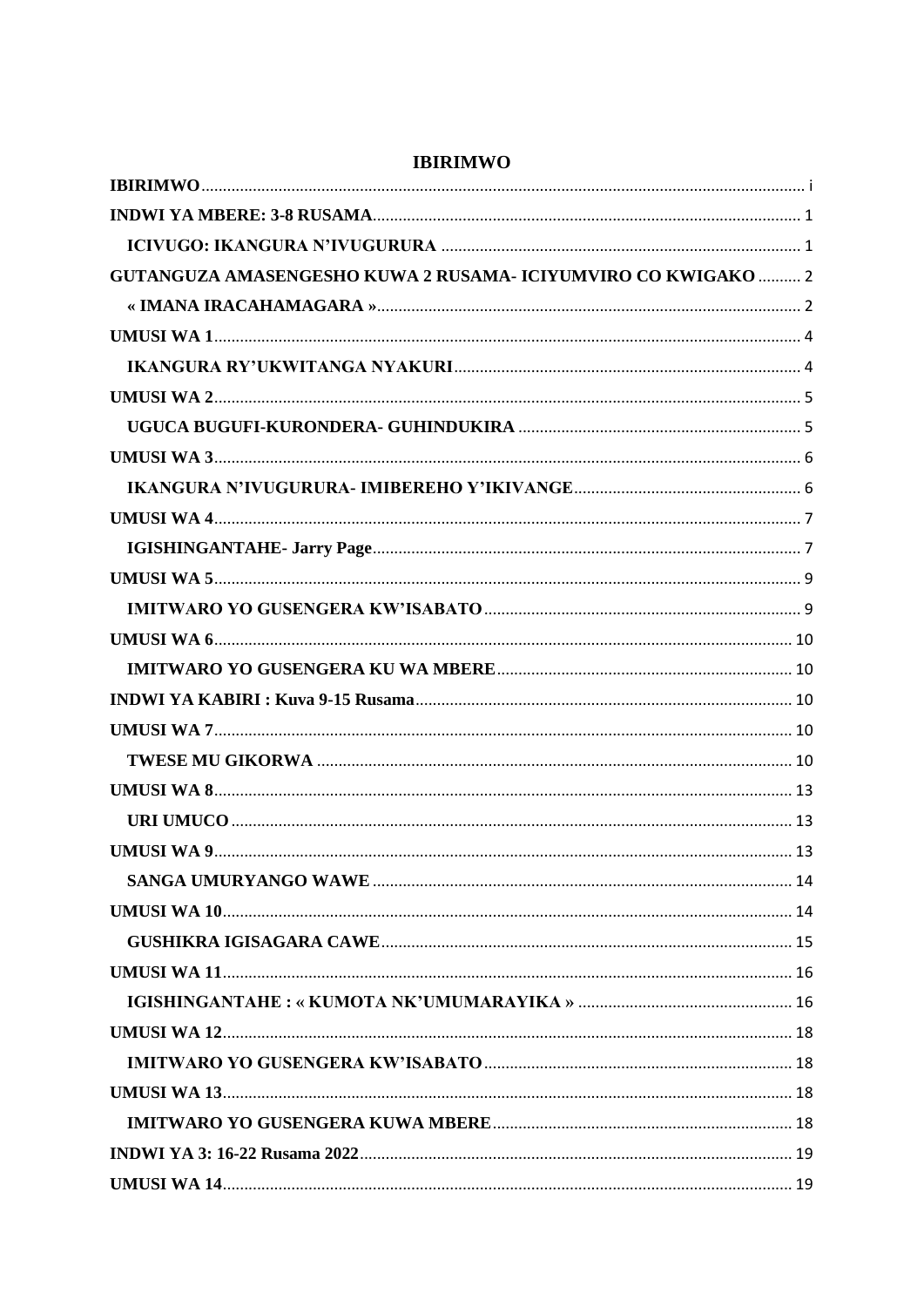# IBIRIMWO

**IBIRIMWO** ... i

**INDWI YA MBERE: 3-8 RUSAMA** ... 1

- **ICIVUGO: IKANGURA N'IVUGURURA** ... 1

**GUTANGUZA AMASENGESHO KUWA 2 RUSAMA- ICIYUMVIRO CO KWIGAKO** ... 2

- **« IMANA IRACAHAMAGARA »** ... 2

**UMUSI WA 1** ... 4

- **IKANGURA RY'UKWITANGA NYAKURI** ... 4

**UMUSI WA 2** ... 5

- **UGUCA BUGUFI-KURONDERA- GUHINDUKIRA** ... 5

**UMUSI WA 3** ... 6

- **IKANGURA N'IVUGURURA- IMIBEREHO Y'IKIVANGE** ... 6

**UMUSI WA 4** ... 7

- **IGISHINGANTAHE- Jarry Page** ... 7

**UMUSI WA 5** ... 9

- **IMITWARO YO GUSENGERA KW'ISABATO** ... 9

**UMUSI WA 6** ... 10

- **IMITWARO YO GUSENGERA KU WA MBERE** ... 10

**INDWI YA KABIRI : Kuva 9-15 Rusama** ... 10

**UMUSI WA 7** ... 10

- **TWESE MU GIKORWA** ... 10

**UMUSI WA 8** ... 13

- **URI UMUCO** ... 13

**UMUSI WA 9** ... 13

- **SANGA UMURYANGO WAWE** ... 14

**UMUSI WA 10** ... 14

- **GUSHIKRA IGISAGARA CAWE** ... 15

**UMUSI WA 11** ... 16

- **IGISHINGANTAHE : « KUMOTA NK'UMUMARAYIKA »** ... 16

**UMUSI WA 12** ... 18

- **IMITWARO YO GUSENGERA KW'ISABATO** ... 18

**UMUSI WA 13** ... 18

- **IMITWARO YO GUSENGERA KUWA MBERE** ... 18

**INDWI YA 3: 16-22 Rusama 2022** ... 19

**UMUSI WA 14** ... 19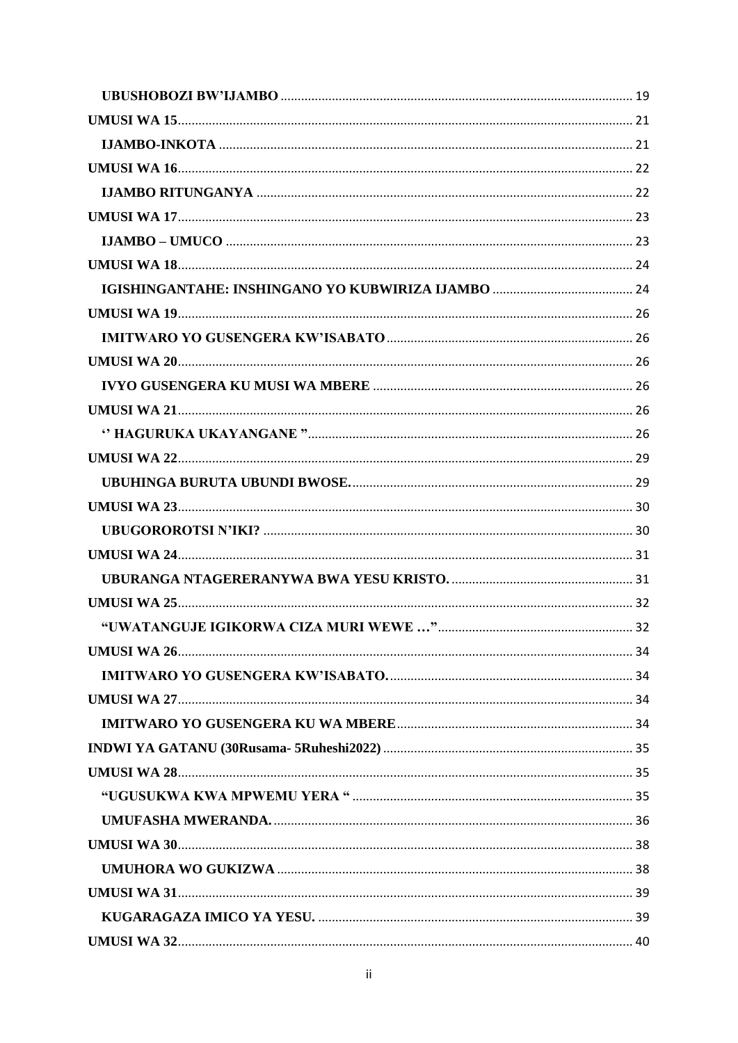UBUSHOBOZI BW'IJAMBO ..... 19

UMUSI WA 15 ..... 21

IJAMBO-INKOTA ..... 21

UMUSI WA 16 ..... 22

IJAMBO RITUNGANYA ..... 22

UMUSI WA 17 ..... 23

IJAMBO – UMUCO ..... 23

UMUSI WA 18 ..... 24

IGISHINGANTAHE: INSHINGANO YO KUBWIRIZA IJAMBO ..... 24

UMUSI WA 19 ..... 26

IMITWARO YO GUSENGERA KW'ISABATO ..... 26

UMUSI WA 20 ..... 26

IVYO GUSENGERA KU MUSI WA MBERE ..... 26

UMUSI WA 21 ..... 26

'' HAGURUKA UKAYANGANE ''..... 26

UMUSI WA 22 ..... 29

UBUHINGA BURUTA UBUNDI BWOSE. ..... 29

UMUSI WA 23 ..... 30

UBUGOROROTSI N'IKI? ..... 30

UMUSI WA 24 ..... 31

UBURANGA NTAGERERANYWA BWA YESU KRISTO. ..... 31

UMUSI WA 25 ..... 32

"UWATANGUJE IGIKORWA CIZA MURI WEWE …" ..... 32

UMUSI WA 26 ..... 34

IMITWARO YO GUSENGERA KW'ISABATO. ..... 34

UMUSI WA 27 ..... 34

IMITWARO YO GUSENGERA KU WA MBERE ..... 34

INDWI YA GATANU (30Rusama- 5Ruheshi2022) ..... 35

UMUSI WA 28 ..... 35

"UGUSUKWA KWA MPWEMU YERA " ..... 35

UMUFASHA MWERANDA. ..... 36

UMUSI WA 30 ..... 38

UMUHORA WO GUKIZWA ..... 38

UMUSI WA 31 ..... 39

KUGARAGAZA IMICO YA YESU. ..... 39

UMUSI WA 32 ..... 40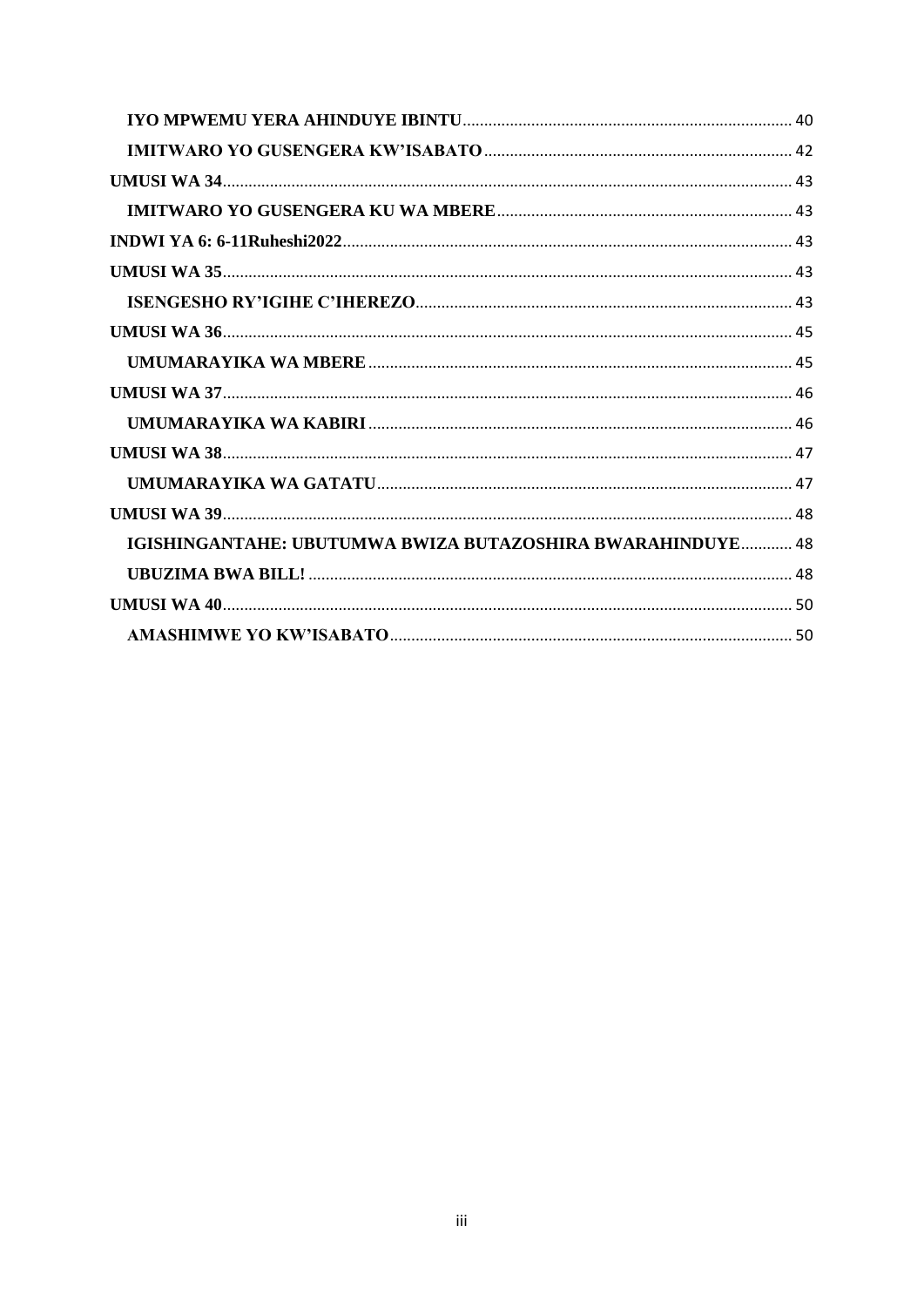**IYO MPWEMU YERA AHINDUYE IBINTU** ........................................................................ 40

**IMITWARO YO GUSENGERA KW'ISABATO** ........................................................................ 42

**UMUSI WA 34** ........................................................................ 43

**IMITWARO YO GUSENGERA KU WA MBERE** ........................................................................ 43

**INDWI YA 6: 6-11Ruheshi2022** ........................................................................ 43

**UMUSI WA 35** ........................................................................ 43

**ISENGESHO RY'IGIHE C'IHEREZO** ........................................................................ 43

**UMUSI WA 36** ........................................................................ 45

**UMUMARAYIKA WA MBERE** ........................................................................ 45

**UMUSI WA 37** ........................................................................ 46

**UMUMARAYIKA WA KABIRI** ........................................................................ 46

**UMUSI WA 38** ........................................................................ 47

**UMUMARAYIKA WA GATATU** ........................................................................ 47

**UMUSI WA 39** ........................................................................ 48

**IGISHINGANTAHE: UBUTUMWA BWIZA BUTAZOSHIRA BWARAHINDUYE** ............ 48

**UBUZIMA BWA BILL!** ........................................................................ 48

**UMUSI WA 40** ........................................................................ 50

**AMASHIMWE YO KW'ISABATO** ........................................................................ 50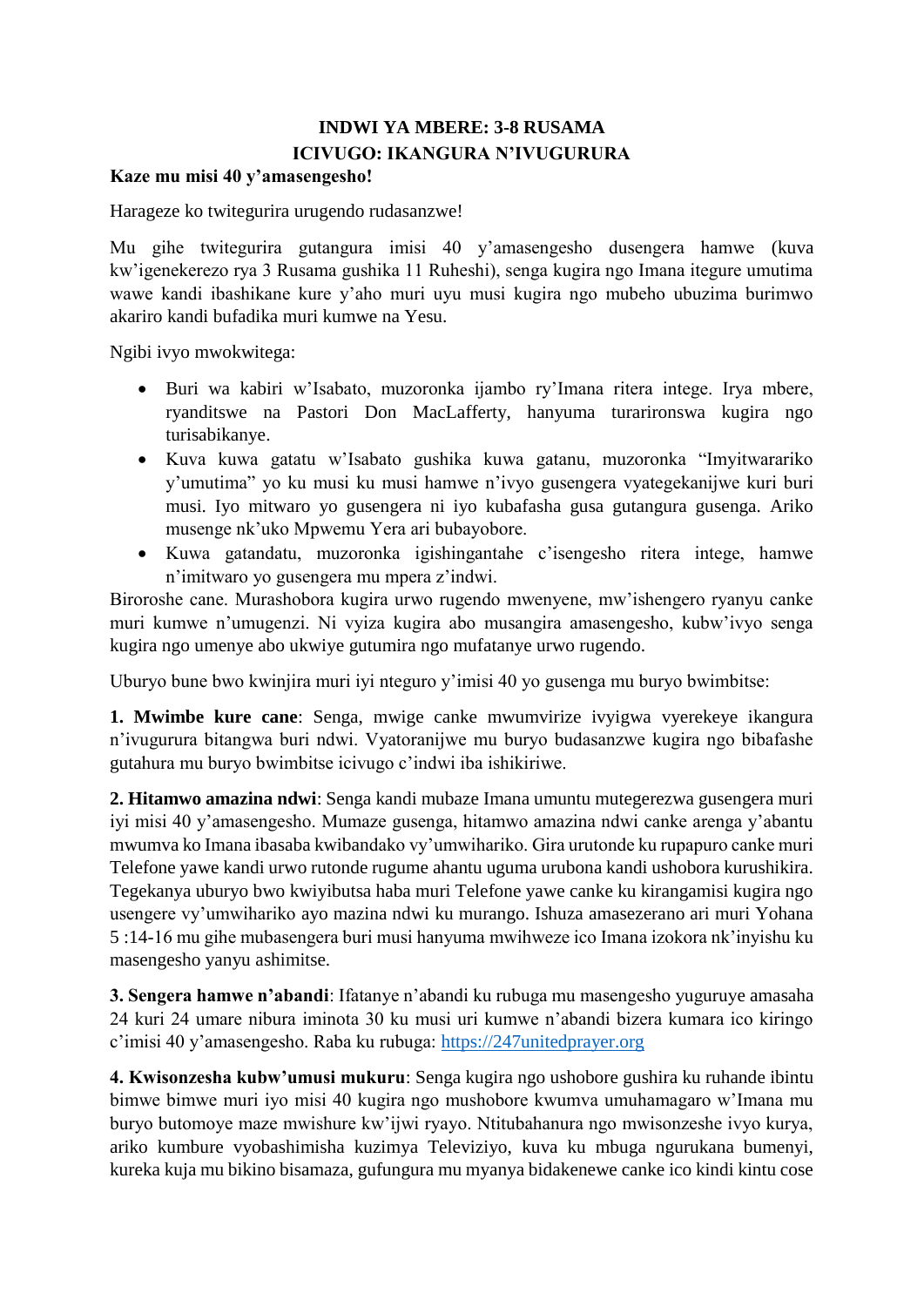**INDWI YA MBERE: 3-8 RUSAMA**
**ICIVUGO: IKANGURA N'IVUGURURA**

**Kaze mu misi 40 y'amasengesho!**

Harageze ko twitegurira urugendo rudasanzwe!

Mu gihe twitegurira gutangura imisi 40 y'amasengesho dusengera hamwe (kuva kw'igenekerezo rya 3 Rusama gushika 11 Ruheshi), senga kugira ngo Imana itegure umutima wawe kandi ibashikane kure y'aho muri uyu musi kugira ngo mubeho ubuzima burimwo akariro kandi bufadika muri kumwe na Yesu.

Ngibi ivyo mwokwitega:

- Buri wa kabiri w'Isabato, muzoronka ijambo ry'Imana ritera intege. Irya mbere, ryanditswe na Pastori Don MacLafferty, hanyuma turarironswa kugira ngo turisabikanye.
- Kuva kuwa gatatu w'Isabato gushika kuwa gatanu, muzoronka "Imyitwarariko y'umutima" yo ku musi ku musi hamwe n'ivyo gusengera vyategekanijwe kuri buri musi. Iyo mitwaro yo gusengera ni iyo kubafasha gusa gutangura gusenga. Ariko musenge nk'uko Mpwemu Yera ari bubayobore.
- Kuwa gatandatu, muzoronka igishingantahe c'isengesho ritera intege, hamwe n'imitwaro yo gusengera mu mpera z'indwi.

Biroroshe cane. Murashobora kugira urwo rugendo mwenyene, mw'ishengero ryanyu canke muri kumwe n'umugenzi. Ni vyiza kugira abo musangira amasengesho, kubw'ivyo senga kugira ngo umenye abo ukwiye gutumira ngo mufatanye urwo rugendo.

Uburyo bune bwo kwinjira muri iyi nteguro y'imisi 40 yo gusenga mu buryo bwimbitse:

**1. Mwimbe kure cane**: Senga, mwige canke mwumvirize ivyigwa vyerekeye ikangura n'ivugurura bitangwa buri ndwi. Vyatoranijwe mu buryo budasanzwe kugira ngo bibafashe gutahura mu buryo bwimbitse icivugo c'indwi iba ishikiriwe.

**2. Hitamwo amazina ndwi**: Senga kandi mubaze Imana umuntu mutegerezwa gusengera muri iyi misi 40 y'amasengesho. Mumaze gusenga, hitamwo amazina ndwi canke arenga y'abantu mwumva ko Imana ibasaba kwibandako vy'umwihariko. Gira urutonde ku rupapuro canke muri Telefone yawe kandi urwo rutonde rugume ahantu uguma urubona kandi ushobora kurushikira. Tegekanya uburyo bwo kwiyibutsa haba muri Telefone yawe canke ku kirangamisi kugira ngo usengere vy'umwihariko ayo mazina ndwi ku murango. Ishuza amasezerano ari muri Yohana 5 :14-16 mu gihe mubasengera buri musi hanyuma mwihweze ico Imana izokora nk'inyishu ku masengesho yanyu ashimitse.

**3. Sengera hamwe n'abandi**: Ifatanye n'abandi ku rubuga mu masengesho yuguruye amasaha 24 kuri 24 umare nibura iminota 30 ku musi uri kumwe n'abandi bizera kumara ico kiringo c'imisi 40 y'amasengesho. Raba ku rubuga: [https://247unitedprayer.org](https://247unitedprayer.org)

**4. Kwisonzesha kubw'umusi mukuru**: Senga kugira ngo ushobore gushira ku ruhande ibintu bimwe bimwe muri iyo misi 40 kugira ngo mushobore kwumva umuhamagaro w'Imana mu buryo butomoye maze mwishure kw'ijwi ryayo. Ntitubahanura ngo mwisonzeshe ivyo kurya, ariko kumbure vyobashimisha kuzimya Televiziyo, kuva ku mbuga ngurukana bumenyi, kureka kuja mu bikino bisamaza, gufungura mu myanya bidakenewe canke ico kindi kintu cose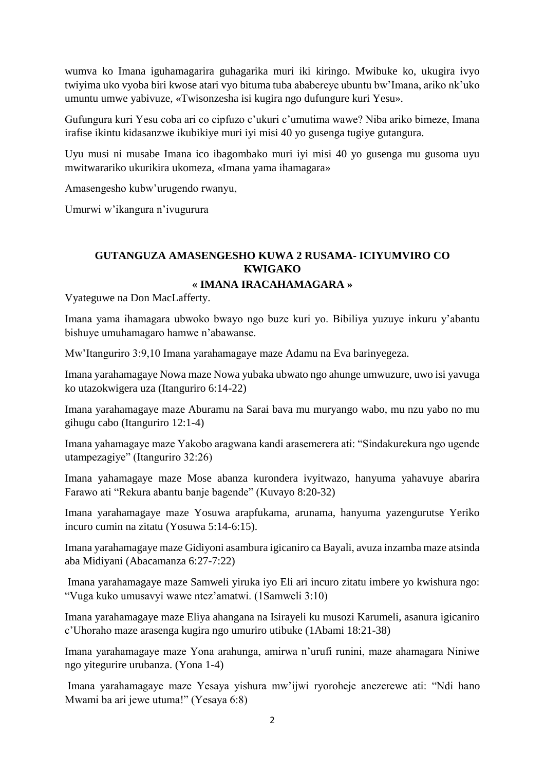wumva ko Imana iguhamagarira guhagarika muri iki kiringo. Mwibuke ko, ukugira ivyo twiyima uko vyoba biri kwose atari vyo bituma tuba ababereye ubuntu bw'Imana, ariko nk'uko umuntu umwe yabivuze, «Twisonzesha isi kugira ngo dufungure kuri Yesu».

Gufungura kuri Yesu coba ari co cipfuzo c'ukuri c'umutima wawe? Niba ariko bimeze, Imana irafise ikintu kidasanzwe ikubikiye muri iyi misi 40 yo gusenga tugiye gutangura.

Uyu musi ni musabe Imana ico ibagombako muri iyi misi 40 yo gusenga mu gusoma uyu mwitwarariko ukurikira ukomeza, «Imana yama ihamagara»

Amasengesho kubw'urugendo rwanyu,

Umurwi w'ikangura n'ivugurura

## GUTANGUZA AMASENGESHO KUWA 2 RUSAMA- ICIYUMVIRO CO KWIGAKO

### « IMANA IRACAHAMAGARA »

Vyateguwe na Don MacLafferty.

Imana yama ihamagara ubwoko bwayo ngo buze kuri yo. Bibiliya yuzuye inkuru y'abantu bishuye umuhamagaro hamwe n'abawanse.

Mw'Itanguriro 3:9,10 Imana yarahamagaye maze Adamu na Eva barinyegeza.

Imana yarahamagaye Nowa maze Nowa yubaka ubwato ngo ahunge umwuzure, uwo isi yavuga ko utazokwigera uza (Itanguriro 6:14-22)

Imana yarahamagaye maze Aburamu na Sarai bava mu muryango wabo, mu nzu yabo no mu gihugu cabo (Itanguriro 12:1-4)

Imana yahamagaye maze Yakobo aragwana kandi arasemerera ati: "Sindakurekura ngo ugende utampezagiye" (Itanguriro 32:26)

Imana yahamagaye maze Mose abanza kurondera ivyitwazo, hanyuma yahavuye abarira Farawo ati "Rekura abantu banje bagende" (Kuvayo 8:20-32)

Imana yarahamagaye maze Yosuwa arapfukama, arunama, hanyuma yazengurutse Yeriko incuro cumin na zitatu (Yosuwa 5:14-6:15).

Imana yarahamagaye maze Gidiyoni asambura igicaniro ca Bayali, avuza inzamba maze atsinda aba Midiyani (Abacamanza 6:27-7:22)

Imana yarahamagaye maze Samweli yiruka iyo Eli ari incuro zitatu imbere yo kwishura ngo: "Vuga kuko umusavyi wawe ntez'amatwi. (1Samweli 3:10)

Imana yarahamagaye maze Eliya ahangana na Isirayeli ku musozi Karumeli, asanura igicaniro c'Uhoraho maze arasenga kugira ngo umuriro utibuke (1Abami 18:21-38)

Imana yarahamagaye maze Yona arahunga, amirwa n'urufi runini, maze ahamagara Niniwe ngo yitegurire urubanza. (Yona 1-4)

Imana yarahamagaye maze Yesaya yishura mw'ijwi ryoroheje anezerewe ati: "Ndi hano Mwami ba ari jewe utuma!" (Yesaya 6:8)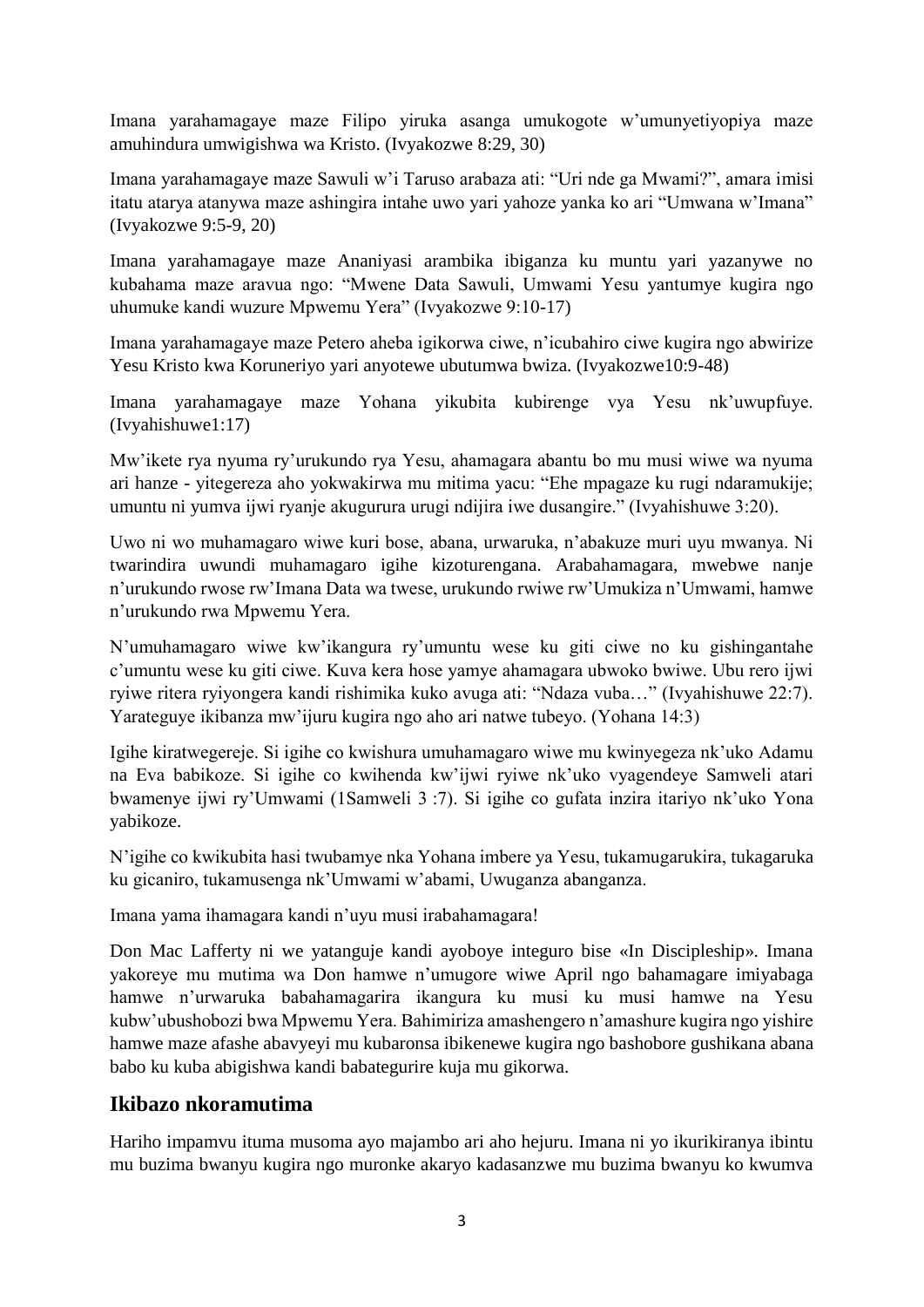Imana yarahamagaye maze Filipo yiruka asanga umukogote w'umunyetiyopiya maze amuhindura umwigishwa wa Kristo. (Ivyakozwe 8:29, 30)

Imana yarahamagaye maze Sawuli w'i Taruso arabaza ati: "Uri nde ga Mwami?", amara imisi itatu atarya atanywa maze ashingira intahe uwo yari yahoze yanka ko ari "Umwana w'Imana" (Ivyakozwe 9:5-9, 20)

Imana yarahamagaye maze Ananiyasi arambika ibiganza ku muntu yari yazanywe no kubahama maze aravua ngo: "Mwene Data Sawuli, Umwami Yesu yantumye kugira ngo uhumuke kandi wuzure Mpwemu Yera" (Ivyakozwe 9:10-17)

Imana yarahamagaye maze Petero aheba igikorwa ciwe, n'icubahiro ciwe kugira ngo abwirize Yesu Kristo kwa Koruneriyo yari anyotewe ubutumwa bwiza. (Ivyakozwe10:9-48)

Imana yarahamagaye maze Yohana yikubita kubirenge vya Yesu nk'uwupfuye. (Ivyahishuwe1:17)

Mw'ikete rya nyuma ry'urukundo rya Yesu, ahamagara abantu bo mu musi wiwe wa nyuma ari hanze - yitegereza aho yokwakirwa mu mitima yacu: "Ehe mpagaze ku rugi ndaramukije; umuntu ni yumva ijwi ryanje akugurura urugi ndijira iwe dusangire." (Ivyahishuwe 3:20).

Uwo ni wo muhamagaro wiwe kuri bose, abana, urwaruka, n'abakuze muri uyu mwanya. Ni twarindira uwundi muhamagaro igihe kizoturengana. Arabahamagara, mwebwe nanje n'urukundo rwose rw'Imana Data wa twese, urukundo rwiwe rw'Umukiza n'Umwami, hamwe n'urukundo rwa Mpwemu Yera.

N'umuhamagaro wiwe kw'ikangura ry'umuntu wese ku giti ciwe no ku gishingantahe c'umuntu wese ku giti ciwe. Kuva kera hose yamye ahamagara ubwoko bwiwe. Ubu rero ijwi ryiwe ritera ryiyongera kandi rishimika kuko avuga ati: "Ndaza vuba…" (Ivyahishuwe 22:7). Yarateguye ikibanza mw'ijuru kugira ngo aho ari natwe tubeyo. (Yohana 14:3)

Igihe kiratwegereje. Si igihe co kwishura umuhamagaro wiwe mu kwinyegeza nk'uko Adamu na Eva babikoze. Si igihe co kwihenda kw'ijwi ryiwe nk'uko vyagendeye Samweli atari bwamenye ijwi ry'Umwami (1Samweli 3 :7). Si igihe co gufata inzira itariyo nk'uko Yona yabikoze.

N'igihe co kwikubita hasi twubamye nka Yohana imbere ya Yesu, tukamugarukira, tukagaruka ku gicaniro, tukamusenga nk'Umwami w'abami, Uwuganza abanganza.

Imana yama ihamagara kandi n'uyu musi irabahamagara!

Don Mac Lafferty ni we yatanguje kandi ayoboye integuro bise «In Discipleship». Imana yakoreye mu mutima wa Don hamwe n'umugore wiwe April ngo bahamagare imiyabaga hamwe n'urwaruka babahamagarira ikangura ku musi ku musi hamwe na Yesu kubw'ubushobozi bwa Mpwemu Yera. Bahimiriza amashengero n'amashure kugira ngo yishire hamwe maze afashe abavyeyi mu kubaronsa ibikenewe kugira ngo bashobore gushikana abana babo ku kuba abigishwa kandi babategurire kuja mu gikorwa.

## Ikibazo nkoramutima

Hariho impamvu ituma musoma ayo majambo ari aho hejuru. Imana ni yo ikurikiranya ibintu mu buzima bwanyu kugira ngo muronke akaryo kadasanzwe mu buzima bwanyu ko kwumva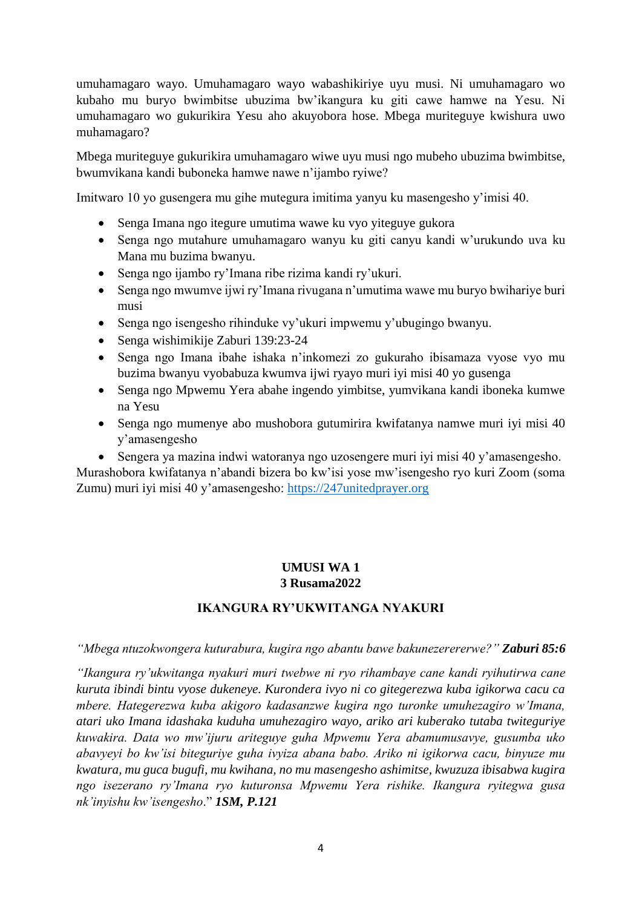umuhamagaro wayo. Umuhamagaro wayo wabashikiriye uyu musi. Ni umuhamagaro wo kubaho mu buryo bwimbitse ubuzima bw'ikangura ku giti cawe hamwe na Yesu. Ni umuhamagaro wo gukurikira Yesu aho akuyobora hose. Mbega muriteguye kwishura uwo muhamagaro?

Mbega muriteguye gukurikira umuhamagaro wiwe uyu musi ngo mubeho ubuzima bwimbitse, bwumvikana kandi buboneka hamwe nawe n'ijambo ryiwe?

Imitwaro 10 yo gusengera mu gihe mutegura imitima yanyu ku masengesho y'imisi 40.

- Senga Imana ngo itegure umutima wawe ku vyo yiteguye gukora
- Senga ngo mutahure umuhamagaro wanyu ku giti canyu kandi w'urukundo uva ku Mana mu buzima bwanyu.
- Senga ngo ijambo ry'Imana ribe rizima kandi ry'ukuri.
- Senga ngo mwumve ijwi ry'Imana rivugana n'umutima wawe mu buryo bwihariye buri musi
- Senga ngo isengesho rihinduke vy'ukuri impwemu y'ubugingo bwanyu.
- Senga wishimikije Zaburi 139:23-24
- Senga ngo Imana ibahe ishaka n'inkomezi zo gukuraho ibisamaza vyose vyo mu buzima bwanyu vyobabuza kwumva ijwi ryayo muri iyi misi 40 yo gusenga
- Senga ngo Mpwemu Yera abahe ingendo yimbitse, yumvikana kandi iboneka kumwe na Yesu
- Senga ngo mumenye abo mushobora gutumirira kwifatanya namwe muri iyi misi 40 y'amasengesho
- Sengera ya mazina indwi watoranya ngo uzosengere muri iyi misi 40 y'amasengesho.

Murashobora kwifatanya n'abandi bizera bo kw'isi yose mw'isengesho ryo kuri Zoom (soma Zumu) muri iyi misi 40 y'amasengesho: https://247unitedprayer.org

## UMUSI WA 1
**3 Rusama2022**

## IKANGURA RY'UKWITANGA NYAKURI

*"Mbega ntuzokwongera kuturabura, kugira ngo abantu bawe bakunezererwe?"* ***Zaburi 85:6***

*"Ikangura ry'ukwitanga nyakuri muri twebwe ni ryo rihambaye cane kandi ryihutirwa cane kuruta ibindi bintu vyose dukeneye. Kurondera ivyo ni co gitegerezwa kuba igikorwa cacu ca mbere. Hategerezwa kuba akigoro kadasanzwe kugira ngo turonke umuhezagiro w'Imana, atari uko Imana idashaka kuduha umuhezagiro wayo, ariko ari kuberako tutaba twiteguriye kuwakira. Data wo mw'ijuru ariteguye guha Mpwemu Yera abamumusavye, gusumba uko abavyeyi bo kw'isi biteguriye guha ivyiza abana babo. Ariko ni igikorwa cacu, binyuze mu kwatura, mu guca bugufi, mu kwihana, no mu masengesho ashimitse, kwuzuza ibisabwa kugira ngo isezerano ry'Imana ryo kuturonsa Mpwemu Yera rishike. Ikangura ryitegwa gusa nk'inyishu kw'isengesho.*" ***1SM, P.121***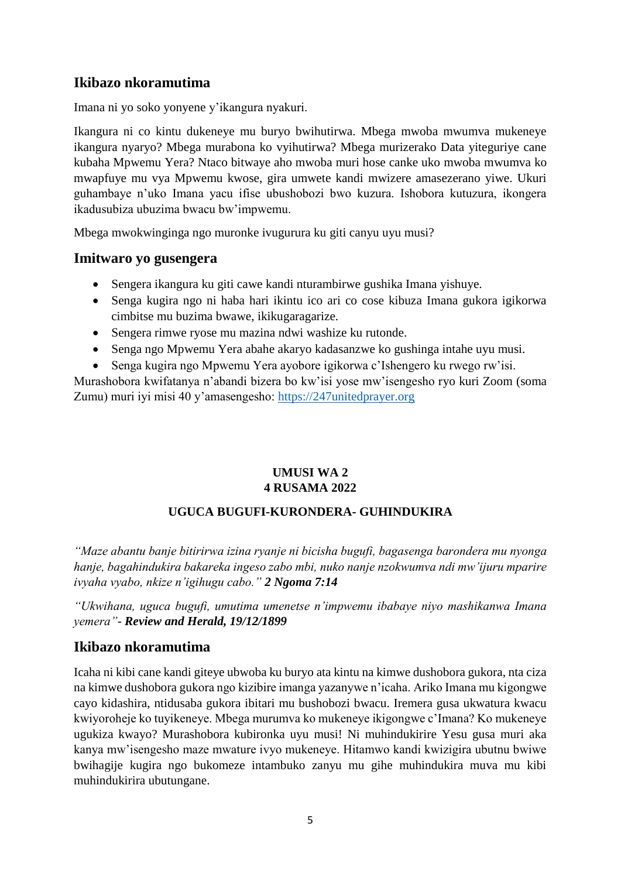## Ikibazo nkoramutima

Imana ni yo soko yonyene y'ikangura nyakuri.

Ikangura ni co kintu dukeneye mu buryo bwihutirwa. Mbega mwoba mwumva mukeneye ikangura nyaryo? Mbega murabona ko vyihutirwa? Mbega murizerako Data yiteguriye cane kubaha Mpwemu Yera? Ntaco bitwaye aho mwoba muri hose canke uko mwoba mwumva ko mwapfuye mu vya Mpwemu kwose, gira umwete kandi mwizere amasezerano yiwe. Ukuri guhambaye n'uko Imana yacu ifise ubushobozi bwo kuzura. Ishobora kutuzura, ikongera ikadusubiza ubuzima bwacu bw'impwemu.

Mbega mwokwinginga ngo muronke ivugurura ku giti canyu uyu musi?

## Imitwaro yo gusengera

- Sengera ikangura ku giti cawe kandi nturambirwe gushika Imana yishuye.
- Senga kugira ngo ni haba hari ikintu ico ari co cose kibuza Imana gukora igikorwa cimbitse mu buzima bwawe, ikikugaragarize.
- Sengera rimwe ryose mu mazina ndwi washize ku rutonde.
- Senga ngo Mpwemu Yera abahe akaryo kadasanzwe ko gushinga intahe uyu musi.
- Senga kugira ngo Mpwemu Yera ayobore igikorwa c'Ishengero ku rwego rw'isi.

Murashobora kwifatanya n'abandi bizera bo kw'isi yose mw'isengesho ryo kuri Zoom (soma Zumu) muri iyi misi 40 y'amasengesho: https://247unitedprayer.org

**UMUSI WA 2**
**4 RUSAMA 2022**

**UGUCA BUGUFI-KURONDERA- GUHINDUKIRA**

*"Maze abantu banje bitirirwa izina ryanje ni bicisha bugufi, bagasenga barondera mu nyonga hanje, bagahindukira bakareka ingeso zabo mbi, nuko nanje nzokwumva ndi mw'ijuru mparire ivyaha vyabo, nkize n'igihugu cabo." **2 Ngoma 7:14***

*"Ukwihana, uguca bugufi, umutima umenetse n'impwemu ibabaye niyo mashikanwa Imana yemera"- **Review and Herald, 19/12/1899***

## Ikibazo nkoramutima

Icaha ni kibi cane kandi giteye ubwoba ku buryo ata kintu na kimwe dushobora gukora, nta ciza na kimwe dushobora gukora ngo kizibire imanga yazanywe n'icaha. Ariko Imana mu kigongwe cayo kidashira, ntidusaba gukora ibitari mu bushobozi bwacu. Iremera gusa ukwatura kwacu kwiyoroheje ko tuyikeneye. Mbega murumva ko mukeneye ikigongwe c'Imana? Ko mukeneye ugukiza kwayo? Murashobora kubironka uyu musi! Ni muhindukirire Yesu gusa muri aka kanya mw'isengesho maze mwature ivyo mukeneye. Hitamwo kandi kwizigira ubutnu bwiwe bwihagije kugira ngo bukomeze intambuko zanyu mu gihe muhindukira muva mu kibi muhindukirira ubutungane.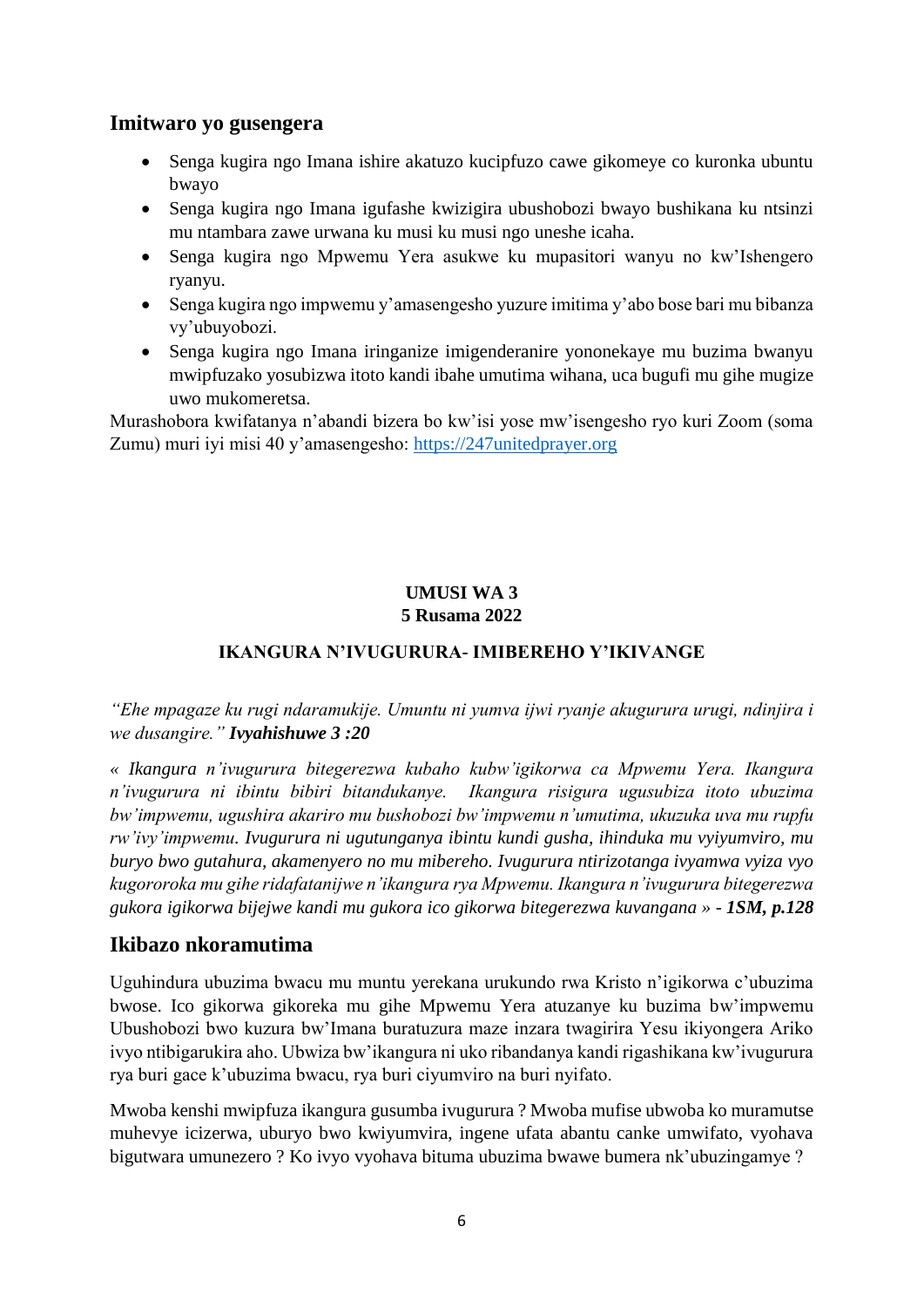## Imitwaro yo gusengera

- Senga kugira ngo Imana ishire akatuzo kucipfuzo cawe gikomeye co kuronka ubuntu bwayo
- Senga kugira ngo Imana igufashe kwizigira ubushobozi bwayo bushikana ku ntsinzi mu ntambara zawe urwana ku musi ku musi ngo uneshe icaha.
- Senga kugira ngo Mpwemu Yera asukwe ku mupasitori wanyu no kw'Ishengero ryanyu.
- Senga kugira ngo impwemu y'amasengesho yuzure imitima y'abo bose bari mu bibanza vy'ubuyobozi.
- Senga kugira ngo Imana iringanize imigenderanire yononekaye mu buzima bwanyu mwipfuzako yosubizwa itoto kandi ibahe umutima wihana, uca bugufi mu gihe mugize uwo mukomeretsa.

Murashobora kwifatanya n'abandi bizera bo kw'isi yose mw'isengesho ryo kuri Zoom (soma Zumu) muri iyi misi 40 y'amasengesho: [https://247unitedprayer.org](https://247unitedprayer.org)

**UMUSI WA 3**
**5 Rusama 2022**

**IKANGURA N'IVUGURURA- IMIBEREHO Y'IKIVANGE**

*"Ehe mpagaze ku rugi ndaramukije. Umuntu ni yumva ijwi ryanje akugurura urugi, ndinjira i we dusangire."* ***Ivyahishuwe 3 :20***

*« Ikangura n'ivugurura bitegerezwa kubaho kubw'igikorwa ca Mpwemu Yera. Ikangura n'ivugurura ni ibintu bibiri bitandukanye. Ikangura risigura ugusubiza itoto ubuzima bw'impwemu, ugushira akariro mu bushobozi bw'impwemu n'umutima, ukuzuka uva mu rupfu rw'ivy'impwemu. Ivugurura ni ugutunganya ibintu kundi gusha, ihinduka mu vyiyumviro, mu buryo bwo gutahura, akamenyero no mu mibereho. Ivugurura ntirizotanga ivyamwa vyiza vyo kugororoka mu gihe ridafatanijwe n'ikangura rya Mpwemu. Ikangura n'ivugurura bitegerezwa gukora igikorwa bijejwe kandi mu gukora ico gikorwa bitegerezwa kuvangana »* ***- 1SM, p.128***

## Ikibazo nkoramutima

Uguhindura ubuzima bwacu mu muntu yerekana urukundo rwa Kristo n'igikorwa c'ubuzima bwose. Ico gikorwa gikoreka mu gihe Mpwemu Yera atuzanye ku buzima bw'impwemu Ubushobozi bwo kuzura bw'Imana buratuzura maze inzara twagirira Yesu ikiyongera Ariko ivyo ntibigarukira aho. Ubwiza bw'ikangura ni uko ribandanya kandi rigashikana kw'ivugurura rya buri gace k'ubuzima bwacu, rya buri ciyumviro na buri nyifato.

Mwoba kenshi mwipfuza ikangura gusumba ivugurura ? Mwoba mufise ubwoba ko muramutse muhevye icizerwa, uburyo bwo kwiyumvira, ingene ufata abantu canke umwifato, vyohava bigutwara umunezero ? Ko ivyo vyohava bituma ubuzima bwawe bumera nk'ubuzingamye ?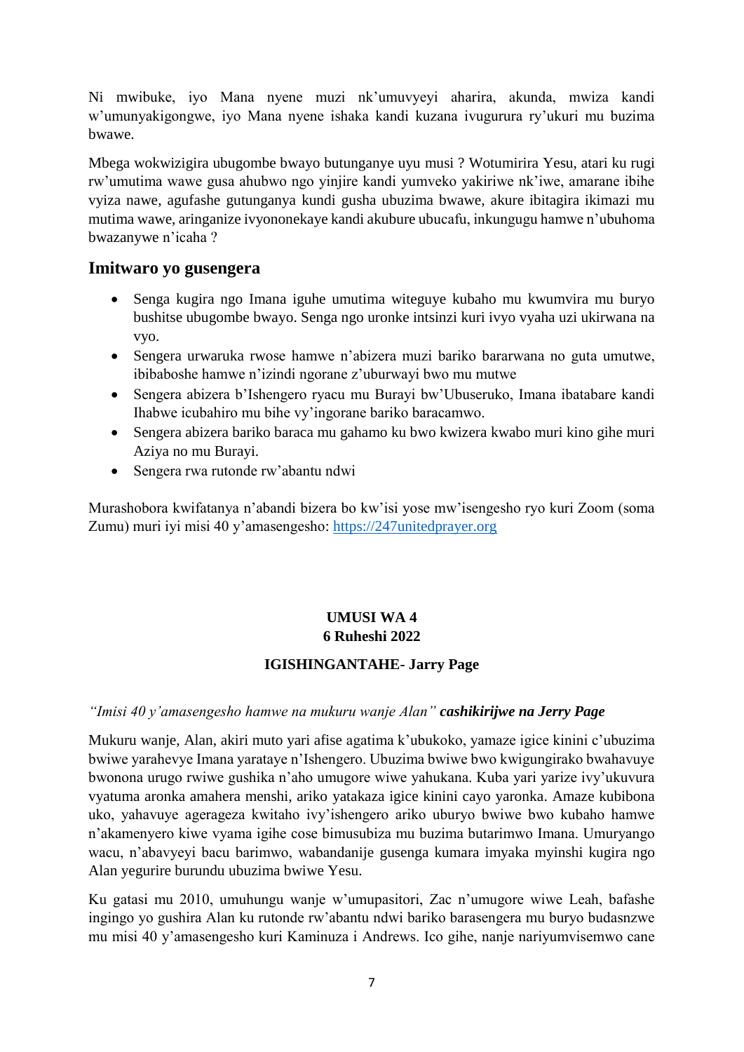Ni mwibuke, iyo Mana nyene muzi nk'umuvyeyi aharira, akunda, mwiza kandi w'umunyakigongwe, iyo Mana nyene ishaka kandi kuzana ivugurura ry'ukuri mu buzima bwawe.

Mbega wokwizigira ubugombe bwayo butunganye uyu musi ? Wotumirira Yesu, atari ku rugi rw'umutima wawe gusa ahubwo ngo yinjire kandi yumveko yakiriwe nk'iwe, amarane ibihe vyiza nawe, agufashe gutunganya kundi gusha ubuzima bwawe, akure ibitagira ikimazi mu mutima wawe, aringanize ivyononekaye kandi akubure ubucafu, inkungugu hamwe n'ubuhoma bwazanywe n'icaha ?

## Imitwaro yo gusengera

- Senga kugira ngo Imana iguhe umutima witeguye kubaho mu kwumvira mu buryo bushitse ubugombe bwayo. Senga ngo uronke intsinzi kuri ivyo vyaha uzi ukirwana na vyo.
- Sengera urwaruka rwose hamwe n'abizera muzi bariko bararwana no guta umutwe, ibibaboshe hamwe n'izindi ngorane z'uburwayi bwo mu mutwe
- Sengera abizera b'Ishengero ryacu mu Burayi bw'Ubuseruko, Imana ibatabare kandi Ihabwe icubahiro mu bihe vy'ingorane bariko baracamwo.
- Sengera abizera bariko baraca mu gahamo ku bwo kwizera kwabo muri kino gihe muri Aziya no mu Burayi.
- Sengera rwa rutonde rw'abantu ndwi

Murashobora kwifatanya n'abandi bizera bo kw'isi yose mw'isengesho ryo kuri Zoom (soma Zumu) muri iyi misi 40 y'amasengesho: https://247unitedprayer.org

**UMUSI WA 4**
**6 Ruheshi 2022**

**IGISHINGANTAHE- Jarry Page**

*"Imisi 40 y'amasengesho hamwe na mukuru wanje Alan"* ***cashikirijwe na Jerry Page***

Mukuru wanje, Alan, akiri muto yari afise agatima k'ubukoko, yamaze igice kinini c'ubuzima bwiwe yarahevye Imana yarataye n'Ishengero. Ubuzima bwiwe bwo kwigungirako bwahavuye bwonona urugo rwiwe gushika n'aho umugore wiwe yahukana. Kuba yari yarize ivy'ukuvura vyatuma aronka amahera menshi, ariko yatakaza igice kinini cayo yaronka. Amaze kubibona uko, yahavuye agerageza kwitaho ivy'ishengero ariko uburyo bwiwe bwo kubaho hamwe n'akamenyero kiwe vyama igihe cose bimusubiza mu buzima butarimwo Imana. Umuryango wacu, n'abavyeyi bacu barimwo, wabandanije gusenga kumara imyaka myinshi kugira ngo Alan yegurire burundu ubuzima bwiwe Yesu.

Ku gatasi mu 2010, umuhungu wanje w'umupasitori, Zac n'umugore wiwe Leah, bafashe ingingo yo gushira Alan ku rutonde rw'abantu ndwi bariko barasengera mu buryo budasnzwe mu misi 40 y'amasengesho kuri Kaminuza i Andrews. Ico gihe, nanje nariyumvisemwo cane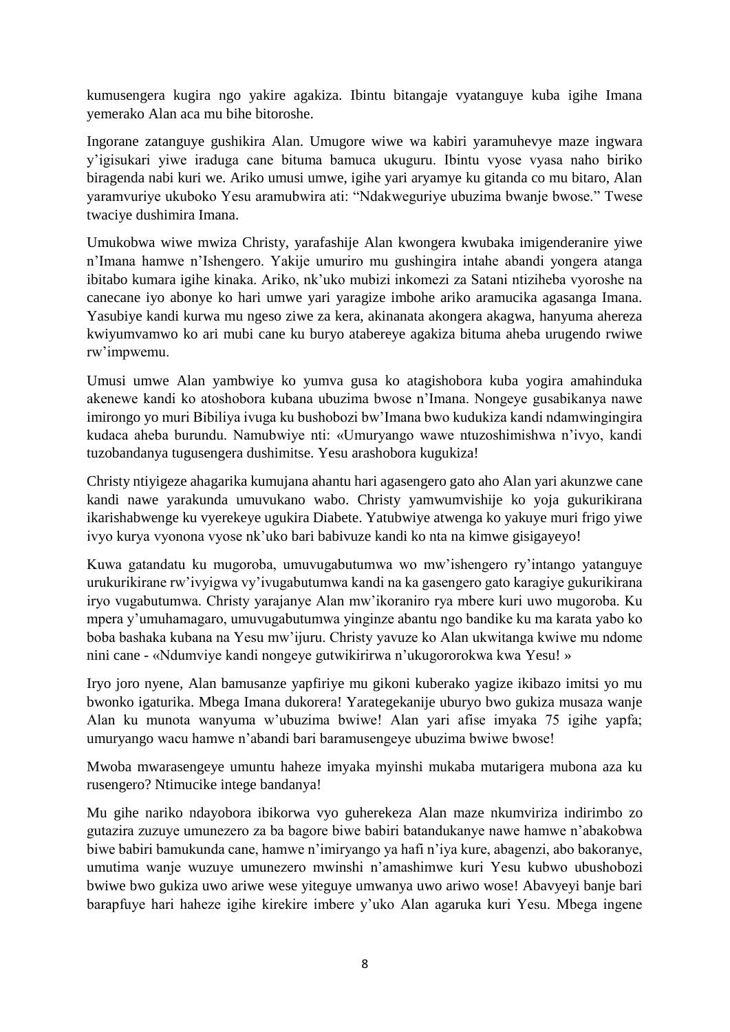kumusengera kugira ngo yakire agakiza. Ibintu bitangaje vyatanguye kuba igihe Imana yemerako Alan aca mu bihe bitoroshe.

Ingorane zatanguye gushikira Alan. Umugore wiwe wa kabiri yaramuhevye maze ingwara y'igisukari yiwe iraduga cane bituma bamuca ukuguru. Ibintu vyose vyasa naho biriko biragenda nabi kuri we. Ariko umusi umwe, igihe yari aryamye ku gitanda co mu bitaro, Alan yaramvuriye ukuboko Yesu aramubwira ati: "Ndakweguriye ubuzima bwanje bwose." Twese twaciye dushimira Imana.

Umukobwa wiwe mwiza Christy, yarafashije Alan kwongera kwubaka imigenderanire yiwe n'Imana hamwe n'Ishengero. Yakije umuriro mu gushingira intahe abandi yongera atanga ibitabo kumara igihe kinaka. Ariko, nk'uko mubizi inkomezi za Satani ntiziheba vyoroshe na canecane iyo abonye ko hari umwe yari yaragize imbohe ariko aramucika agasanga Imana. Yasubiye kandi kurwa mu ngeso ziwe za kera, akinanata akongera akagwa, hanyuma ahereza kwiyumvamwo ko ari mubi cane ku buryo atabereye agakiza bituma aheba urugendo rwiwe rw'impwemu.

Umusi umwe Alan yambwiye ko yumva gusa ko atagishobora kuba yogira amahinduka akenewe kandi ko atoshobora kubana ubuzima bwose n'Imana. Nongeye gusabikanya nawe imirongo yo muri Bibiliya ivuga ku bushobozi bw'Imana bwo kudukiza kandi ndamwingingira kudaca aheba burundu. Namubwiye nti: «Umuryango wawe ntuzoshimishwa n'ivyo, kandi tuzobandanya tugusengera dushimitse. Yesu arashobora kugukiza!

Christy ntiyigeze ahagarika kumujana ahantu hari agasengero gato aho Alan yari akunzwe cane kandi nawe yarakunda umuvukano wabo. Christy yamwumvishije ko yoja gukurikirana ikarishabwenge ku vyerekeye ugukira Diabete. Yatubwiye atwenga ko yakuye muri frigo yiwe ivyo kurya vyononа vyose nk'uko bari babivuze kandi ko nta na kimwe gisigayeyo!

Kuwa gatandatu ku mugoroba, umuvugabutumwa wo mw'ishengero ry'intango yatanguye urukurikirane rw'ivyigwa vy'ivugabutumwa kandi na ka gasengero gato karagiye gukurikirana iryo vugabutumwa. Christy yarajanye Alan mw'ikoraniro rya mbere kuri uwo mugoroba. Ku mpera y'umuhamagaro, umuvugabutumwa yinginze abantu ngo bandike ku ma karata yabo ko boba bashaka kubana na Yesu mw'ijuru. Christy yavuze ko Alan ukwitanga kwiwe mu ndome nini cane - «Ndumviye kandi nongeye gutwikirirwa n'ukugororokwa kwa Yesu! »

Iryo joro nyene, Alan bamusanze yapfiriye mu gikoni kuberako yagize ikibazo imitsi yo mu bwonko igaturika. Mbega Imana dukorera! Yarategekanije uburyo bwo gukiza musaza wanje Alan ku munota wanyuma w'ubuzima bwiwe! Alan yari afise imyaka 75 igihe yapfa; umuryango wacu hamwe n'abandi bari baramusengeye ubuzima bwiwe bwose!

Mwoba mwarasengeye umuntu haheze imyaka myinshi mukaba mutarigera mubona aza ku rusengero? Ntimucike intege bandanya!

Mu gihe nariko ndayobora ibikorwa vyo guherekeza Alan maze nkumviriza indirimbo zo gutazira zuzuye umunezero za ba bagore biwe babiri batandukanye nawe hamwe n'abakobwa biwe babiri bamukunda cane, hamwe n'imiryango ya hafi n'iya kure, abagenzi, abo bakoranye, umutima wanje wuzuye umunezero mwinshi n'amashimwe kuri Yesu kubwo ubushobozi bwiwe bwo gukiza uwo ariwe wese yiteguye umwanya uwo ariwo wose! Abavyeyi banje bari barapfuye hari haheze igihe kirekire imbere y'uko Alan agaruka kuri Yesu. Mbega ingene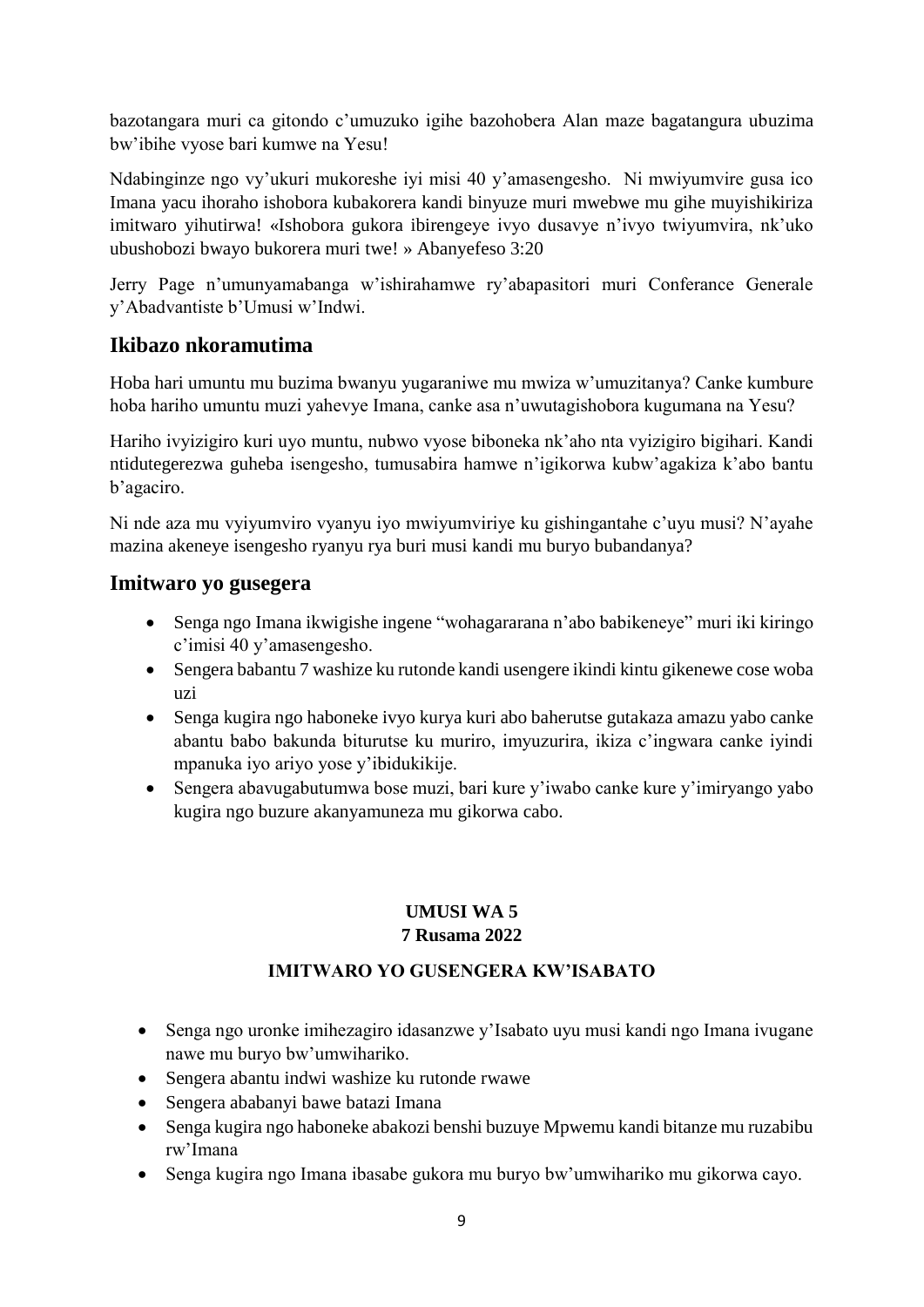bazotangara muri ca gitondo c'umuzuko igihe bazohobera Alan maze bagatangura ubuzima bw'ibihe vyose bari kumwe na Yesu!

Ndabinginze ngo vy'ukuri mukoreshe iyi misi 40 y'amasengesho. Ni mwiyumvire gusa ico Imana yacu ihoraho ishobora kubakorera kandi binyuze muri mwebwe mu gihe muyishikiriza imitwaro yihutirwa! «Ishobora gukora ibirengeye ivyo dusavye n'ivyo twiyumvira, nk'uko ubushobozi bwayo bukorera muri twe! » Abanyefeso 3:20

Jerry Page n'umunyamabanga w'ishirahamwe ry'abapasitori muri Conferance Generale y'Abadvantiste b'Umusi w'Indwi.

## Ikibazo nkoramutima

Hoba hari umuntu mu buzima bwanyu yugaraniwe mu mwiza w'umuzitanya? Canke kumbure hoba hariho umuntu muzi yahevye Imana, canke asa n'uwutagishobora kugumana na Yesu?

Hariho ivyizigiro kuri uyo muntu, nubwo vyose biboneka nk'aho nta vyizigiro bigihari. Kandi ntidutegerezwa guheba isengesho, tumusabira hamwe n'igikorwa kubw'agakiza k'abo bantu b'agaciro.

Ni nde aza mu vyiyumviro vyanyu iyo mwiyumviriye ku gishingantahe c'uyu musi? N'ayahe mazina akeneye isengesho ryanyu rya buri musi kandi mu buryo bubandanya?

## Imitwaro yo gusegera

- Senga ngo Imana ikwigishe ingene "wohagararana n'abo babikeneye" muri iki kiringo c'imisi 40 y'amasengesho.
- Sengera babantu 7 washize ku rutonde kandi usengere ikindi kintu gikenewe cose woba uzi
- Senga kugira ngo haboneke ivyo kurya kuri abo baherutse gutakaza amazu yabo canke abantu babo bakunda biturutse ku muriro, imyuzurira, ikiza c'ingwara canke iyindi mpanuka iyo ariyo yose y'ibidukikije.
- Sengera abavugabutumwa bose muzi, bari kure y'iwabo canke kure y'imiryango yabo kugira ngo buzure akanyamuneza mu gikorwa cabo.

**UMUSI WA 5**
**7 Rusama 2022**

**IMITWARO YO GUSENGERA KW'ISABATO**

- Senga ngo uronke imihezagiro idasanzwe y'Isabato uyu musi kandi ngo Imana ivugane nawe mu buryo bw'umwihariko.
- Sengera abantu indwi washize ku rutonde rwawe
- Sengera ababanyi bawe batazi Imana
- Senga kugira ngo haboneke abakozi benshi buzuye Mpwemu kandi bitanze mu ruzabibu rw'Imana
- Senga kugira ngo Imana ibasabe gukora mu buryo bw'umwihariko mu gikorwa cayo.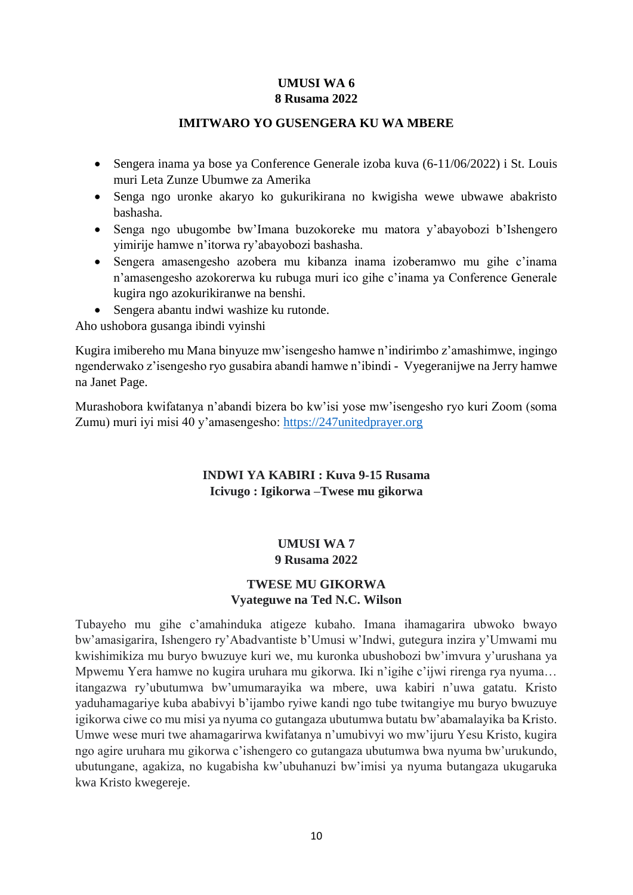**UMUSI WA 6**
**8 Rusama 2022**

**IMITWARO YO GUSENGERA KU WA MBERE**

- Sengera inama ya bose ya Conference Generale izoba kuva (6-11/06/2022) i St. Louis muri Leta Zunze Ubumwe za Amerika
- Senga ngo uronke akaryo ko gukurikirana no kwigisha wewe ubwawe abakristo bashasha.
- Senga ngo ubugombe bw'Imana buzokoreke mu matora y'abayobozi b'Ishengero yimirije hamwe n'itorwa ry'abayobozi bashasha.
- Sengera amasengesho azobera mu kibanza inama izoberamwo mu gihe c'inama n'amasengesho azokorerwa ku rubuga muri ico gihe c'inama ya Conference Generale kugira ngo azokurikiranwe na benshi.
- Sengera abantu indwi washize ku rutonde.

Aho ushobora gusanga ibindi vyinshi

Kugira imibereho mu Mana binyuze mw'isengesho hamwe n'indirimbo z'amashimwe, ingingo ngenderwako z'isengesho ryo gusabira abandi hamwe n'ibindi - Vyegeranijwe na Jerry hamwe na Janet Page.

Murashobora kwifatanya n'abandi bizera bo kw'isi yose mw'isengesho ryo kuri Zoom (soma Zumu) muri iyi misi 40 y'amasengesho: https://247unitedprayer.org

**INDWI YA KABIRI : Kuva 9-15 Rusama**
**Icivugo : Igikorwa –Twese mu gikorwa**

**UMUSI WA 7**
**9 Rusama 2022**

**TWESE MU GIKORWA**
**Vyateguwe na Ted N.C. Wilson**

Tubayeho mu gihe c'amahinduka atigeze kubaho. Imana ihamagarira ubwoko bwayo bw'amasigarira, Ishengero ry'Abadvantiste b'Umusi w'Indwi, gutegura inzira y'Umwami mu kwishimikiza mu buryo bwuzuye kuri we, mu kuronka ubushobozi bw'imvura y'urushana ya Mpwemu Yera hamwe no kugira uruhara mu gikorwa. Iki n'igihe c'ijwi rirenga rya nyuma… itangazwa ry'ubutumwa bw'umumarayika wa mbere, uwa kabiri n'uwa gatatu. Kristo yaduhamagariye kuba ababivyi b'ijambo ryiwe kandi ngo tube twitangiye mu buryo bwuzuye igikorwa ciwe co mu misi ya nyuma co gutangaza ubutumwa butatu bw'abamalayika ba Kristo. Umwe wese muri twe ahamagarirwa kwifatanya n'umubivyi wo mw'ijuru Yesu Kristo, kugira ngo agire uruhara mu gikorwa c'ishengero co gutangaza ubutumwa bwa nyuma bw'urukundo, ubutungane, agakiza, no kugabisha kw'ubuhanuzi bw'imisi ya nyuma butangaza ukugaruka kwa Kristo kwegereje.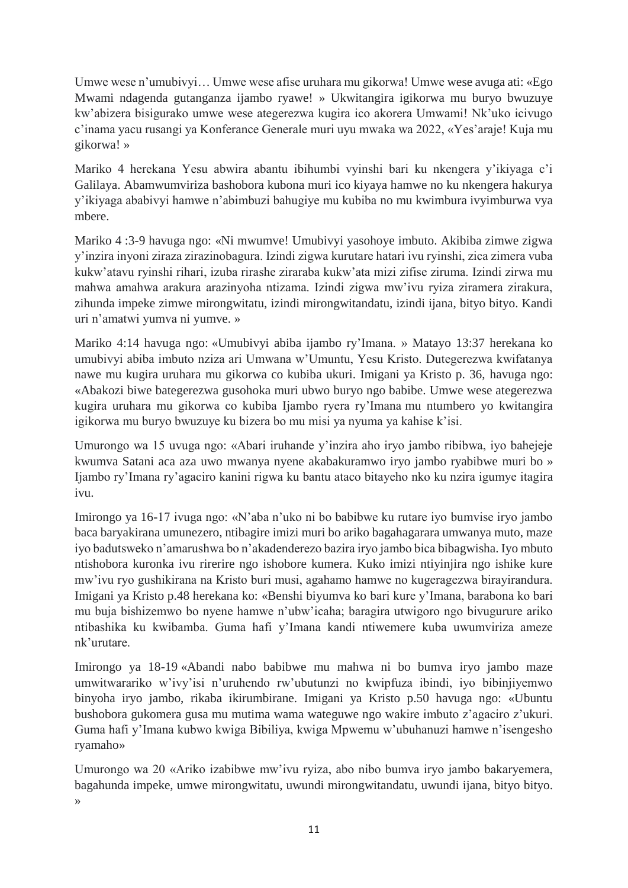Umwe wese n'umubivyi… Umwe wese afise uruhara mu gikorwa! Umwe wese avuga ati: «Ego Mwami ndagenda gutanganza ijambo ryawe! » Ukwitangira igikorwa mu buryo bwuzuye kw'abizera bisigurako umwe wese ategerezwa kugira ico akorera Umwami! Nk'uko icivugo c'inama yacu rusangi ya Konferance Generale muri uyu mwaka wa 2022, «Yes'araje! Kuja mu gikorwa! »

Mariko 4 herekana Yesu abwira abantu ibihumbi vyinshi bari ku nkengera y'ikiyaga c'i Galilaya. Abamwumviriza bashobora kubona muri ico kiyaya hamwe no ku nkengera hakurya y'ikiyaga ababivyi hamwe n'abimbuzi bahugiye mu kubiba no mu kwimbura ivyimburwa vya mbere.

Mariko 4 :3-9 havuga ngo: «Ni mwumve! Umubivyi yasohoye imbuto. Akibiba zimwe zigwa y'inzira inyoni ziraza zirazinobagura. Izindi zigwa kurutare hatari ivu ryinshi, zica zimera vuba kukw'atavu ryinshi rihari, izuba rirashe ziraraba kukw'ata mizi zifise ziruma. Izindi zirwa mu mahwa amahwa arakura arazinyoha ntizama. Izindi zigwa mw'ivu ryiza ziramera zirakura, zihunda impeke zimwe mirongwitatu, izindi mirongwitandatu, izindi ijana, bityo bityo. Kandi uri n'amatwi yumva ni yumve. »

Mariko 4:14 havuga ngo: «Umubivyi abiba ijambo ry'Imana. » Matayo 13:37 herekana ko umubivyi abiba imbuto nziza ari Umwana w'Umuntu, Yesu Kristo. Dutegerezwa kwifatanya nawe mu kugira uruhara mu gikorwa co kubiba ukuri. Imigani ya Kristo p. 36, havuga ngo: «Abakozi biwe bategerezwa gusohoka muri ubwo buryo ngo babibe. Umwe wese ategerezwa kugira uruhara mu gikorwa co kubiba Ijambo ryera ry'Imana mu ntumbero yo kwitangira igikorwa mu buryo bwuzuye ku bizera bo mu misi ya nyuma ya kahise k'isi.

Umurongo wa 15 uvuga ngo: «Abari iruhande y'inzira aho iryo jambo ribibwa, iyo bahejeje kwumva Satani aca aza uwo mwanya nyene akabakuramwo iryo jambo ryabibwe muri bo » Ijambo ry'Imana ry'agaciro kanini rigwa ku bantu ataco bitayeho nko ku nzira igumye itagira ivu.

Imirongo ya 16-17 ivuga ngo: «N'aba n'uko ni bo bababibwe ku rutare iyo bumvise iryo jambo baca baryakirana umunezero, ntibagire imizi muri bo ariko bagahagarara umwanya muto, maze iyo badutsweko n'amarushwa bo n'akadenderezo bazira iryo jambo bica bibagwisha. Iyo mbuto ntishobora kuronka ivu rirerire ngo ishobore kumera. Kuko imizi ntiyinjira ngo ishike kure mw'ivu ryo gushikirana na Kristo buri musi, agahamo hamwe no kugeragezwa birayirandura. Imigani ya Kristo p.48 herekana ko: «Benshi biyumva ko bari kure y'Imana, barabona ko bari mu buja bishizemwo bo nyene hamwe n'ubw'icaha; baragira utwigoro ngo bivugurure ariko ntibashika ku kwibamba. Guma hafi y'Imana kandi ntiwemere kuba uwumviriza ameze nk'urutare.

Imirongo ya 18-19 «Abandi nabo bababibwe mu mahwa ni bo bumva iryo jambo maze umwitwarariko w'ivy'isi n'uruhendo rw'ubutunzi no kwipfuza ibindi, iyo bibinjiyemwo binyoha iryo jambo, rikaba ikirumbirane. Imigani ya Kristo p.50 havuga ngo: «Ubuntu bushobora gukomera gusa mu mutima wama wateguwe ngo wakire imbuto z'agaciro z'ukuri. Guma hafi y'Imana kubwo kwiga Bibiliya, kwiga Mpwemu w'ubuhanuzi hamwe n'isengesho ryamaho»

Umurongo wa 20 «Ariko izabibwe mw'ivu ryiza, abo nibo bumva iryo jambo bakaryemera, bagahunda impeke, umwe mirongwitatu, uwundi mirongwitandatu, uwundi ijana, bityo bityo. »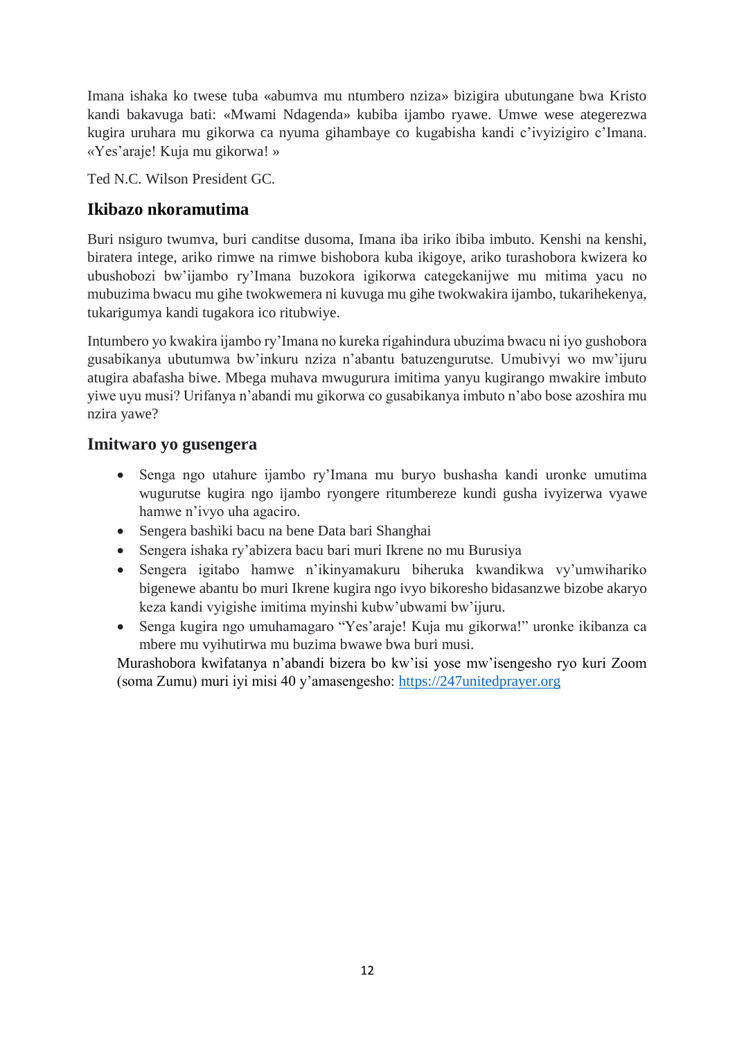Imana ishaka ko twese tuba «abumva mu ntumbero nziza» bizigira ubutungane bwa Kristo kandi bakavuga bati: «Mwami Ndagenda» kubiba ijambo ryawe. Umwe wese ategerezwa kugira uruhara mu gikorwa ca nyuma gihambaye co kugabisha kandi c'ivyizigiro c'Imana. «Yes'araje! Kuja mu gikorwa! »

Ted N.C. Wilson President GC.

## Ikibazo nkoramutima

Buri nsiguro twumva, buri canditse dusoma, Imana iba iriko ibiba imbuto. Kenshi na kenshi, biratera intege, ariko rimwe na rimwe bishobora kuba ikigoye, ariko turashobora kwizera ko ubushobozi bw'ijambo ry'Imana buzokora igikorwa categekanijwe mu mitima yacu no mubuzima bwacu mu gihe twokwemera ni kuvuga mu gihe twokwakira ijambo, tukarihekenya, tukarigumya kandi tugakora ico ritubwiye.

Intumbero yo kwakira ijambo ry'Imana no kureka rigahindura ubuzima bwacu ni iyo gushobora gusabikanya ubutumwa bw'inkuru nziza n'abantu batuzengurutse. Umubivyi wo mw'ijuru atugira abafasha biwe. Mbega muhava mwugurura imitima yanyu kugirango mwakire imbuto yiwe uyu musi? Urifanya n'abandi mu gikorwa co gusabikanya imbuto n'abo bose azoshira mu nzira yawe?

## Imitwaro yo gusengera

- Senga ngo utahure ijambo ry'Imana mu buryo bushasha kandi uronke umutima wugurutse kugira ngo ijambo ryongere ritumbereze kundi gusha ivyizerwa vyawe hamwe n'ivyo uha agaciro.
- Sengera bashiki bacu na bene Data bari Shanghai
- Sengera ishaka ry'abizera bacu bari muri Ikrene no mu Burusiya
- Sengera igitabo hamwe n'ikinyamakuru biheruka kwandikwa vy'umwihariko bigenewe abantu bo muri Ikrene kugira ngo ivyo bikoresho bidasanzwe bizobe akaryo keza kandi vyigishe imitima myinshi kubw'ubwami bw'ijuru.
- Senga kugira ngo umuhamagaro "Yes'araje! Kuja mu gikorwa!" uronke ikibanza ca mbere mu vyihutirwa mu buzima bwawe bwa buri musi.

Murashobora kwifatanya n'abandi bizera bo kw'isi yose mw'isengesho ryo kuri Zoom (soma Zumu) muri iyi misi 40 y'amasengesho: https://247unitedprayer.org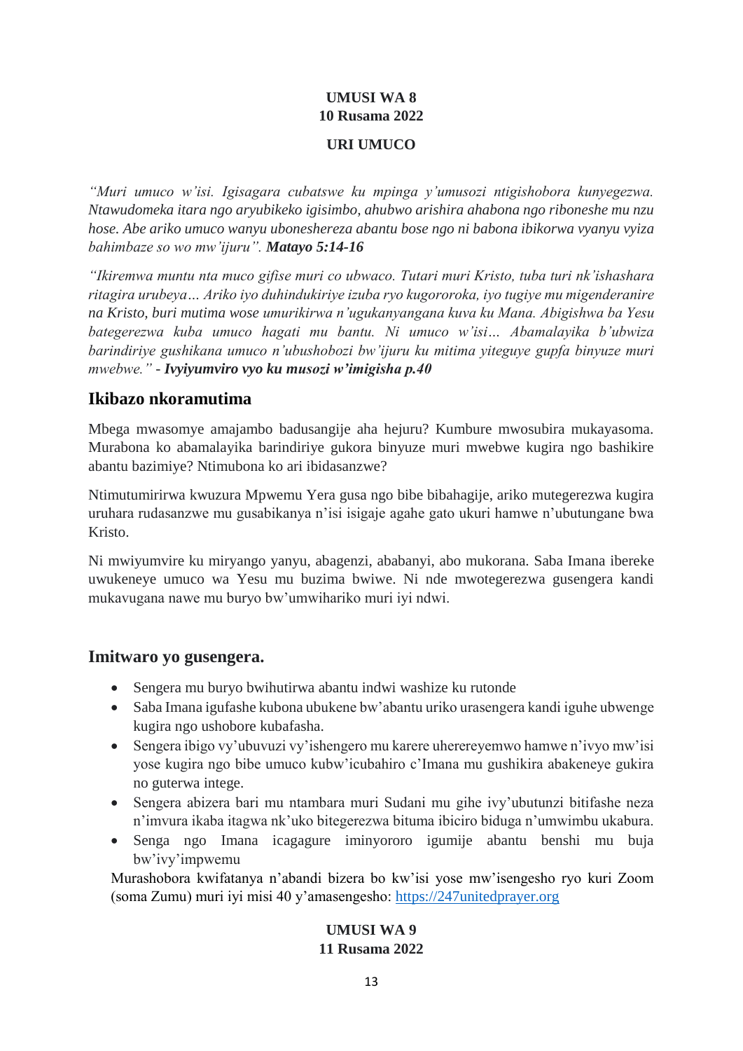**UMUSI WA 8**
**10 Rusama 2022**

**URI UMUCO**

*"Muri umuco w'isi. Igisagara cubatswe ku mpinga y'umusozi ntigishobora kunyegezwa. Ntawudomeka itara ngo aryubikeko igisimbo, ahubwo arishira ahabona ngo riboneshe mu nzu hose. Abe ariko umuco wanyu uboneshereza abantu bose ngo ni babona ibikorwa vyanyu vyiza bahimbaze so wo mw'ijuru". **Matayo 5:14-16***

*"Ikiremwa muntu nta muco gifise muri co ubwaco. Tutari muri Kristo, tuba turi nk'ishashara ritagira urubeya… Ariko iyo duhindukiriye izuba ryo kugororoka, iyo tugiye mu migenderanire na Kristo, buri mutima wose umurikirwa n'ugukanyangana kuva ku Mana. Abigishwa ba Yesu bategerezwa kuba umuco hagati mu bantu. Ni umuco w'isi… Abamalayika b'ubwiza barindiriye gushikana umuco n'ubushobozi bw'ijuru ku mitima yiteguye gupfa binyuze muri mwebwe." - **Ivyiyumviro vyo ku musozi w'imigisha p.40***

## Ikibazo nkoramutima

Mbega mwasomye amajambo badusangije aha hejuru? Kumbure mwosubira mukayasoma. Murabona ko abamalayika barindiriye gukora binyuze muri mwebwe kugira ngo bashikire abantu bazimiye? Ntimubona ko ari ibidasanzwe?

Ntimutumiririrwa kwuzura Mpwemu Yera gusa ngo bibe bibahagije, ariko mutegerezwa kugira uruhara rudasanzwe mu gusabikanya n'isi isigaje agahe gato ukuri hamwe n'ubutungane bwa Kristo.

Ni mwiyumvire ku miryango yanyu, abagenzi, ababanyi, abo mukorana. Saba Imana ibereke uwukeneye umuco wa Yesu mu buzima bwiwe. Ni nde mwotegerezwa gusengera kandi mukavugana nawe mu buryo bw'umwiharikomuri iyi ndwi.

## Imitwaro yo gusengera.

- Sengera mu buryo bwihutirwa abantu indwi washize ku rutonde
- Saba Imana igufashe kubona ubukene bw'abantu uriko urasengera kandi iguhe ubwenge kugira ngo ushobore kubafasha.
- Sengera ibigo vy'ubuvuzi vy'ishengero mu karere uherereyemwo hamwe n'ivyo mw'isi yose kugira ngo bibe umuco kubw'icubahiro c'Imana mu gushikira abakeneye gukira no guterwa intege.
- Sengera abizera bari mu ntambara muri Sudani mu gihe ivy'ubutunzi bitifashe neza n'imvura ikaba itagwa nk'uko bitegerezwa bituma ibiciro biduga n'umwimbu ukabura.
- Senga ngo Imana icagagure iminyororo igumije abantu benshi mu buja bw'ivy'impwemu

Murashobora kwifatanya n'abandi bizera bo kw'isi yose mw'isengesho ryo kuri Zoom (soma Zumu) muri iyi misi 40 y'amasengesho: https://247unitedprayer.org

**UMUSI WA 9**
**11 Rusama 2022**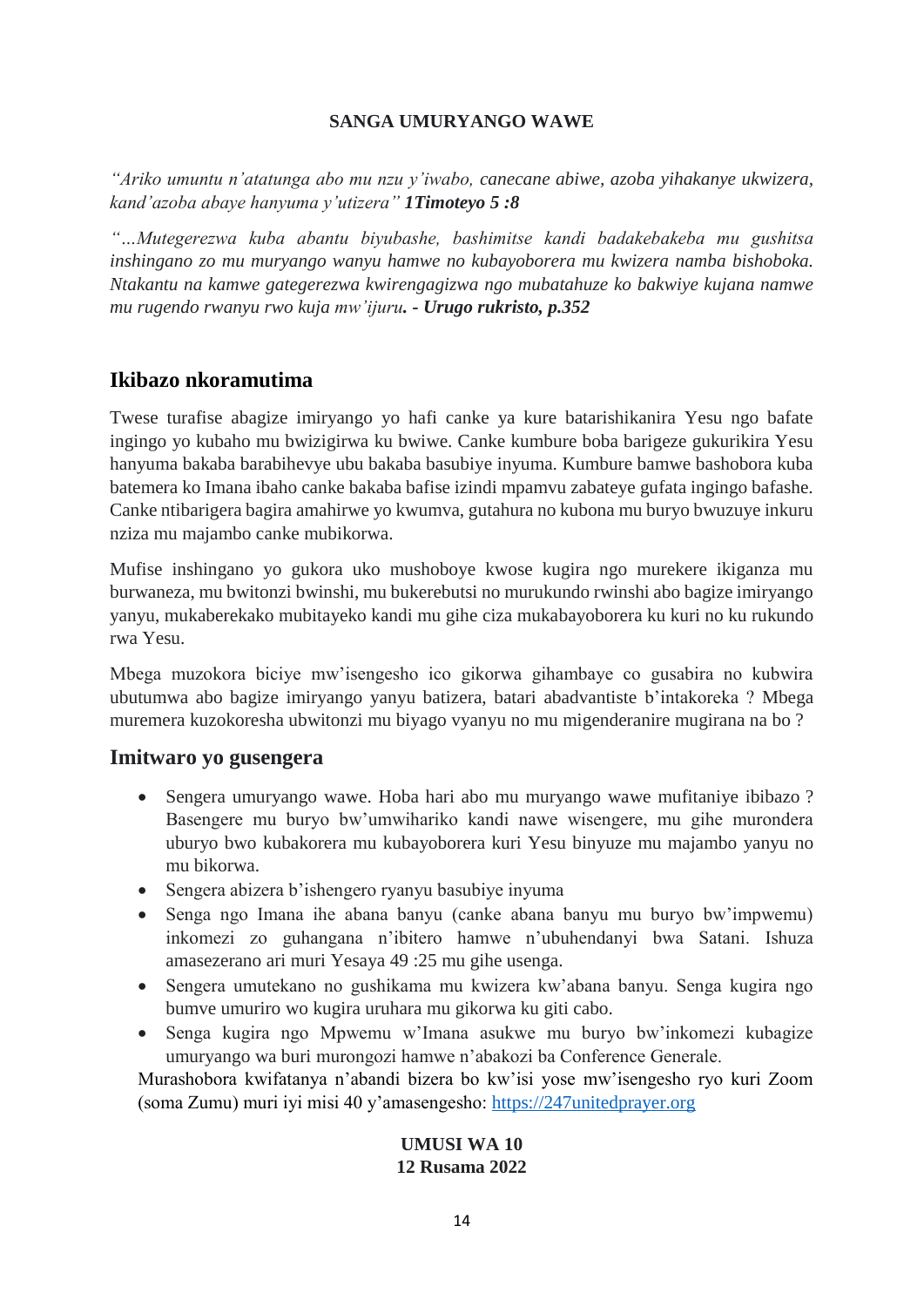**SANGA UMURYANGO WAWE**

*"Ariko umuntu n'atatunga abo mu nzu y'iwabo, canecane abiwe, azoba yihakanye ukwizera, kand'azoba abaye hanyuma y'utizera" **1Timoteyo 5 :8***

*"…Mutegerezwa kuba abantu biyubashe, bashimitse kandi badakebakeba mu gushitsa inshingano zo mu muryango wanyu hamwe no kubayoborera mu kwizera namba bishoboka. Ntakantu na kamwe gategerezwa kwirengagizwa ngo mubatahuze ko bakwiye kujana namwe mu rugendo rwanyu rwo kuja mw'ijuru**. - Urugo rukristo, p.352***

## Ikibazo nkoramutima

Twese turafise abagize imiryango yo hafi canke ya kure batarishikanira Yesu ngo bafate ingingo yo kubaho mu bwizigirwa ku bwiwe. Canke kumbure boba barigeze gukurikira Yesu hanyuma bakaba barabihevye ubu bakaba basubiye inyuma. Kumbure bamwe bashobora kuba batemera ko Imana ibaho canke bakaba bafise izindi mpamvu zabateye gufata ingingo bafashe. Canke ntibarigera bagira amahirwe yo kwumva, gutahura no kubona mu buryo bwuzuye inkuru nziza mu majambo canke mubikorwa.

Mufise inshingano yo gukora uko mushoboye kwose kugira ngo murekere ikiganza mu burwaneza, mu bwitonzi bwinshi, mu bukerebutsi no murukundo rwinshi abo bagize imiryango yanyu, mukaberekako mubitayeko kandi mu gihe ciza mukabayoborera ku kuri no ku rukundo rwa Yesu.

Mbega muzokora biciye mw'isengesho ico gikorwa gihambaye co gusabira no kubwira ubutumwa abo bagize imiryango yanyu batizera, batari abadvantiste b'intakoreka ? Mbega muremera kuzokoresha ubwitonzi mu biyago vyanyu no mu migenderanire mugirana na bo ?

## Imitwaro yo gusengera

- Sengera umuryango wawe. Hoba hari abo mu muryango wawe mufitaniye ibibazo ? Basengere mu buryo bw'umwihariko kandi nawe wisengere, mu gihe murondera uburyo bwo kubakorera mu kubayoborera kuri Yesu binyuze mu majambo yanyu no mu bikorwa.
- Sengera abizera b'ishengero ryanyu basubiye inyuma
- Senga ngo Imana ihe abana banyu (canke abana banyu mu buryo bw'impwemu) inkomezi zo guhangana n'ibitero hamwe n'ubuhendanyi bwa Satani. Ishuza amasezerano ari muri Yesaya 49 :25 mu gihe usenga.
- Sengera umutekano no gushikama mu kwizera kw'abana banyu. Senga kugira ngo bumve umuriro wo kugira uruhara mu gikorwa ku giti cabo.
- Senga kugira ngo Mpwemu w'Imana asukwe mu buryo bw'inkomezi kubagize umuryango wa buri murongozi hamwe n'abakozi ba Conference Generale.

Murashobora kwifatanya n'abandi bizera bo kw'isi yose mw'isengesho ryo kuri Zoom (soma Zumu) muri iyi misi 40 y'amasengesho: https://247unitedprayer.org

**UMUSI WA 10**
**12 Rusama 2022**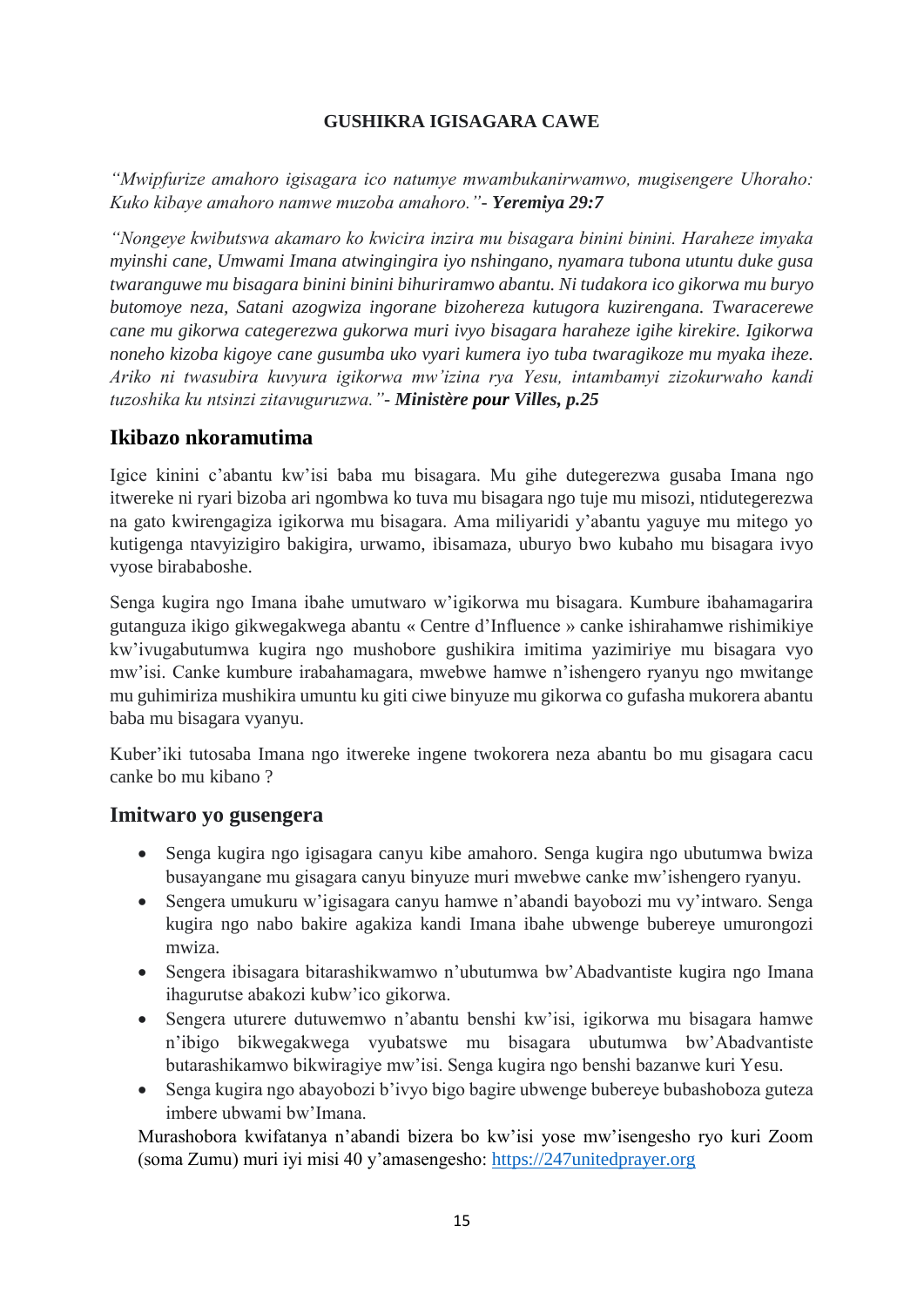**GUSHIKRA IGISAGARA CAWE**

*"Mwipfurize amahoro igisagara ico natumye mwambukanirwamwo, mugisengere Uhoraho: Kuko kibaye amahoro namwe muzoba amahoro."*- ***Yeremiya 29:7***

*"Nongeye kwibutswa akamaro ko kwicira inzira mu bisagara binini binini. Haraheze imyaka myinshi cane, Umwami Imana atwingingira iyo nshingano, nyamara tubona utuntu duke gusa twaranguwe mu bisagara binini binini bihuriramwo abantu. Ni tudakora ico gikorwa mu buryo butomoye neza, Satani azogwiza ingorane bizohereza kutugora kuzirengana. Twaracerewe cane mu gikorwa categerezwa gukorwa muri ivyo bisagara haraheze igihe kirekire. Igikorwa noneho kizoba kigoye cane gusumba uko vyari kumera iyo tuba twaragikoze mu myaka iheze. Ariko ni twasubira kuvyura igikorwa mw'izina rya Yesu, intambamyi zizokurwaho kandi tuzoshika ku ntsinzi zitavuguruzwa."*- ***Ministère pour Villes, p.25***

## Ikibazo nkoramutima

Igice kinini c'abantu kw'isi baba mu bisagara. Mu gihe dutegerezwa gusaba Imana ngo itwereke ni ryari bizoba ari ngombwa ko tuva mu bisagara ngo tuje mu misozi, ntidutegerezwa na gato kwirengagiza igikorwa mu bisagara. Ama miliyaridi y'abantu yaguye mu mitego yo kutigenga ntavyizigiro bakigira, urwamo, ibisamaza, uburyo bwo kubaho mu bisagara ivyo vyose birababoshe.

Senga kugira ngo Imana ibahe umutwaro w'igikorwa mu bisagara. Kumbure ibahamagarira gutanguza ikigo gikwegakwega abantu « Centre d'Influence » canke ishirahamwe rishimikiye kw'ivugabutumwa kugira ngo mushobore gushikira imitima yazimiriye mu bisagara vyo mw'isi. Canke kumbure irabahamagara, mwebwe hamwe n'ishengero ryanyu ngo mwitange mu guhimiriza mushikira umuntu ku giti ciwe binyuze mu gikorwa co gufasha mukorera abantu baba mu bisagara vyanyu.

Kuber'iki tutosaba Imana ngo itwereke ingene twokorera neza abantu bo mu gisagara cacu canke bo mu kibano ?

## Imitwaro yo gusengera

- Senga kugira ngo igisagara canyu kibe amahoro. Senga kugira ngo ubutumwa bwiza busayangane mu gisagara canyu binyuze muri mwebwe canke mw'ishengero ryanyu.
- Sengera umukuru w'igisagara canyu hamwe n'abandi bayobozi mu vy'intwaro. Senga kugira ngo nabo bakire agakiza kandi Imana ibahe ubwenge bubereye umurongozi mwiza.
- Sengera ibisagara bitarashikwamwo n'ubutumwa bw'Abadvantiste kugira ngo Imana ihagurutse abakozi kubw'ico gikorwa.
- Sengera uturere dutuwemwo n'abantu benshi kw'isi, igikorwa mu bisagara hamwe n'ibigo bikwegakwega vyubatswe mu bisagara ubutumwa bw'Abadvantiste butarashikamwo bikwiragiye mw'isi. Senga kugira ngo benshi bazanwe kuri Yesu.
- Senga kugira ngo abayobozi b'ivyo bigo bagire ubwenge bubereye bubashoboza guteza imbere ubwami bw'Imana.

Murashobora kwifatanya n'abandi bizera bo kw'isi yose mw'isengesho ryo kuri Zoom (soma Zumu) muri iyi misi 40 y'amasengesho: [https://247unitedprayer.org](https://247unitedprayer.org)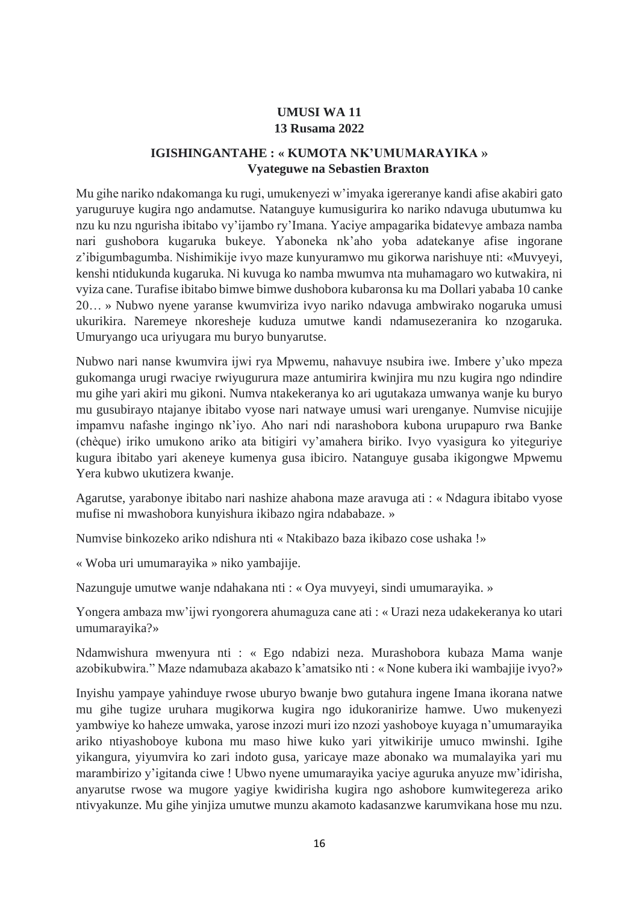**UMUSI WA 11**
**13 Rusama 2022**

**IGISHINGANTAHE : « KUMOTA NK'UMUMARAYIKA »**
**Vyateguwe na Sebastien Braxton**

Mu gihe nariko ndakomanga ku rugi, umukenyezi w'imyaka igereranye kandi afise akabiri gato yaruguruye kugira ngo andamutse. Natanguye kumusigurira ko nariko ndavuga ubutumwa ku nzu ku nzu ngurisha ibitabo vy'ijambo ry'Imana. Yaciye ampagarika bidatevye ambaza namba nari gushobora kugaruka bukeye. Yaboneka nk'aho yoba adatekanye afise ingorane z'ibigumbagumba. Nishimikije ivyo maze kunyuramwo mu gikorwa narishuye nti: «Muvyeyi, kenshi ntidukunda kugaruka. Ni kuvuga ko namba mwumva nta muhamagaro wo kutwakira, ni vyiza cane. Turafise ibitabo bimwe bimwe dushobora kubaronsa ku ma Dollari yababa 10 canke 20… » Nubwo nyene yaranse kwumviriza ivyo nariko ndavuga ambwirako nogaruka umusi ukurikira. Naremeye nkoresheje kuduza umutwe kandi ndamusezeranira ko nzogaruka. Umuryango uca uriyugara mu buryo bunyarutse.

Nubwo nari nanse kwumvira ijwi rya Mpwemu, nahavuye nsubira iwe. Imbere y'uko mpeza gukomanga urugi rwaciye rwiyugurura maze antumirira kwinjira mu nzu kugira ngo ndindire mu gihe yari akiri mu gikoni. Numva ntakekeranya ko ari ugutakaza umwanya wanje ku buryo mu gusubirayo ntajanye ibitabo vyose nari natwaye umusi wari urenganye. Numvise nicujije impamvu nafashe ingingo nk'iyo. Aho nari ndi narashobora kubona urupapuro rwa Banke (chèque) iriko umukono ariko ata bitigiri vy'amahera biriko. Ivyo vyasigura ko yiteguriye kugura ibitabo yari akeneye kumenya gusa ibiciro. Natanguye gusaba ikigongwe Mpwemu Yera kubwo ukutizera kwanje.

Agarutse, yarabonye ibitabo nari nashize ahabona maze aravuga ati : « Ndagura ibitabo vyose mufise ni mwashobora kunyishura ikibazo ngira ndababaze. »

Numvise binkozeko ariko ndishura nti « Ntakibazo baza ikibazo cose ushaka !»

« Woba uri umumarayika » niko yambajije.

Nazunguje umutwe wanje ndahakana nti : « Oya muvyeyi, sindi umumarayika. »

Yongera ambaza mw'ijwi ryongorera ahumaguza cane ati : « Urazi neza udakekeranya ko utari umumarayika?»

Ndamwishura mwenyura nti : « Ego ndabizi neza. Murashobora kubaza Mama wanje azobikubwira." Maze ndamubaza akabazo k'amatsiko nti : « None kubera iki wambajije ivyo?»

Inyishu yampaye yahinduye rwose uburyo bwanje bwo gutahura ingene Imana ikorana natwe mu gihe tugize uruhara mugikorwa kugira ngo idukoranirize hamwe. Uwo mukenyezi yambwiye ko haheze umwaka, yarose inzozi muri izo nzozi yashoboye kuyaga n'umumarayika ariko ntiyashoboye kubona mu maso hiwe kuko yari yitwikirije umuco mwinshi. Igihe yikangura, yiyumvira ko zari indoto gusa, yaricaye maze abonako wa mumalayika yari mu marambirizo y'igitanda ciwe ! Ubwo nyene umumarayika yaciye aguruka anyuze mw'idirisha, anyarutse rwose wa mugore yagiye kwidirisha kugira ngo ashobore kumwitegereza ariko ntivyakunze. Mu gihe yinjiza umutwe munzu akamoto kadasanzwe karumvikana hose mu nzu.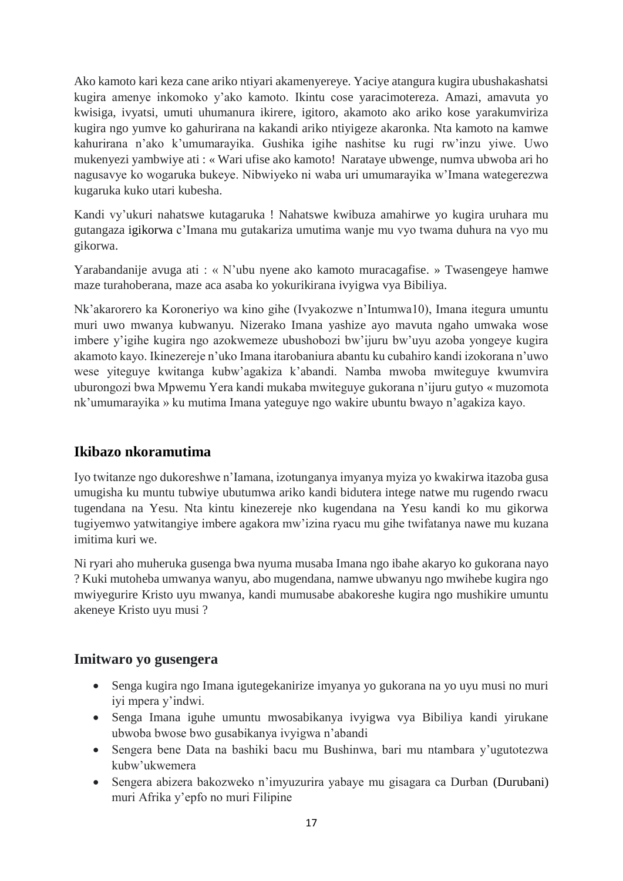Ako kamoto kari keza cane ariko ntiyari akamenyereye. Yaciye atangura kugira ubushakashatsi kugira amenye inkomoko y'ako kamoto. Ikintu cose yaracimotereza. Amazi, amavuta yo kwisiga, ivyatsi, umuti uhumanura ikirere, igitoro, akamoto ako ariko kose yarakumviriza kugira ngo yumve ko gahurirana na kakandi ariko ntiyigeze akaronka. Nta kamoto na kamwe kahurirana n'ako k'umumarayika. Gushika igihe nashitse ku rugi rw'inzu yiwe. Uwo mukenyezi yambwiye ati : « Wari ufise ako kamoto! Narataye ubwenge, numva ubwoba ari ho nagusavye ko wogaruka bukeye. Nibwiyeko ni waba uri umumarayika w'Imana wategerezwa kugaruka kuko utari kubesha.

Kandi vy'ukuri nahatswe kutagaruka ! Nahatswe kwibuza amahirwe yo kugira uruhara mu gutangaza igikorwa c'Imana mu gutakariza umutima wanje mu vyo twama duhura na vyo mu gikorwa.

Yarabandanije avuga ati : « N'ubu nyene ako kamoto muracagafise. » Twasengeye hamwe maze turahoberana, maze aca asaba ko yokurikirana ivyigwa vya Bibiliya.

Nk'akarorero ka Koroneriyo wa kino gihe (Ivyakozwe n'Intumwa10), Imana itegura umuntu muri uwo mwanya kubwanyu. Nizerako Imana yashize ayo mavuta ngaho umwaka wose imbere y'igihe kugira ngo azokwemeze ubushobozi bw'ijuru bw'uyu azoba yongeye kugira akamoto kayo. Ikinezereje n'uko Imana itarobaniura abantu ku cubahiro kandi izokorana n'uwo wese yiteguye kwitanga kubw'agakiza k'abandi. Namba mwoba mwiteguye kwumvira uburongozi bwa Mpwemu Yera kandi mukaba mwiteguye gukorana n'ijuru gutyo « muzomota nk'umumarayika » ku mutima Imana yateguye ngo wakire ubuntu bwayo n'agakiza kayo.

## Ikibazo nkoramutima

Iyo twitanze ngo dukoreshwe n'Iamana, izotunganya imyanya myiza yo kwakirwa itazoba gusa umugisha ku muntu tubwiye ubutumwa ariko kandi bidutera intege natwe mu rugendo rwacu tugendana na Yesu. Nta kintu kinezereje nko kugendana na Yesu kandi ko mu gikorwa tugiyemwo yatwitangiye imbere agakora mw'izina ryacu mu gihe twifatanya nawe mu kuzana imitima kuri we.

Ni ryari aho muheruka gusenga bwa nyuma musaba Imana ngo ibahe akaryo ko gukorana nayo ? Kuki mutoheba umwanya wanyu, abo mugendana, namwe ubwanyu ngo mwihebe kugira ngo mwiyegurire Kristo uyu mwanya, kandi mumusabe abakoreshe kugira ngo mushikire umuntu akeneye Kristo uyu musi ?

## Imitwaro yo gusengera

- Senga kugira ngo Imana igutegekanirize imyanya yo gukorana na yo uyu musi no muri iyi mpera y'indwi.
- Senga Imana iguhe umuntu mwosabikanya ivyigwa vya Bibiliya kandi yirukane ubwoba bwose bwo gusabikanya ivyigwa n'abandi
- Sengera bene Data na bashiki bacu mu Bushinwa, bari mu ntambara y'ugutotezwa kubw'ukwemera
- Sengera abizera bakozweko n'imyuzurira yabaye mu gisagara ca Durban (Durubani) muri Afrika y'epfo no muri Filipine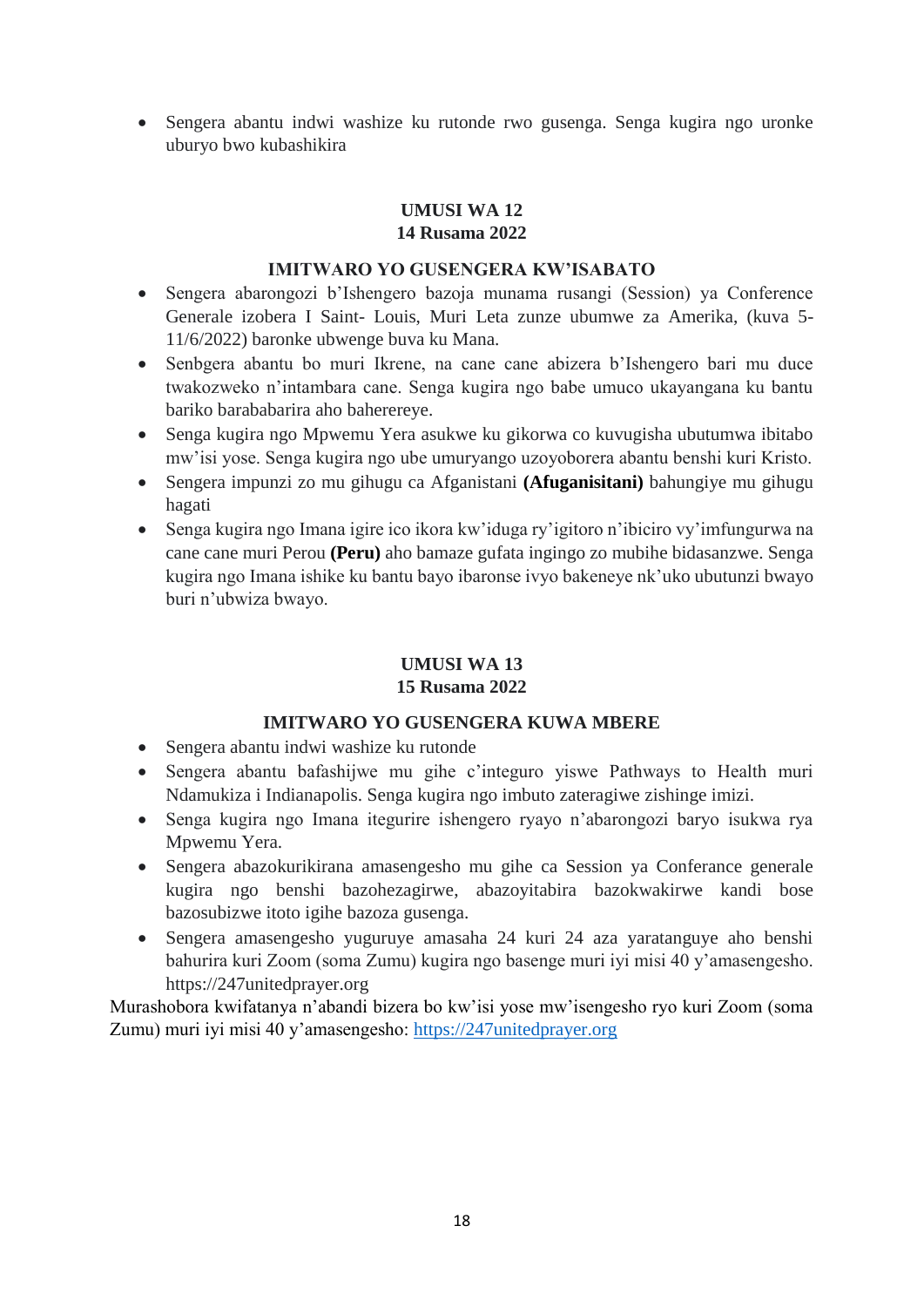- Sengera abantu indwi washize ku rutonde rwo gusenga. Senga kugira ngo uronke uburyo bwo kubashikira

**UMUSI WA 12**
**14 Rusama 2022**

**IMITWARO YO GUSENGERA KW'ISABATO**

- Sengera abarongozi b'Ishengero bazoja munama rusangi (Session) ya Conference Generale izobera I Saint- Louis, Muri Leta zunze ubumwe za Amerika, (kuva 5-11/6/2022) baronke ubwenge buva ku Mana.
- Senbgera abantu bo muri Ikrene, na cane cane abizera b'Ishengero bari mu duce twakozweko n'intambara cane. Senga kugira ngo babe umuco ukayangana ku bantu bariko barababarira aho baherereye.
- Senga kugira ngo Mpwemu Yera asukwe ku gikorwa co kuvugisha ubutumwa ibitabo mw'isi yose. Senga kugira ngo ube umuryango uzoyoborera abantu benshi kuri Kristo.
- Sengera impunzi zo mu gihugu ca Afganistani **(Afuganisitani)** bahungiye mu gihugu hagati
- Senga kugira ngo Imana igire ico ikora kw'iduga ry'igitoro n'ibiciro vy'imfungurwa na cane cane muri Perou **(Peru)** aho bamaze gufata ingingo zo mubihe bidasanzwe. Senga kugira ngo Imana ishike ku bantu bayo ibaronse ivyo bakeneye nk'uko ubutunzi bwayo buri n'ubwiza bwayo.

**UMUSI WA 13**
**15 Rusama 2022**

**IMITWARO YO GUSENGERA KUWA MBERE**

- Sengera abantu indwi washize ku rutonde
- Sengera abantu bafashijwe mu gihe c'integuro yiswe Pathways to Health muri Ndamukiza i Indianapolis. Senga kugira ngo imbuto zateragiwe zishinge imizi.
- Senga kugira ngo Imana itegurire ishengero ryayo n'abarongozi baryo isukwa rya Mpwemu Yera.
- Sengera abazokurikirana amasengesho mu gihe ca Session ya Conferance generale kugira ngo benshi bazohezagirwe, abazoyitabira bazokwakirwe kandi bose bazosubizwe itoto igihe bazoza gusenga.
- Sengera amasengesho yuguruye amasaha 24 kuri 24 aza yaratanguye aho benshi bahurira kuri Zoom (soma Zumu) kugira ngo basenge muri iyi misi 40 y'amasengesho. https://247unitedprayer.org

Murashobora kwifatanya n'abandi bizera bo kw'isi yose mw'isengesho ryo kuri Zoom (soma Zumu) muri iyi misi 40 y'amasengesho: [https://247unitedprayer.org](https://247unitedprayer.org)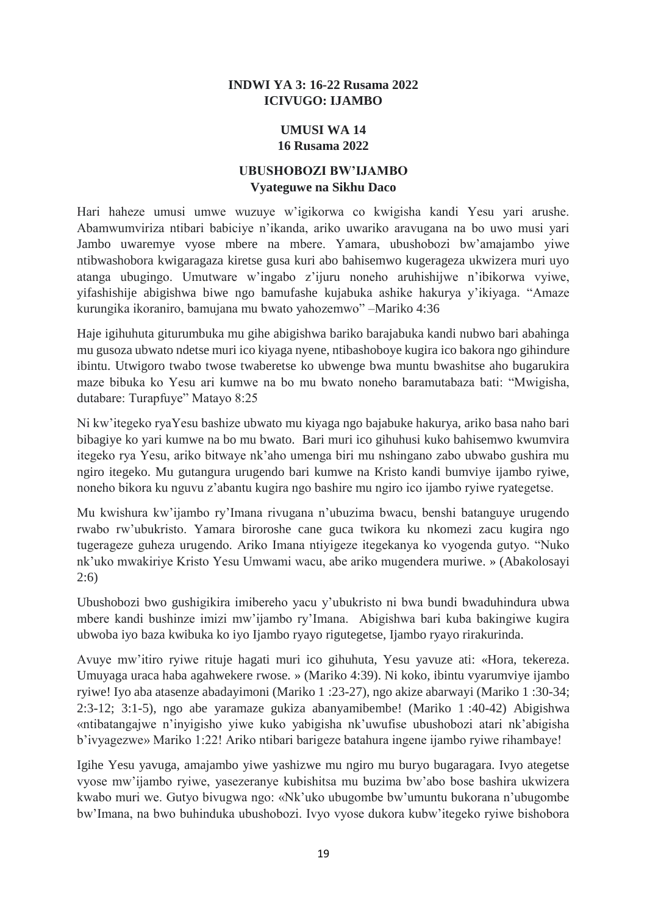**INDWI YA 3: 16-22 Rusama 2022**
**ICIVUGO: IJAMBO**

**UMUSI WA 14**
**16 Rusama 2022**

## UBUSHOBOZI BW'IJAMBO

**Vyateguwe na Sikhu Daco**

Hari haheze umusi umwe wuzuye w'igikorwa co kwigisha kandi Yesu yari arushe. Abamwumviriza ntibari babiciye n'ikanda, ariko uwariko aravugana na bo uwo musi yari Jambo uwaremye vyose mbere na mbere. Yamara, ubushobozi bw'amajambo yiwe ntibwashobora kwigaragaza kiretse gusa kuri abo bahisemwo kugerageza ukwizera muri uyo atanga ubugingo. Umutware w'ingabo z'ijuru noneho aruhishijwe n'ibikorwa vyiwe, yifashishije abigishwa biwe ngo bamufashe kujabuka ashike hakurya y'ikiyaga. "Amaze kurungika ikoraniro, bamujana mu bwato yahozemwo" –Mariko 4:36

Haje igihuhuta giturumbuka mu gihe abigishwa bariko barajabuka kandi nubwo bari abahinga mu gusoza ubwato ndetse muri ico kiyaga nyene, ntibashoboye kugira ico bakora ngo gihindure ibintu. Utwigoro twabo twose twaberetse ko ubwenge bwa muntu bwashitse aho bugarukira maze bibuka ko Yesu ari kumwe na bo mu bwato noneho baramutabaza bati: "Mwigisha, dutabare: Turapfuye" Matayo 8:25

Ni kw'itegeko ryaYesu bashize ubwato mu kiyaga ngo bajabuke hakurya, ariko basa naho bari bibagiye ko yari kumwe na bo mu bwato. Bari muri ico gihuhusi kuko bahisemwo kwumvira itegeko rya Yesu, ariko bitwaye nk'aho umenga biri mu nshingano zabo ubwabo gushira mu ngiro itegeko. Mu gutangura urugendo bari kumwe na Kristo kandi bumviye ijambo ryiwe, noneho bikora ku nguvu z'abantu kugira ngo bashire mu ngiro ico ijambo ryiwe ryategetse.

Mu kwishura kw'ijambo ry'Imana rivugana n'ubuzima bwacu, benshi batanguye urugendo rwabo rw'ubukristo. Yamara biroroshe cane guca twikora ku nkomezi zacu kugira ngo tugerageze guheza urugendo. Ariko Imana ntiyigeze itegekanya ko vyogenda gutyo. "Nuko nk'uko mwakiriye Kristo Yesu Umwami wacu, abe ariko mugendera muriwe. » (Abakolosayi 2:6)

Ubushobozi bwo gushigikira imibereho yacu y'ubukrisito ni bwa bundi bwaduhindura ubwa mbere kandi bushinze imizi mw'ijambo ry'Imana. Abigishwa bari kuba bakingiwe kugira ubwoba iyo baza kwibuka ko iyo Ijambo ryayo rigutegetse, Ijambo ryayo rirakurinda.

Avuye mw'itiro ryiwe rituje hagati muri ico gihuhuta, Yesu yavuze ati: «Hora, tekereza. Umuyaga uraca haba agahwekere rwose. » (Mariko 4:39). Ni koko, ibintu vyarumviye ijambo ryiwe! Iyo aba atasenze abadayimoni (Mariko 1 :23-27), ngo akize abarwayi (Mariko 1 :30-34; 2:3-12; 3:1-5), ngo abe yaramaze gukiza abanyamibembe! (Mariko 1 :40-42) Abigishwa «ntibatangajwe n'inyigisho yiwe kuko yabigisha nk'uwufise ubushobozi atari nk'abigisha b'ivyagezwe» Mariko 1:22! Ariko ntibari barigeze batahura ingene ijambo ryiwe rihambaye!

Igihe Yesu yavuga, amajambo yiwe yashizwe mu ngiro mu buryo bugaragara. Ivyo ategetse vyose mw'ijambo ryiwe, yasezeranye kubishitsa mu buzima bw'abo bose bashira ukwizera kwabo muri we. Gutyo bivugwa ngo: «Nk'uko ubugombe bw'umuntu bukorana n'ubugombe bw'Imana, na bwo buhinduka ubushobozi. Ivyo vyose dukora kubw'itegeko ryiwe bishobora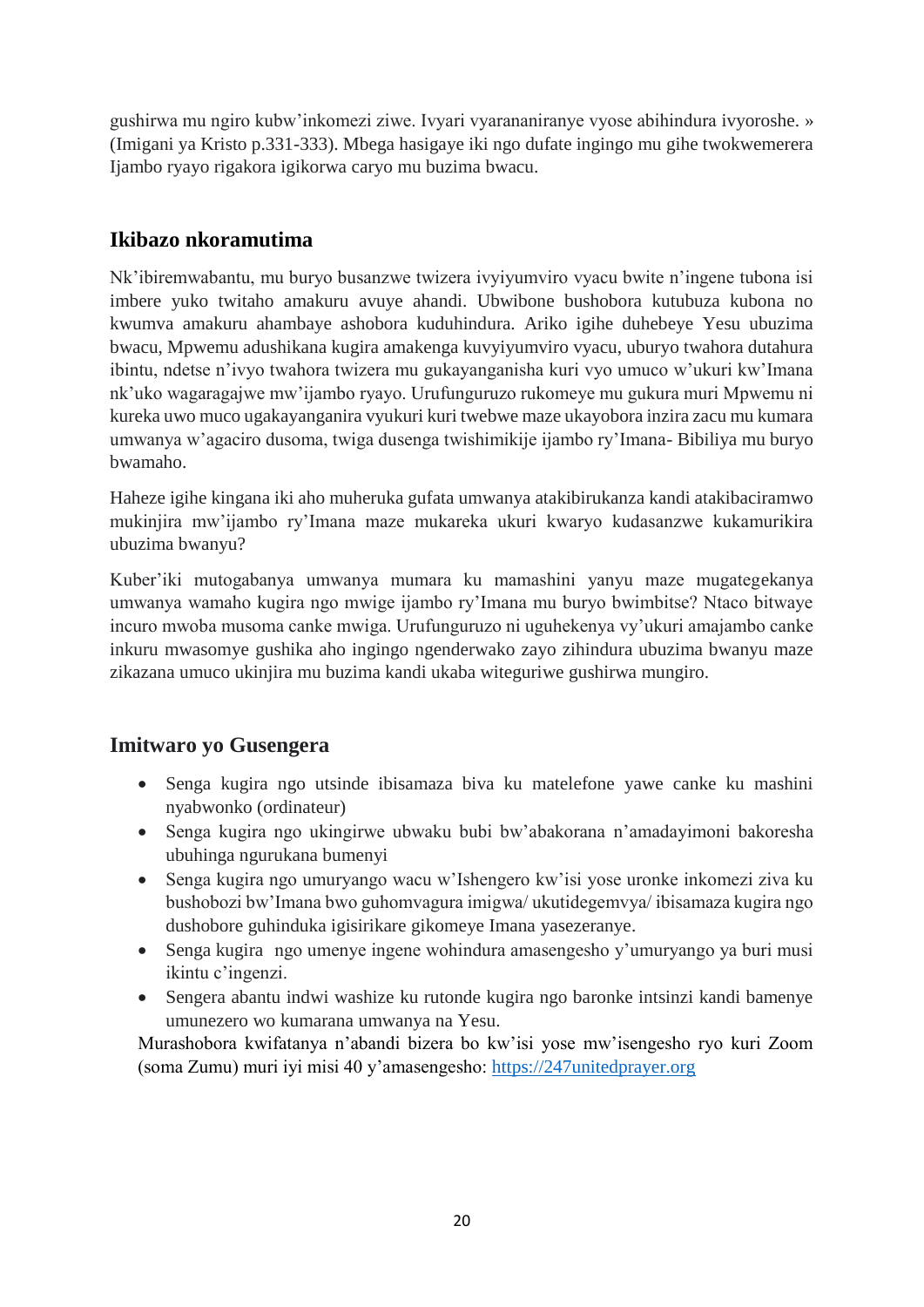gushirwa mu ngiro kubw'inkomezi ziwe. Ivyari vyaranani­ranye vyose abihindura ivyoroshe. » (Imigani ya Kristo p.331-333). Mbega hasigaye iki ngo dufate ingingo mu gihe twokwemerera Ijambo ryayo rigakora igikorwa caryo mu buzima bwacu.

## Ikibazo nkoramutima

Nk'ibiremwabantu, mu buryo busanzwe twizera ivyiyumviro vyacu bwite n'ingene tubona isi imbere yuko twitaho amakuru avuye ahandi. Ubwibone bushobora kutubuza kubona no kwumva amakuru ahambaye ashobora kuduhindura. Ariko igihe duhebeye Yesu ubuzima bwacu, Mpwemu adushikana kugira amakenga kuvyiyumviro vyacu, uburyo twahora dutahura ibintu, ndetse n'ivyo twahora twizera mu gukayanganisha kuri vyo umuco w'ukuri kw'Imana nk'uko wagaragajwe mw'ijambo ryayo. Urufunguruzo rukomeye mu gukura muri Mpwemu ni kureka uwo muco ugakayanganira vyukuri kuri twebwe maze ukayobora inzira zacu mu kumara umwanya w'agaciro dusoma, twiga dusenga twishimikije ijambo ry'Imana- Bibiliya mu buryo bwamaho.

Haheze igihe kingana iki aho muheruka gufata umwanya atakibirukanza kandi atakibaciramwo mukinjira mw'ijambo ry'Imana maze mukareka ukuri kwaryo kudasanzwe kukamurikira ubuzima bwanyu?

Kuber'iki mutogabanya umwanya mumara ku mamashini yanyu maze mugategekanya umwanya wamaho kugira ngo mwige ijambo ry'Imana mu buryo bwimbitse? Ntaco bitwaye incuro mwoba musoma canke mwiga. Urufunguruzo ni uguhekenya vy'ukuri amajambo canke inkuru mwasomye gushika aho ingingo ngenderwako zayo zihindura ubuzima bwanyu maze zikazana umuco ukinjira mu buzima kandi ukaba witeguriwe gushirwa mungiro.

## Imitwaro yo Gusengera

- Senga kugira ngo utsinde ibisamaza biva ku matelefone yawe canke ku mashini nyabwonko (ordinateur)
- Senga kugira ngo ukingirwe ubwaku bubi bw'abakorana n'amadayimoni bakoresha ubuhinga ngurukana bumenyi
- Senga kugira ngo umuryango wacu w'Ishengero kw'isi yose uronke inkomezi ziva ku bushobozi bw'Imana bwo guhomvagura imigwa/ ukutidegemvya/ ibisamaza kugira ngo dushobore guhinduka igisirikare gikomeye Imana yasezeranye.
- Senga kugira ngo umenye ingene wohindura amasengesho y'umuryango ya buri musi ikintu c'ingenzi.
- Sengera abantu indwi washize ku rutonde kugira ngo baronke intsinzi kandi bamenye umunezero wo kumarana umwanya na Yesu.

Murashobora kwifatanya n'abandi bizera bo kw'isi yose mw'isengesho ryo kuri Zoom (soma Zumu) muri iyi misi 40 y'amasengesho: [https://247unitedprayer.org](https://247unitedprayer.org)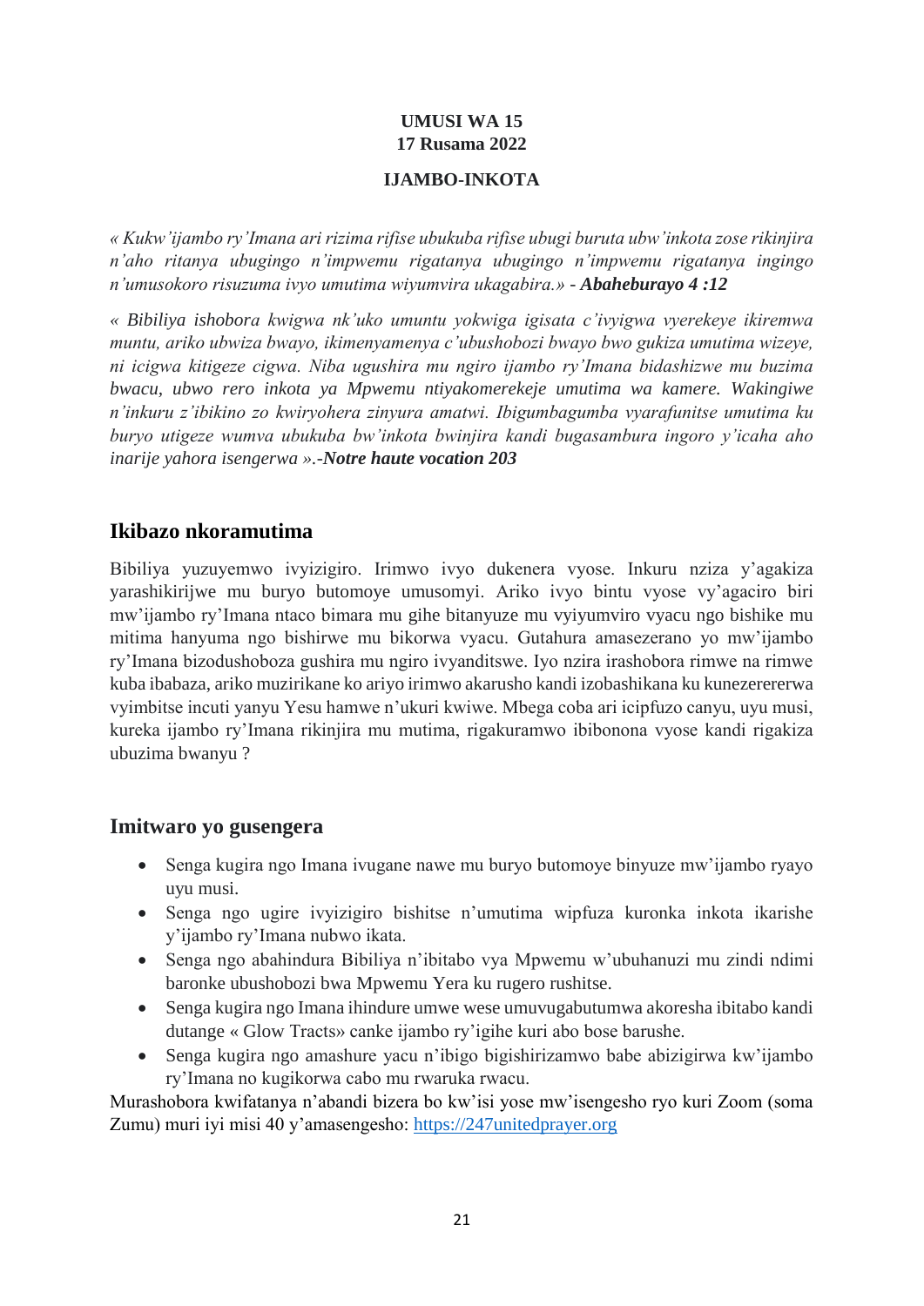**UMUSI WA 15**
**17 Rusama 2022**

**IJAMBO-INKOTA**

*« Kukw'ijambo ry'Imana ari rizima rifise ubukuba rifise ubugi buruta ubw'inkota zose rikinjira n'aho ritanya ubugingo n'impwemu rigatanya ubugingo n'impwemu rigatanya ingingo n'umusokoro risuzuma ivyo umutima wiyumvira ukagabira.»* ***- Abaheburayo 4 :12***

*« Bibiliya ishobora kwigwa nk'uko umuntu yokwiga igisata c'ivyigwa vyerekeye ikiremwa muntu, ariko ubwiza bwayo, ikimenyamenya c'ubushobozi bwayo bwo gukiza umutima wizeye, ni icigwa kitigeze cigwa. Niba ugushira mu ngiro ijambo ry'Imana bidashizwe mu buzima bwacu, ubwo rero inkota ya Mpwemu ntiyakomerekeje umutima wa kamere. Wakingiwe n'inkuru z'ibikino zo kwiryohera zinyura amatwi. Ibigumbagumba vyarafunitse umutima ku buryo utigeze wumva ubukuba bw'inkota bwinjira kandi bugasambura ingoro y'icaha aho inarije yahora isengerwa ».-* ***Notre haute vocation 203***

## Ikibazo nkoramutima

Bibiliya yuzuyemwo ivyizigiro. Irimwo ivyo dukenera vyose. Inkuru nziza y'agakiza yarashikirijwe mu buryo butomoye umusomyi. Ariko ivyo bintu vyose vy'agaciro biri mw'ijambo ry'Imana ntaco bimara mu gihe bitanyuze mu vyiyumviro vyacu ngo bishike mu mitima hanyuma ngo bishirwe mu bikorwa vyacu. Gutahura amasezerano yo mw'ijambo ry'Imana bizodushoboza gushira mu ngiro ivyanditswe. Iyo nzira irashobora rimwe na rimwe kuba ibabaza, ariko muzirikane ko ariyo irimwo akarusho kandi izobashikana ku kunezerererwa vyimbitse incuti yanyu Yesu hamwe n'ukuri kwiwe. Mbega coba ari icipfuzo canyu, uyu musi, kureka ijambo ry'Imana rikinjira mu mutima, rigakuramwo ibibonona vyose kandi rigakiza ubuzima bwanyu ?

## Imitwaro yo gusengera

- Senga kugira ngo Imana ivugane nawe mu buryo butomoye binyuze mw'ijambo ryayo uyu musi.
- Senga ngo ugire ivyizigiro bishitse n'umutima wipfuza kuronka inkota ikarishe y'ijambo ry'Imana nubwo ikata.
- Senga ngo abahindura Bibiliya n'ibitabo vya Mpwemu w'ubuhanuzi mu zindi ndimi baronke ubushobozi bwa Mpwemu Yera ku rugero rushitse.
- Senga kugira ngo Imana ihindure umwe wese umuvugabutumwa akoresha ibitabo kandi dutange « Glow Tracts» canke ijambo ry'igihe kuri abo bose barushe.
- Senga kugira ngo amashure yacu n'ibigo bigishirizamwo babe abizigirwa kw'ijambo ry'Imana no kugikorwa cabo mu rwaruka rwacu.

Murashobora kwifatanya n'abandi bizera bo kw'isi yose mw'isengesho ryo kuri Zoom (soma Zumu) muri iyi misi 40 y'amasengesho: https://247unitedprayer.org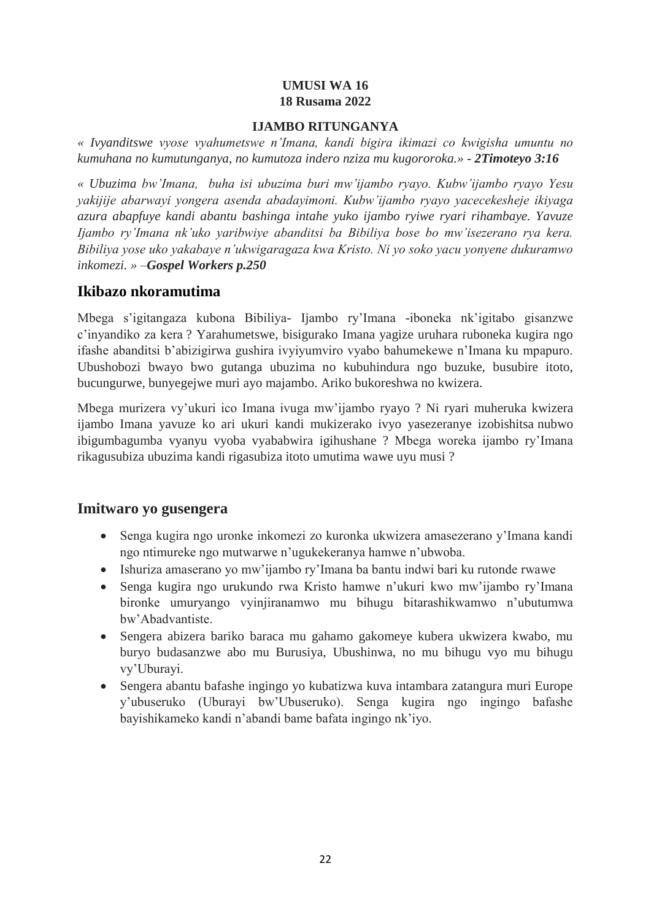**UMUSI WA 16**
**18 Rusama 2022**

**IJAMBO RITUNGANYA**

*« Ivyanditswe vyose vyahumetswe n'Imana, kandi bigira ikimazi co kwigisha umuntu no kumuhana no kumutunganya, no kumutoza indero nziza mu kugororoka.» -* ***2Timoteyo 3:16***

*« Ubuzima bw'Imana, buha isi ubuzima buri mw'ijambo ryayo. Kubw'ijambo ryayo Yesu yakijije abarwayi yongera asenda abadayimoni. Kubw'ijambo ryayo yacecekesheje ikiyaga azura abapfuye kandi abantu bashinga intahe yuko ijambo ryiwe ryari rihambaye. Yavuze Ijambo ry'Imana nk'uko yaribwiye abanditsi ba Bibiliya bose bo mw'isezerano rya kera. Bibiliya yose uko yakabaye n'ukwigaragaza kwa Kristo. Ni yo soko yacu yonyene dukuramwo inkomezi. » –****Gospel Workers p.250***

## Ikibazo nkoramutima

Mbega s'igitangaza kubona Bibiliya- Ijambo ry'Imana -iboneka nk'igitabo gisanzwe c'inyandiko za kera ? Yarahumetswe, bisigurako Imana yagize uruhara ruboneka kugira ngo ifashe abanditsi b'abizigirwa gushira ivyiyumviro vyabo bahumekewe n'Imana ku mpapuro. Ubushobozi bwayo bwo gutanga ubuzima no kubuhindura ngo buzuke, busubire itoto, bucungurwe, bunyegejwe muri ayo majambo. Ariko bukoreshwa no kwizera.

Mbega murizera vy'ukuri ico Imana ivuga mw'ijambo ryayo ? Ni ryari muheruka kwizera ijambo Imana yavuze ko ari ukuri kandi mukizerako ivyo yasezeranye izobishitsa nubwo ibigumbagumba vyanyu vyoba vyababwira igihushane ? Mbega woreka ijambo ry'Imana rikagusubiza ubuzima kandi rigasubiza itoto umutima wawe uyu musi ?

## Imitwaro yo gusengera

- Senga kugira ngo uronke inkomezi zo kuronka ukwizera amasezerano y'Imana kandi ngo ntimureke ngo mutwarwe n'ugukekeranya hamwe n'ubwoba.
- Ishuriza amaserano yo mw'ijambo ry'Imana ba bantu indwi bari ku rutonde rwawe
- Senga kugira ngo urukundo rwa Kristo hamwe n'ukuri kwo mw'ijambo ry'Imana bironke umuryango vyinjiranamwo mu bihugu bitarashikwamwo n'ubutumwa bw'Abadvantiste.
- Sengera abizera bariko baraca mu gahamo gakomeye kubera ukwizera kwabo, mu buryo budasanzwe abo mu Burusiya, Ubushinwa, no mu bihugu vyo mu bihugu vy'Uburayi.
- Sengera abantu bafashe ingingo yo kubatizwa kuva intambara zatangura muri Europe y'ubuseruko (Uburayi bw'Ubuseruko). Senga kugira ngo ingingo bafashe bayishikameko kandi n'abandi bame bafata ingingo nk'iyo.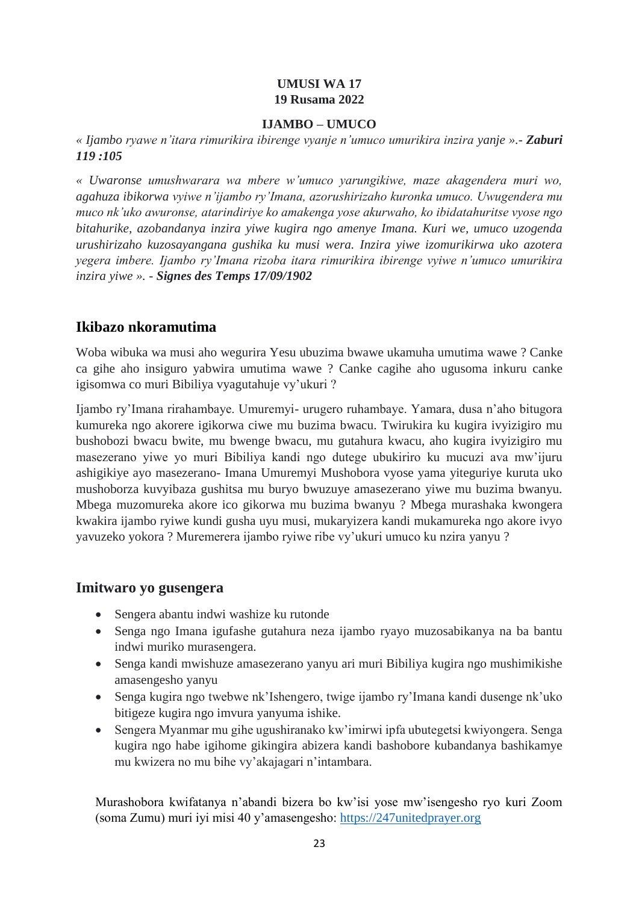**UMUSI WA 17**
**19 Rusama 2022**

**IJAMBO – UMUCO**

*« Ijambo ryawe n'itara rimurikira ibirenge vyanje n'umuco umurikira inzira yanje ».- **Zaburi 119 :105***

*« Uwaronse umushwarara wa mbere w'umuco yarungikiwe, maze akagendera muri wo, agahuza ibikorwa vyiwe n'ijambo ry'Imana, azorushirizaho kuronka umuco. Uwugendera mu muco nk'uko awuronse, atarindiriye ko amakenga yose akurwaho, ko ibidatahuritse vyose ngo bitahurike, azobandanya inzira yiwe kugira ngo amenye Imana. Kuri we, umuco uzogenda urushirizaho kuzosayangana gushika ku musi wera. Inzira yiwe izomurikirwa uko azotera yegera imbere. Ijambo ry'Imana rizoba itara rimurikira ibirenge vyiwe n'umuco umurikira inzira yiwe ». - **Signes des Temps 17/09/1902***

## Ikibazo nkoramutima

Woba wibuka wa musi aho wegurira Yesu ubuzima bwawe ukamuha umutima wawe ? Canke ca gihe aho insiguro yabwira umutima wawe ? Canke cagihe aho ugusoma inkuru canke igisomwa co muri Bibiliya vyagutahuje vy'ukuri ?

Ijambo ry'Imana rirahambaye. Umuremyi- urugero ruhambaye. Yamara, dusa n'aho bitugora kumureka ngo akorere igikorwa ciwe mu buzima bwacu. Twirukira ku kugira ivyizigiro mu bushobozi bwacu bwite, mu bwenge bwacu, mu gutahura kwacu, aho kugira ivyizigiro mu masezerano yiwe yo muri Bibiliya kandi ngo dutege ubukiriro ku mucuzi ava mw'ijuru ashigikiye ayo masezerano- Imana Umuremyi Mushobora vyose yama yiteguriye kuruta uko mushoborza kuvyibaza gushitsa mu buryo bwuzuye amasezerano yiwe mu buzima bwanyu. Mbega muzomureka akore ico gikorwa mu buzima bwanyu ? Mbega murashaka kwongera kwakira ijambo ryiwe kundi gusha uyu musi, mukaryizera kandi mukamureka ngo akore ivyo yavuzeko yokora ? Muremerera ijambo ryiwe ribe vy'ukuri umuco ku nzira yanyu ?

## Imitwaro yo gusengera

- Sengera abantu indwi washize ku rutonde
- Senga ngo Imana igufashe gutahura neza ijambo ryayo muzosabikanya na ba bantu indwi muriko murasengera.
- Senga kandi mwishuze amasezerano yanyu ari muri Bibiliya kugira ngo mushimikishe amasengesho yanyu
- Senga kugira ngo twebwe nk'Ishengero, twige ijambo ry'Imana kandi dusenge nk'uko bitigeze kugira ngo imvura yanyuma ishike.
- Sengera Myanmar mu gihe ugushiranako kw'imirwi ipfa ubutegetsi kwiyongera. Senga kugira ngo habe igihome gikingira abizera kandi bashobore kubandanya bashikamye mu kwizera no mu bihe vy'akajagari n'intambara.

Murashobora kwifatanya n'abandi bizera bo kw'isi yose mw'isengesho ryo kuri Zoom (soma Zumu) muri iyi misi 40 y'amasengesho: https://247unitedprayer.org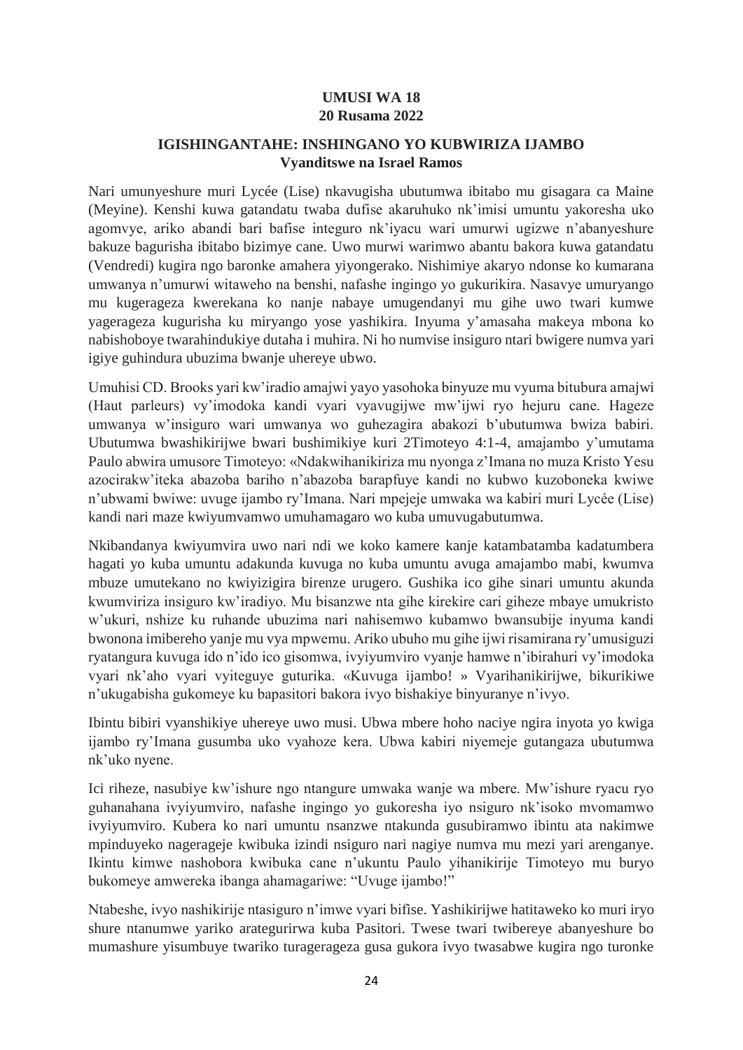**UMUSI WA 18**
**20 Rusama 2022**

## IGISHINGANTAHE: INSHINGANO YO KUBWIRIZA IJAMBO

**Vyanditswe na Israel Ramos**

Nari umunyeshure muri Lycée (Lise) nkavugisha ubutumwa ibitabo mu gisagara ca Maine (Meyine). Kenshi kuwa gatandatu twaba dufise akaruhuko nk'imisi umuntu yakoresha uko agomvye, ariko abandi bari bafise integuro nk'iyacu wari umurwi ugizwe n'abanyeshure bakuze bagurisha ibitabo bizimye cane. Uwo murwi warimwo abantu bakora kuwa gatandatu (Vendredi) kugira ngo baronke amahera yiyongerako. Nishimiye akaryo ndonse ko kumarana umwanya n'umurwi witaweho na benshi, nafashe ingingo yo gukurikira. Nasavye umuryango mu kugerageza kwerekana ko nanje nabaye umugendanyi mu gihe uwo twari kumwe yagerageza kugurisha ku miryango yose yashikira. Inyuma y'amasaha makeya mbona ko nabishoboye twarahindukiye dutaha i muhira. Ni ho numvise insiguro ntari bwigere numva yari igiye guhindura ubuzima bwanje uhereye ubwo.

Umuhisi CD. Brooks yari kw'iradio amajwi yayo yasohoka binyuze mu vyuma bitubura amajwi (Haut parleurs) vy'imodoka kandi vyari vyavugijwe mw'ijwi ryo hejuru cane. Hageze umwanya w'insiguro wari umwanya wo guhezagira abakozi b'ubutumwa bwiza babiri. Ubutumwa bwashikirijwe bwari bushimikiye kuri 2Timoteyo 4:1-4, amajambo y'umutama Paulo abwira umusore Timoteyo: «Ndakwihanikiriza mu nyonga z'Imana no muza Kristo Yesu azocirakw'iteka abazoba bariho n'abazoba barapfuye kandi no kubwo kuzoboneka kwiwe n'ubwami bwiwe: uvuge ijambo ry'Imana. Nari mpejeje umwaka wa kabiri muri Lycée (Lise) kandi nari maze kwiyumvamwo umuhamagaro wo kuba umuvugabutumwa.

Nkibandanya kwiyumvira uwo nari ndi we koko kamere kanje katambatamba kadatumbera hagati yo kuba umuntu adakunda kuvuga no kuba umuntu avuga amajambo mabi, kwumva mbuze umutekano no kwiyizigira birenze urugero. Gushika ico gihe sinari umuntu akunda kwumviriza insiguro kw'iradiyo. Mu bisanzwe nta gihe kirekire cari giheze mbaye umukristo w'ukuri, nshize ku ruhande ubuzima nari nahisemwo kubamwo bwansubije inyuma kandi bwononа imibereho yanje mu vya mpwemu. Ariko ubuho mu gihe ijwi risamirana ry'umusiguzi ryatangura kuvuga ido n'ido ico gisomwa, ivyiyumviro vyanje hamwe n'ibirahuri vy'imodoka vyari nk'aho vyari vyiteguye guturika. «Kuvuga ijambo! » Vyarihanikirijwe, bikurikiwe n'ukugabisha gukomeye ku bapasitori bakora ivyo bishakiye binyuranye n'ivyo.

Ibintu bibiri vyanshikiye uhereye uwo musi. Ubwa mbere hoho naciye ngira inyota yo kwiga ijambo ry'Imana gusumba uko vyahoze kera. Ubwa kabiri niyemeje gutangaza ubutumwa nk'uko nyene.

Ici riheze, nasubiye kw'ishure ngo ntangure umwaka wanje wa mbere. Mw'ishure ryacu ryo guhanahana ivyiyumviro, nafashe ingingo yo gukoresha iyo nsiguro nk'isoko mvomamwo ivyiyumviro. Kubera ko nari umuntu nsanzwe ntakunda gusubiramwo ibintu ata nakimwe mpinduyeko nagerageje kwibuka izindi nsiguro nari nagiye numva mu mezi yari arenganye. Ikintu kimwe nashobora kwibuka cane n'ukuntu Paulo yihanikirije Timoteyo mu buryo bukomeye amwereka ibanga ahamagariwe: "Uvuge ijambo!"

Ntabeshe, ivyo nashikirije ntasiguro n'imwe vyari bifise. Yashikirijwe hatitaweko ko muri iryo shure ntanumwe yariko arategurirwa kuba Pasitori. Twese twari twibereye abanyeshure bo mumashure yisumbuye twariko turagerageza gusa gukora ivyo twasabwe kugira ngo turonke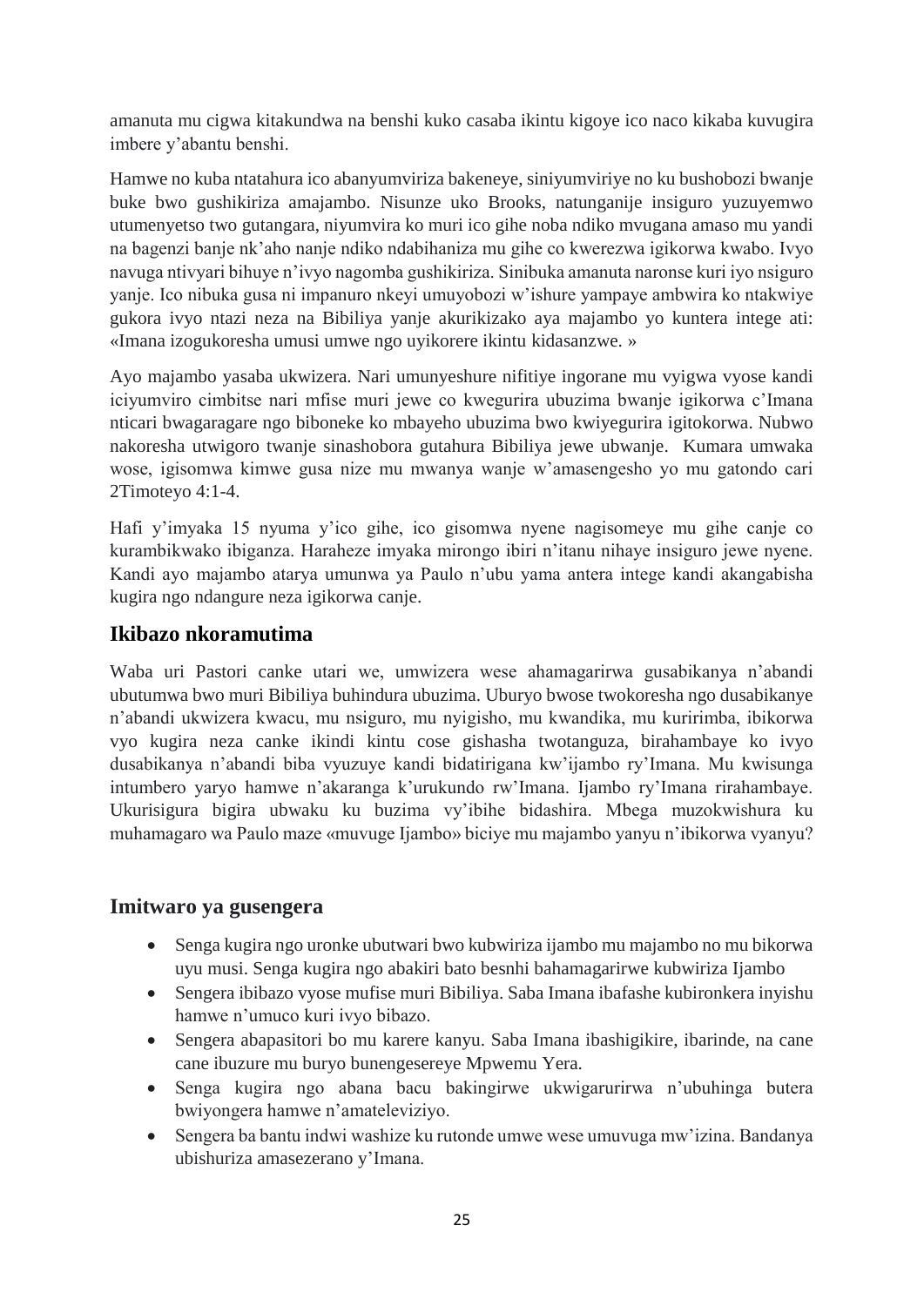amanuta mu cigwa kitakundwa na benshi kuko casaba ikintu kigoye ico naco kikaba kuvugira imbere y'abantu benshi.

Hamwe no kuba ntatahura ico abanyumviriza bakeneye, siniyumviriye no ku bushobozi bwanje buke bwo gushikiriza amajambo. Nisunze uko Brooks, natunganije insiguro yuzuyemwo utumenyetso two gutangara, niyumvira ko muri ico gihe noba ndiko mvugana amaso mu yandi na bagenzi banje nk'aho nanje ndiko ndabihaniza mu gihe co kwerezwa igikorwa kwabo. Ivyo navuga ntivyari bihuye n'ivyo nagomba gushikiriza. Sinibuka amanuta naronse kuri iyo nsiguro yanje. Ico nibuka gusa ni impanuro nkeyi umuyobozi w'ishure yampaye ambwira ko ntakwiye gukora ivyo ntazi neza na Bibiliya yanje akurikizako aya majambo yo kuntera intege ati: «Imana izogukoresha umusi umwe ngo uyikorere ikintu kidasanzwe. »

Ayo majambo yasaba ukwizera. Nari umunyeshure nifitiye ingorane mu vyigwa vyose kandi iciyumviro cimbitse nari mfise muri jewe co kwegurira ubuzima bwanje igikorwa c'Imana nticari bwagaragare ngo biboneke ko mbayeho ubuzima bwo kwiyegurira igitokorwa. Nubwo nakoresha utwigoro twanje sinashobora gutahura Bibiliya jewe ubwanje. Kumara umwaka wose, igisomwa kimwe gusa nize mu mwanya wanje w'amasengesho yo mu gatondo cari 2Timoteyo 4:1-4.

Hafi y'imyaka 15 nyuma y'ico gihe, ico gisomwa nyene nagisomeye mu gihe canje co kurambikwako ibiganza. Haraheze imyaka mirongo ibiri n'itanu nihaye insiguro jewe nyene. Kandi ayo majambo atarya umunwa ya Paulo n'ubu yama antera intege kandi akangabisha kugira ngo ndangure neza igikorwa canje.

## Ikibazo nkoramutima

Waba uri Pastori canke utari we, umwizera wese ahamagarirwa gusabikanya n'abandi ubutumwa bwo muri Bibiliya buhindura ubuzima. Uburyo bwose twokoresha ngo dusabikanye n'abandi ukwizera kwacu, mu nsiguro, mu nyigisho, mu kwandika, mu kuririmba, ibikorwa vyo kugira neza canke ikindi kintu cose gishasha twotanguza, birahambaye ko ivyo dusabikanya n'abandi biba vyuzuye kandi bidatirigana kw'ijambo ry'Imana. Mu kwisunga intumbero yaryo hamwe n'akaranga k'urukundo rw'Imana. Ijambo ry'Imana rirahambaye. Ukurisigura bigira ubwaku ku buzima vy'ibihe bidashira. Mbega muzokwishura ku muhamagaro wa Paulo maze «muvuge Ijambo» biciye mu majambo yanyu n'ibikorwa vyanyu?

## Imitwaro ya gusengera

- Senga kugira ngo uronke ubutwari bwo kubwiriza ijambo mu majambo no mu bikorwa uyu musi. Senga kugira ngo abakiri bato besnhi bahamagarirwe kubwiriza Ijambo
- Sengera ibibazo vyose mufise muri Bibiliya. Saba Imana ibafashe kubironkera inyishu hamwe n'umuco kuri ivyo bibazo.
- Sengera abapasitori bo mu karere kanyu. Saba Imana ibashigikire, ibarinde, na cane cane ibuzure mu buryo bunengesereye Mpwemu Yera.
- Senga kugira ngo abana bacu bakingirwe ukwigarurirwa n'ubuhinga butera bwiyongera hamwe n'amateleviziyo.
- Sengera ba bantu indwi washize ku rutonde umwe wese umuvuga mw'izina. Bandanya ubishuriza amasezerano y'Imana.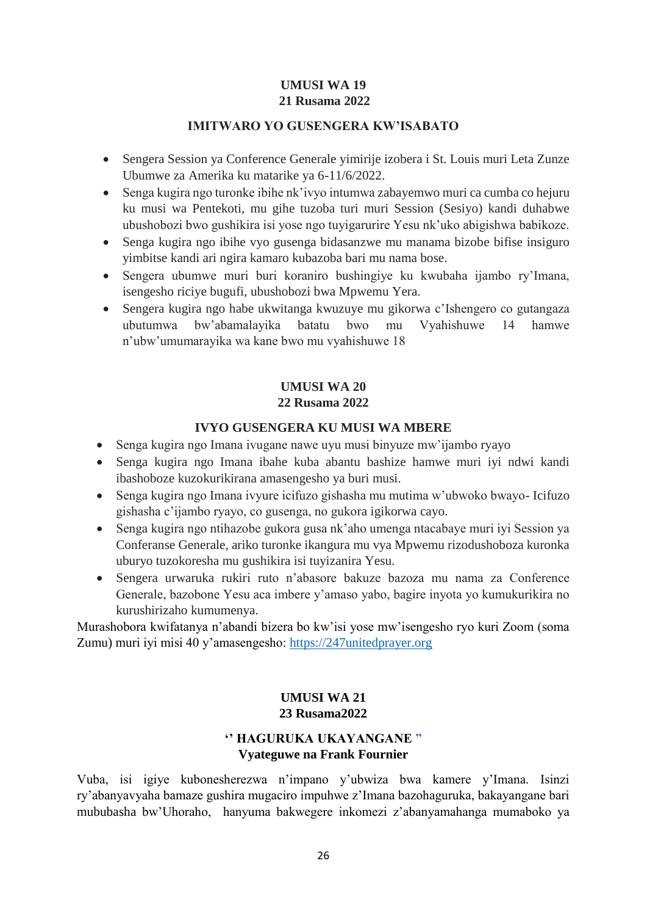**UMUSI WA 19**
**21 Rusama 2022**

**IMITWARO YO GUSENGERA KW'ISABATO**

- Sengera Session ya Conference Generale yimirije izobera i St. Louis muri Leta Zunze Ubumwe za Amerika ku matarike ya 6-11/6/2022.
- Senga kugira ngo turonke ibihe nk'ivyo intumwa zabayemwo muri ca cumba co hejuru ku musi wa Pentekoti, mu gihe tuzoba turi muri Session (Sesiyo) kandi duhabwe ubushobozi bwo gushikira isi yose ngo tuyigarurire Yesu nk'uko abigishwa babikoze.
- Senga kugira ngo ibihe vyo gusenga bidasanzwe mu manama bizobe bifise insiguro yimbitse kandi ari ngira kamaro kubazoba bari mu nama bose.
- Sengera ubumwe muri buri koraniro bushingiye ku kwubaha ijambo ry'Imana, isengesho riciye bugufi, ubushobozi bwa Mpwemu Yera.
- Sengera kugira ngo habe ukwitanga kwuzuye mu gikorwa c'Ishengero co gutangaza ubutumwa bw'abamalayika batatu bwo mu Vyahishuwe 14 hamwe n'ubw'umumarayika wa kane bwo mu vyahishuwe 18

**UMUSI WA 20**
**22 Rusama 2022**

**IVYO GUSENGERA KU MUSI WA MBERE**

- Senga kugira ngo Imana ivugane nawe uyu musi binyuze mw'ijambo ryayo
- Senga kugira ngo Imana ibahe kuba abantu bashize hamwe muri iyi ndwi kandi ibashoboze kuzokurikirana amasengesho ya buri musi.
- Senga kugira ngo Imana ivyure icifuzo gishasha mu mutima w'ubwoko bwayo- Icifuzo gishasha c'ijambo ryayo, co gusenga, no gukora igikorwa cayo.
- Senga kugira ngo ntihazobe gukora gusa nk'aho umenga ntacabaye muri iyi Session ya Conferanse Generale, ariko turonke ikangura mu vya Mpwemu rizodushoboza kuronka uburyo tuzokoresha mu gushikira isi tuyizanira Yesu.
- Sengera urwaruka rukiri ruto n'abasore bakuze bazoza mu nama za Conference Generale, bazobone Yesu aca imbere y'amaso yabo, bagire inyota yo kumukurikira no kurushirizaho kumumenya.

Murashobora kwifatanya n'abandi bizera bo kw'isi yose mw'isengesho ryo kuri Zoom (soma Zumu) muri iyi misi 40 y'amasengesho: https://247unitedprayer.org

**UMUSI WA 21**
**23 Rusama2022**

**'' HAGURUKA UKAYANGANE "**
**Vyateguwe na Frank Fournier**

Vuba, isi igiye kubonesherezwa n'impano y'ubwiza bwa kamere y'Imana. Isinzi ry'abanyavyaha bamaze gushira mugaciro impuhwe z'Imana bazohaguruka, bakayangane bari mububasha bw'Uhoraho, hanyuma bakwegere inkomezi z'abanyamahanga mumaboko ya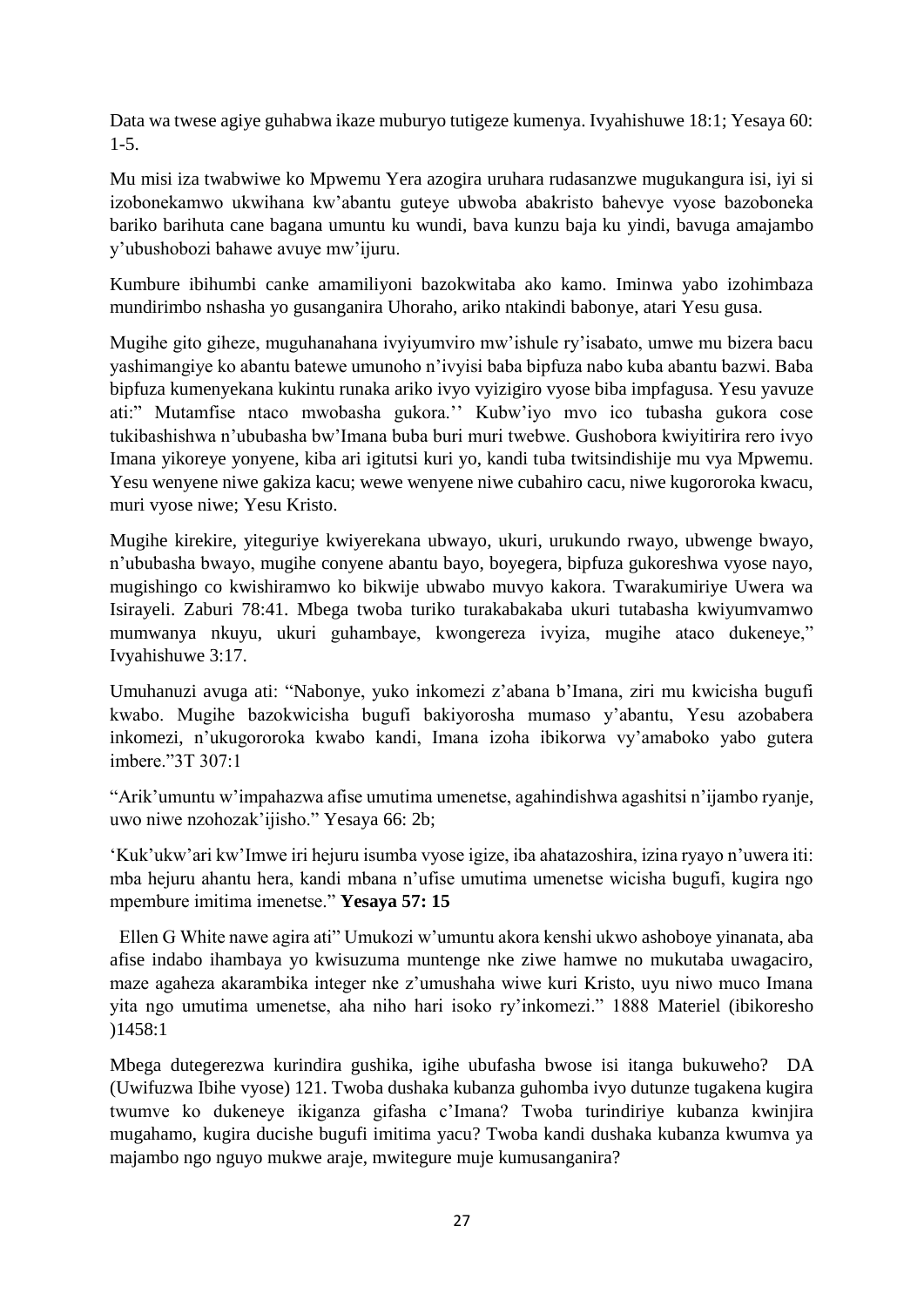Data wa twese agiye guhabwa ikaze muburyo tutigeze kumenya. Ivyahishuwe 18:1; Yesaya 60: 1-5.

Mu misi iza twabwiwe ko Mpwemu Yera azogira uruhara rudasanzwe mugukangura isi, iyi si izobonekamwo ukwihana kw'abantu guteye ubwoba abakristo bahevye vyose bazoboneka bariko barihuta cane bagana umuntu ku wundi, bava kunzu baja ku yindi, bavuga amajambo y'ubushobozi bahawe avuye mw'ijuru.

Kumbure ibihumbi canke amamiliyoni bazokwitaba ako kamo. Iminwa yabo izohimbaza mundirimbo nshasha yo gusanganira Uhoraho, ariko ntakindi babonye, atari Yesu gusa.

Mugihe gito giheze, muguhanahana ivyiyumviro mw'ishule ry'isabato, umwe mu bizera bacu yashimangiye ko abantu batewe umunoho n'ivyisi baba bipfuza nabo kuba abantu bazwi. Baba bipfuza kumenyekana kukintu runaka ariko ivyo vyizigiro vyose biba impfagusa. Yesu yavuze ati:" Mutamfise ntaco mwobasha gukora.'' Kubw'iyo mvo ico tubasha gukora cose tukibashishwa n'ububasha bw'Imana buba buri muri twebwe. Gushobora kwiyitirira rero ivyo Imana yikoreye yonyene, kiba ari igitutsi kuri yo, kandi tuba twitsindishije mu vya Mpwemu. Yesu wenyene niwe gakiza kacu; wewe wenyene niwe cubahiro cacu, niwe kugororoka kwacu, muri vyose niwe; Yesu Kristo.

Mugihe kirekire, yiteguriye kwiyerekana ubwayo, ukuri, urukundo rwayo, ubwenge bwayo, n'ububasha bwayo, mugihe conyene abantu bayo, boyegera, bipfuza gukoreshwa vyose nayo, mugishingo co kwishiramwo ko bikwije ubwabo muvyo kakora. Twarakumiriye Uwera wa Isirayeli. Zaburi 78:41. Mbega twoba turiko turakabakaba ukuri tutabasha kwiyumvamwo mumwanya nkuyu, ukuri guhambaye, kwongereza ivyiza, mugihe ataco dukeneye," Ivyahishuwe 3:17.

Umuhanuzi avuga ati: "Nabonye, yuko inkomezi z'abana b'Imana, ziri mu kwicisha bugufi kwabo. Mugihe bazokwicisha bugufi bakiyorosha mumaso y'abantu, Yesu azobabera inkomezi, n'ukugororoka kwabo kandi, Imana izoha ibikorwa vy'amaboko yabo gutera imbere."3T 307:1

"Arik'umuntu w'impahazwa afise umutima umenetse, agahindishwa agashitsi n'ijambo ryanje, uwo niwe nzohozak'ijisho." Yesaya 66: 2b;

'Kuk'ukw'ari kw'Imwe iri hejuru isumba vyose igize, iba ahatazoshira, izina ryayo n'uwera iti: mba hejuru ahantu hera, kandi mbana n'ufise umutima umenetse wicisha bugufi, kugira ngo mpembure imitima imenetse." **Yesaya 57: 15**

Ellen G White nawe agira ati" Umukozi w'umuntu akora kenshi ukwo ashoboye yinanata, aba afise indabo ihambaya yo kwisuzuma muntenge nke ziwe hamwe no mukutaba uwagaciro, maze agaheza akarambika integer nke z'umushaha wiwe kuri Kristo, uyu niwo muco Imana yita ngo umutima umenetse, aha niho hari isoko ry'inkomezi." 1888 Materiel (ibikoresho )1458:1

Mbega dutegerezwa kurindira gushika, igihe ubufasha bwose isi itanga bukuweho? DA (Uwifuzwa Ibihe vyose) 121. Twoba dushaka kubanza guhomba ivyo dutunze tugakena kugira twumve ko dukeneye ikiganza gifasha c'Imana? Twoba turindiriye kubanza kwinjira mugahamo, kugira ducishe bugufi imitima yacu? Twoba kandi dushaka kubanza kwumva ya majambo ngo nguyo mukwe araje, mwitegure muje kumusanganira?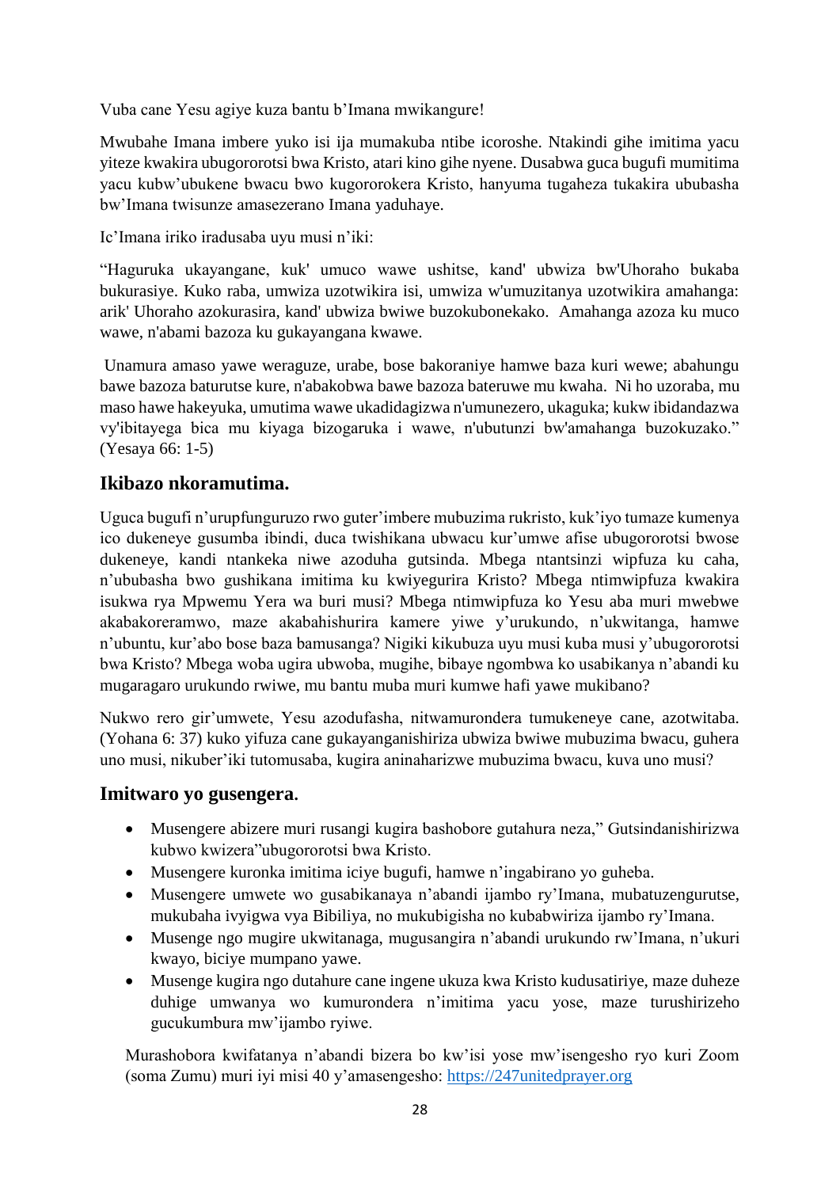Vuba cane Yesu agiye kuza bantu b'Imana mwikangure!

Mwubahe Imana imbere yuko isi ija mumakuba ntibe icoroshe. Ntakindi gihe imitima yacu yiteze kwakira ubugororotsi bwa Kristo, atari kino gihe nyene. Dusabwa guca bugufi mumitima yacu kubw'ubukene bwacu bwo kugororokera Kristo, hanyuma tugaheza tukakira ububasha bw'Imana twisunze amasezerano Imana yaduhaye.

Ic'Imana iriko iradusaba uyu musi n'iki:

"Haguruka ukayangane, kuk' umuco wawe ushitse, kand' ubwiza bw'Uhoraho bukaba bukurasiye. Kuko raba, umwiza uzotwikira isi, umwiza w'umuzitanya uzotwikira amahanga: arik' Uhoraho azokurasira, kand' ubwiza bwiwe buzokubonekako. Amahanga azoza ku muco wawe, n'abami bazoza ku gukayangana kwawe.

Unamura amaso yawe weraguze, urabe, bose bakoraniye hamwe baza kuri wewe; abahungu bawe bazoza baturutse kure, n'abakobwa bawe bazoza bateruwe mu kwaha. Ni ho uzoraba, mu maso hawe hakeyuka, umutima wawe ukadidagizwa n'umunezero, ukaguka; kukw ibidandazwa vy'ibitayega bica mu kiyaga bizogaruka i wawe, n'ubutunzi bw'amahanga buzokuzako." (Yesaya 66: 1-5)

## Ikibazo nkoramutima.

Uguca bugufi n'urupfunguruzo rwo guter'imbere mubuzima rukristo, kuk'iyo tumaze kumenya ico dukeneye gusumba ibindi, duca twishikana ubwacu kur'umwe afise ubugororotsi bwose dukeneye, kandi ntankeka niwe azoduha gutsinda. Mbega ntantsinzi wipfuza ku caha, n'ububasha bwo gushikana imitima ku kwiyegurira Kristo? Mbega ntimwipfuza kwakira isukwa rya Mpwemu Yera wa buri musi? Mbega ntimwipfuza ko Yesu aba muri mwebwe akabakoreramwo, maze akabahishurira kamere yiwe y'urukundo, n'ukwitanga, hamwe n'ubuntu, kur'abo bose baza bamusanga? Nigiki kikubuza uyu musi kuba musi y'ubugororotsi bwa Kristo? Mbega woba ugira ubwoba, mugihe, bibaye ngombwa ko usabikanya n'abandi ku mugaragaro urukundo rwiwe, mu bantu muba muri kumwe hafi yawe mukibano?

Nukwo rero gir'umwete, Yesu azodufasha, nitwamurondera tumukeneye cane, azotwitaba. (Yohana 6: 37) kuko yifuza cane gukayanganishiriza ubwiza bwiwe mubuzima bwacu, guhera uno musi, nikuber'iki tutomusaba, kugira aninaharizwe mubuzima bwacu, kuva uno musi?

## Imitwaro yo gusengera.

- Musengere abizere muri rusangi kugira bashobore gutahura neza," Gutsindanishirizwa kubwo kwizera"ubugororotsi bwa Kristo.
- Musengere kuronka imitima iciye bugufi, hamwe n'ingabirano yo guheba.
- Musengere umwete wo gusabikanaya n'abandi ijambo ry'Imana, mubatuzengurutse, mukubaha ivyigwa vya Bibiliya, no mukubigisha no kubabwiriza ijambo ry'Imana.
- Musenge ngo mugire ukwitanaga, mugusangira n'abandi urukundo rw'Imana, n'ukuri kwayo, biciye mumpano yawe.
- Musenge kugira ngo dutahure cane ingene ukuza kwa Kristo kudusatiriye, maze duheze duhige umwanya wo kumurondera n'imitima yacu yose, maze turushirizeho gucukumbura mw'ijambo ryiwe.

Murashobora kwifatanya n'abandi bizera bo kw'isi yose mw'isengesho ryo kuri Zoom (soma Zumu) muri iyi misi 40 y'amasengesho: https://247unitedprayer.org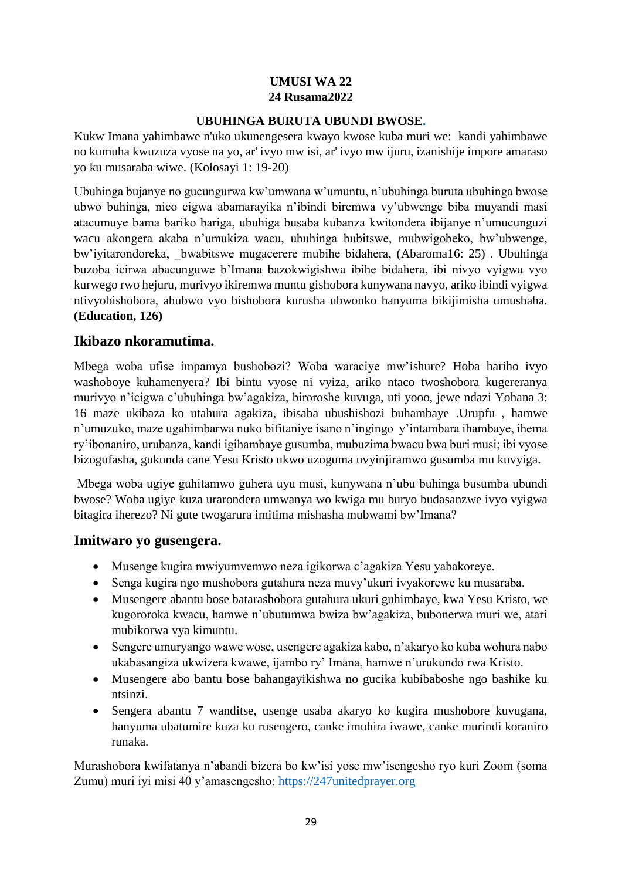**UMUSI WA 22**
**24 Rusama2022**

**UBUHINGA BURUTA UBUNDI BWOSE.**

Kukw Imana yahimbawe n'uko ukunengesera kwayo kwose kuba muri we: kandi yahimbawe no kumuha kwuzuza vyose na yo, ar' ivyo mw isi, ar' ivyo mw ijuru, izanishije impore amaraso yo ku musaraba wiwe. (Kolosayi 1: 19-20)

Ubuhinga bujanye no gucungurwa kw'umwana w'umuntu, n'ubuhinga buruta ubuhinga bwose ubwo buhinga, nico cigwa abamarayika n'ibindi biremwa vy'ubwenge biba muyandi masi atacumuye bama bariko bariga, ubuhiga busaba kubanza kwitondera ibijanye n'umucunguzi wacu akongera akaba n'umukiza wacu, ubuhinga bubitswe, mubwigobeko, bw'ubwenge, bw'iyitarondoreka, _bwabitswe mugacerere mubihe bidahera, (Abaroma16: 25) . Ubuhinga buzoba icirwa abacunguwe b'Imana bazokwigishwa ibihe bidahera, ibi nivyo vyigwa vyo kurwego rwo hejuru, murivyo ikiremwa muntu gishobora kunywana navyo, ariko ibindi vyigwa ntivyobishobora, ahubwo vyo bishobora kurusha ubwonko hanyuma bikijimisha umushaha. **(Education, 126)**

## Ikibazo nkoramutima.

Mbega woba ufise impamya bushobozi? Woba waraciye mw'ishure? Hoba hariho ivyo washoboye kuhamenyera? Ibi bintu vyose ni vyiza, ariko ntaco twoshobora kugereranya murivyo n'icigwa c'ubuhinga bw'agakiza, biroroshe kuvuga, uti yooo, jewe ndazi Yohana 3: 16 maze ukibaza ko utahura agakiza, ibisaba ubushishozi buhambaye .Urupfu , hamwe n'umuzuko, maze ugahimbarwa nuko bifitaniye isano n'ingingo y'intambara ihambaye, ihema ry'ibonaniro, urubanza, kandi igihambaye gusumba, mubuzima bwacu bwa buri musi; ibi vyose bizogufasha, gukunda cane Yesu Kristo ukwo uzoguma uvyinjiramwo gusumba mu kuvyiga.

Mbega woba ugiye guhitamwo guhera uyu musi, kunywana n'ubu buhinga busumba ubundi bwose? Woba ugiye kuza urarondera umwanya wo kwiga mu buryo budasanzwe ivyo vyigwa bitagira iherezo? Ni gute twogarura imitima mishasha mubwami bw'Imana?

## Imitwaro yo gusengera.

- Musenge kugira mwiyumvemwo neza igikorwa c'agakiza Yesu yabakoreye.
- Senga kugira ngo mushobora gutahura neza muvy'ukuri ivyakorewe ku musaraba.
- Musengere abantu bose batarashobora gutahura ukuri guhimbaye, kwa Yesu Kristo, we kugororoka kwacu, hamwe n'ubutumwa bwiza bw'agakiza, bubonerwa muri we, atari mubikorwa vya kimuntu.
- Sengere umuryango wawe wose, usengere agakiza kabo, n'akaryo ko kuba wohura nabo ukabasangiza ukwizera kwawe, ijambo ry' Imana, hamwe n'urukundo rwa Kristo.
- Musengere abo bantu bose bahangayikishwa no gucika kubibaboshe ngo bashike ku ntsinzi.
- Sengera abantu 7 wanditse, usenge usaba akaryo ko kugira mushobore kuvugana, hanyuma ubatumire kuza ku rusengero, canke imuhira iwawe, canke murindi koraniro runaka.

Murashobora kwifatanya n'abandi bizera bo kw'isi yose mw'isengesho ryo kuri Zoom (soma Zumu) muri iyi misi 40 y'amasengesho: https://247unitedprayer.org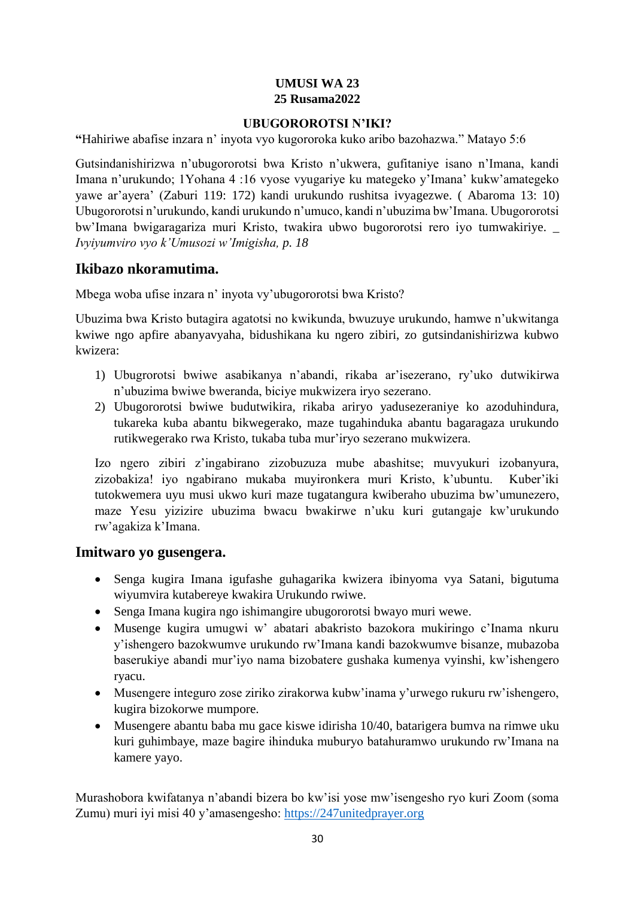**UMUSI WA 23**
**25 Rusama2022**

**UBUGOROROTSI N'IKI?**

**"**Hahiriwe abafise inzara n' inyota vyo kugororoka kuko aribo bazohazwa." Matayo 5:6

Gutsindanishirizwa n'ubugororotsi bwa Kristo n'ukwera, gufitaniye isano n'Imana, kandi Imana n'urukundo; 1Yohana 4 :16 vyose vyugariye ku mategeko y'Imana' kukw'amategeko yawe ar'ayera' (Zaburi 119: 172) kandi urukundo rushitsa ivyagezwe. ( Abaroma 13: 10) Ubugororotsi n'urukundo, kandi urukundo n'umuco, kandi n'ubuzima bw'Imana. Ubugororotsi bw'Imana bwigaragariza muri Kristo, twakira ubwo bugororotsi rero iyo tumwakiriye. _ *Ivyiyumviro vyo k'Umusozi w'Imigisha, p. 18*

## Ikibazo nkoramutima.

Mbega woba ufise inzara n' inyota vy'ubugororotsi bwa Kristo?

Ubuzima bwa Kristo butagira agatotsi no kwikunda, bwuzuye urukundo, hamwe n'ukwitanga kwiwe ngo apfire abanyavyaha, bidushikana ku ngero zibiri, zo gutsindanishirizwa kubwo kwizera:

1) Ubugrorotsi bwiwe asabikanya n'abandi, rikaba ar'isezerano, ry'uko dutwikirwa n'ubuzima bwiwe bweranda, biciye mukwizera iryo sezerano.
2) Ubugororotsi bwiwe budutwikira, rikaba ariryo yadusezeraniye ko azoduhindura, tukareka kuba abantu bikwegerako, maze tugahinduka abantu bagaragaza urukundo rutikwegerako rwa Kristo, tukaba tuba mur'iryo sezerano mukwizera.

Izo ngero zibiri z'ingabirano zizobuzuza mube abashitse; muvyukuri izobanyura, zizobakiza! iyo ngabirano mukaba muyironkera muri Kristo, k'ubuntu. Kuber'iki tutokwemera uyu musi ukwo kuri maze tugatangura kwiberaho ubuzima bw'umunezero, maze Yesu yizizire ubuzima bwacu bwakirwe n'uku kuri gutangaje kw'urukundo rw'agakiza k'Imana.

## Imitwaro yo gusengera.

- Senga kugira Imana igufashe guhagarika kwizera ibinyoma vya Satani, bigutuma wiyumvira kutabereye kwakira Urukundo rwiwe.
- Senga Imana kugira ngo ishimangire ubugororotsi bwayo muri wewe.
- Musenge kugira umugwi w' abatari abakristo bazokora mukiringo c'Inama nkuru y'ishengero bazokwumve urukundo rw'Imana kandi bazokwumve bisanze, mubazoba baserukiye abandi mur'iyo nama bizobatere gushaka kumenya vyinshi, kw'ishengero ryacu.
- Musengere integuro zose ziriko zirakorwa kubw'inama y'urwego rukuru rw'ishengero, kugira bizokorwe mumpore.
- Musengere abantu baba mu gace kiswe idirisha 10/40, batarigera bumva na rimwe uku kuri guhimbaye, maze bagire ihinduka muburyo batahuramwo urukundo rw'Imana na kamere yayo.

Murashobora kwifatanya n'abandi bizera bo kw'isi yose mw'isengesho ryo kuri Zoom (soma Zumu) muri iyi misi 40 y'amasengesho: https://247unitedprayer.org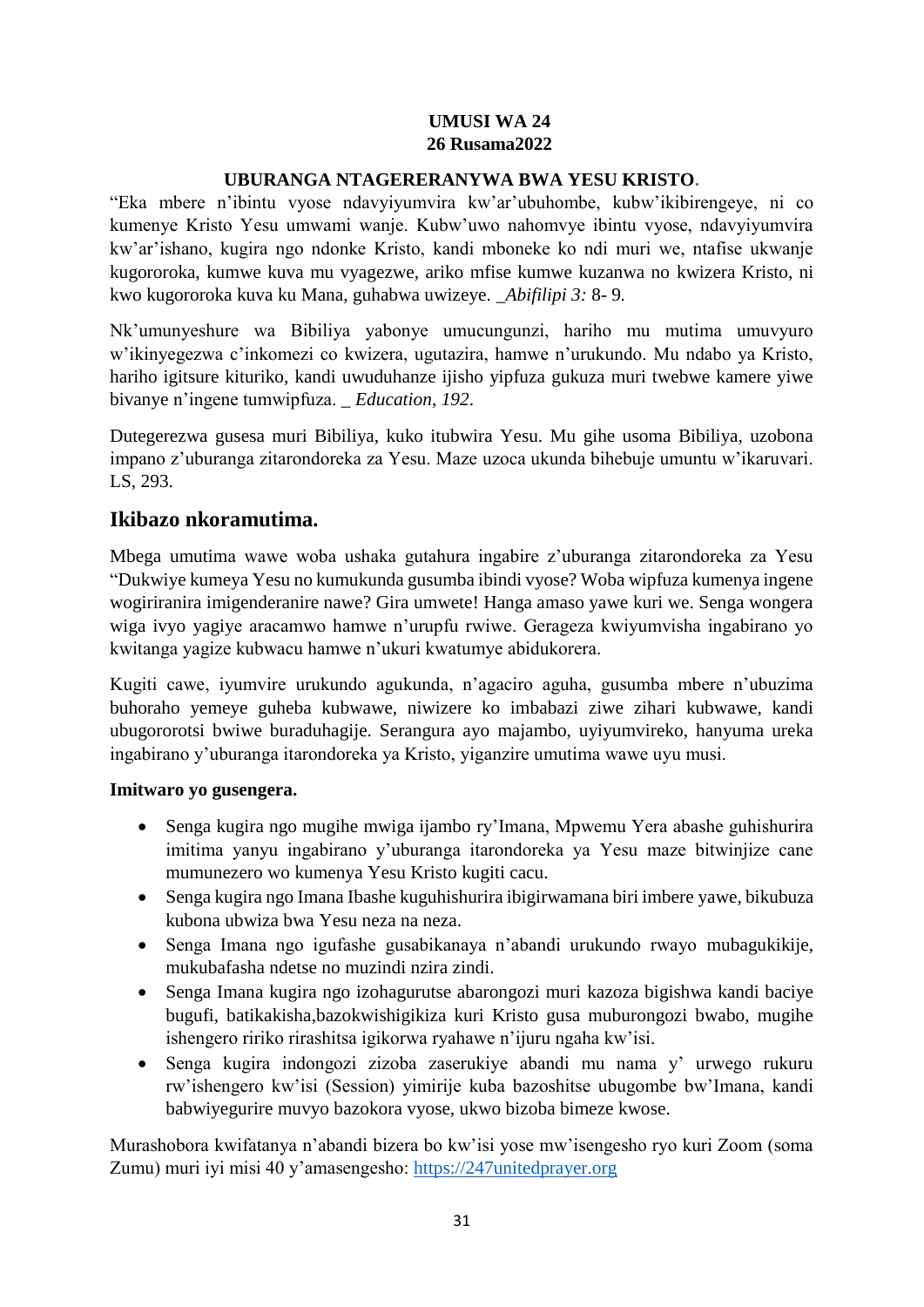**UMUSI WA 24**
**26 Rusama2022**

**UBURANGA NTAGERERANYWA BWA YESU KRISTO.**

"Eka mbere n'ibintu vyose ndavyiyumvira kw'ar'ubuhombe, kubw'ikibirengeye, ni co kumenye Kristo Yesu umwami wanje. Kubw'uwo nahomvye ibintu vyose, ndavyiyumvira kw'ar'ishano, kugira ngo ndonke Kristo, kandi mboneke ko ndi muri we, ntafise ukwanje kugororoka, kumwe kuva mu vyagezwe, ariko mfise kumwe kuzanwa no kwizera Kristo, ni kwo kugororoka kuva ku Mana, guhabwa uwizeye. _*Abifilipi 3:* 8- 9.

Nk'umunyeshure wa Bibiliya yabonye umucungunzi, hariho mu mutima umuvyuro w'ikinyegezwa c'inkomezi co kwizera, ugutazira, hamwe n'urukundo. Mu ndabo ya Kristo, hariho igitsure kituriko, kandi uwuduhanze ijisho yipfuza gukuza muri twebwe kamere yiwe bivanye n'ingene tumwipfuza. _ *Education*, *192*.

Dutegerezwa gusesa muri Bibiliya, kuko itubwira Yesu. Mu gihe usoma Bibiliya, uzobona impano z'uburanga zitarondoreka za Yesu. Maze uzoca ukunda bihebuje umuntu w'ikaruvari. LS, 293.

## Ikibazo nkoramutima.

Mbega umutima wawe woba ushaka gutahura ingabire z'uburanga zitarondoreka za Yesu "Dukwiye kumeya Yesu no kumukunda gusumba ibindi vyose? Woba wipfuza kumenya ingene wogiriranira imigenderanire nawe? Gira umwete! Hanga amaso yawe kuri we. Senga wongera wiga ivyo yagiye aracamwo hamwe n'urupfu rwiwe. Gerageza kwiyumvisha ingabirano yo kwitanga yagize kubwacu hamwe n'ukuri kwatumye abidukorera.

Kugiti cawe, iyumvire urukundo agukunda, n'agaciro aguha, gusumba mbere n'ubuzima buhoraho yemeye guheba kubwawe, niwizere ko imbabazi ziwe zihari kubwawe, kandi ubugororotsi bwiwe buraduhagije. Serangura ayo majambo, uyiyumvireko, hanyuma ureka ingabirano y'uburanga itarondoreka ya Kristo, yiganzire umutima wawe uyu musi.

**Imitwaro yo gusengera.**

- Senga kugira ngo mugihe mwiga ijambo ry'Imana, Mpwemu Yera abashe guhishurira imitima yanyu ingabirano y'uburanga itarondoreka ya Yesu maze bitwinjize cane mumunezero wo kumenya Yesu Kristo kugiti cacu.
- Senga kugira ngo Imana Ibashe kuguhishurira ibigirwamana biri imbere yawe, bikubuza kubona ubwiza bwa Yesu neza na neza.
- Senga Imana ngo igufashe gusabikanaya n'abandi urukundo rwayo mubagukikije, mukubafasha ndetse no muzindi nzira zindi.
- Senga Imana kugira ngo izohagurutse abarongozi muri kazoza bigishwa kandi baciye bugufi, batikakisha,bazokwishigikiza kuri Kristo gusa muburongozi bwabo, mugihe ishengero ririko rirashitsa igikorwa ryahawe n'ijuru ngaha kw'isi.
- Senga kugira indongozi zizoba zaserukiye abandi mu nama y' urwego rukuru rw'ishengero kw'isi (Session) yimirije kuba bazoshitse ubugombe bw'Imana, kandi babwiyegurire muvyo bazokora vyose, ukwo bizoba bimeze kwose.

Murashobora kwifatanya n'abandi bizera bo kw'isi yose mw'isengesho ryo kuri Zoom (soma Zumu) muri iyi misi 40 y'amasengesho: https://247unitedprayer.org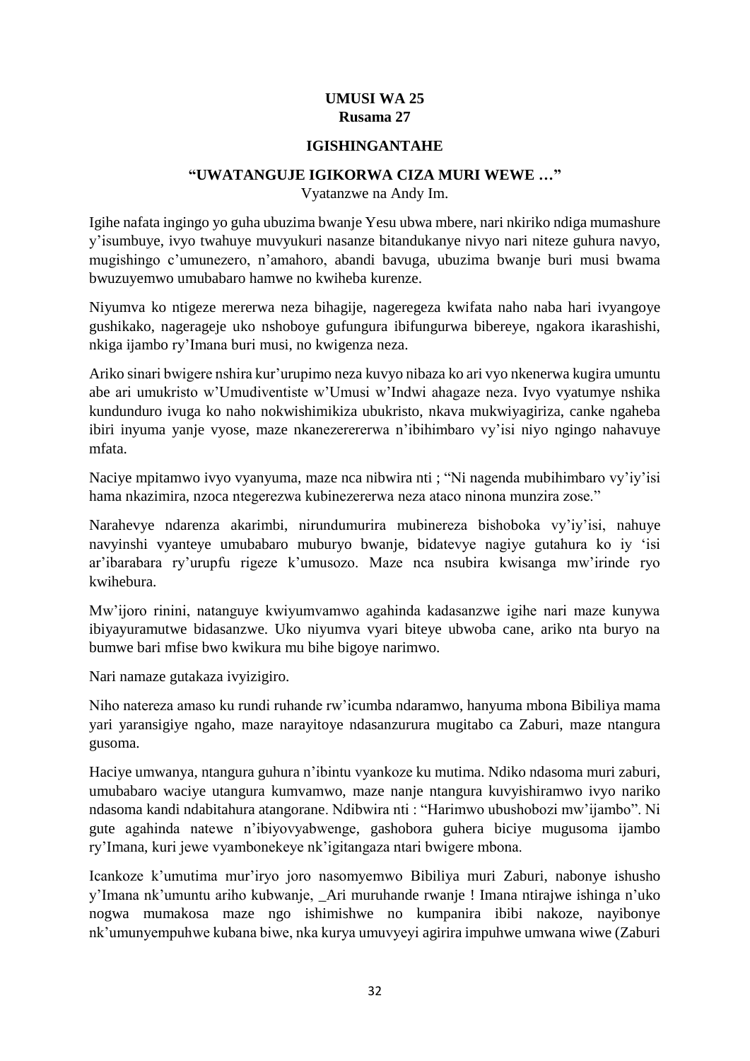**UMUSI WA 25**
**Rusama 27**

**IGISHINGANTAHE**

**"UWATANGUJE IGIKORWA CIZA MURI WEWE …"**
Vyatanzwe na Andy Im.

Igihe nafata ingingo yo guha ubuzima bwanje Yesu ubwa mbere, nari nkiriko ndiga mumashure y'isumbuye, ivyo twahuye muvyukuri nasanze bitandukanye nivyo nari niteze guhura navyo, mugishingo c'umunezero, n'amahoro, abandi bavuga, ubuzima bwanje buri musi bwama bwuzuyemwo umubabaro hamwe no kwiheba kurenze.

Niyumva ko ntigeze mererwa neza bihagije, nageregeza kwifata naho naba hari ivyangoye gushikako, nagerageje uko nshoboye gufungura ibifungurwa bibereye, ngakora ikarashishi, nkiga ijambo ry'Imana buri musi, no kwigenza neza.

Ariko sinari bwigere nshira kur'urupimo neza kuvyo nibaza ko ari vyo nkenerwa kugira umuntu abe ari umukristo w'Umudiventiste w'Umusi w'Indwi ahagaze neza. Ivyo vyatumye nshika kundunduro ivuga ko naho nokwishimikiza ubukristo, nkava mukwiyagiriza, canke ngaheba ibiri inyuma yanje vyose, maze nkanezerererwa n'ibihimbaro vy'isi niyo ngingo nahavuye mfata.

Naciye mpitamwo ivyo vyanyuma, maze nca nibwira nti ; "Ni nagenda mubihimbaro vy'iy'isi hama nkazimira, nzoca ntegerezwa kubinezererwa neza ataco ninona munzira zose."

Narahevye ndarenza akarimbi, nirundumurira mubinereza bishoboka vy'iy'isi, nahuye navyinshi vyanteye umubabaro muburyo bwanje, bidatevye nagiye gutahura ko iy 'isi ar'ibarabara ry'urupfu rigeze k'umusozo. Maze nca nsubira kwisanga mw'irinde ryo kwihebura.

Mw'ijoro rinini, natanguye kwiyumvamwo agahinda kadasanzwe igihe nari maze kunywa ibiyayuramutwe bidasanzwe. Uko niyumva vyari biteye ubwoba cane, ariko nta buryo na bumwe bari mfise bwo kwikura mu bihe bigoye narimwo.

Nari namaze gutakaza ivyizigiro.

Niho natereza amaso ku rundi ruhande rw'icumba ndaramwo, hanyuma mbona Bibiliya mama yari yaransigiye ngaho, maze narayitoye ndasanzurura mugitabo ca Zaburi, maze ntangura gusoma.

Haciye umwanya, ntangura guhura n'ibintu vyankoze ku mutima. Ndiko ndasoma muri zaburi, umubabaro waciye utangura kumvamwo, maze nanje ntangura kuvyishiramwo ivyo nariko ndasoma kandi ndabitahura atangorane. Ndibwira nti : "Harimwo ubushobozi mw'ijambo". Ni gute agahinda natewe n'ibiyovyabwenge, gashobora guhera biciye mugusoma ijambo ry'Imana, kuri jewe vyambonekeye nk'igitangaza ntari bwigere mbona.

Icankoze k'umutima mur'iryo joro nasomyemwo Bibiliya muri Zaburi, nabonye ishusho y'Imana nk'umuntu ariho kubwanje, _Ari muruhande rwanje ! Imana ntirajwe ishinga n'uko nogwa mumakosa maze ngo ishimishwe no kumpanira ibibi nakoze, nayibonye nk'umunyempuhwe kubana biwe, nka kurya umuvyeyi agirira impuhwe umwana wiwe (Zaburi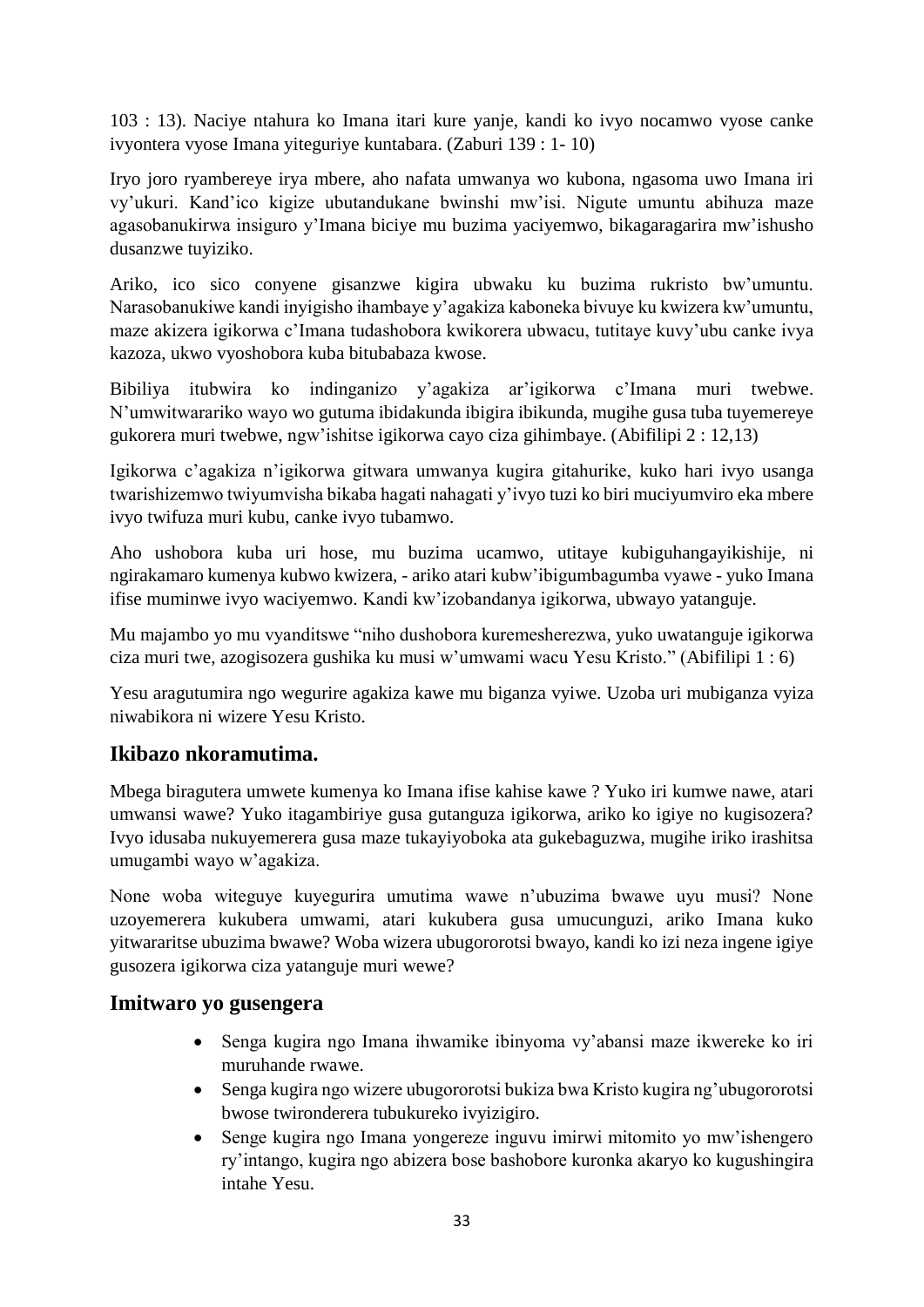103 : 13). Naciye ntahura ko Imana itari kure yanje, kandi ko ivyo nocamwo vyose canke ivyontera vyose Imana yiteguriye kuntabara. (Zaburi 139 : 1- 10)

Iryo joro ryambereye irya mbere, aho nafata umwanya wo kubona, ngasoma uwo Imana iri vy'ukuri. Kand'ico kigize ubutandukane bwinshi mw'isi. Nigute umuntu abihuza maze agasobanukirwa insiguro y'Imana biciye mu buzima yaciyemwo, bikagaragarira mw'ishusho dusanzwe tuyiziko.

Ariko, ico sico conyene gisanzwe kigira ubwaku ku buzima rukristo bw'umuntu. Narasobanukiwe kandi inyigisho ihambaye y'agakiza kaboneka bivuye ku kwizera kw'umuntu, maze akizera igikorwa c'Imana tudashobora kwikorera ubwacu, tutitaye kuvy'ubu canke ivya kazoza, ukwo vyoshobora kuba bitubabaza kwose.

Bibiliya itubwira ko indinganizo y'agakiza ar'igikorwa c'Imana muri twebwe. N'umwitwarariko wayo wo gutuma ibidakunda ibigira ibikunda, mugihe gusa tuba tuyemereye gukorera muri twebwe, ngw'ishitse igikorwa cayo ciza gihimbaye. (Abifilipi 2 : 12,13)

Igikorwa c'agakiza n'igikorwa gitwara umwanya kugira gitahurike, kuko hari ivyo usanga twarishizemwo twiyumvisha bikaba hagati nahagati y'ivyo tuzi ko biri muciyumviro eka mbere ivyo twifuza muri kubu, canke ivyo tubamwo.

Aho ushobora kuba uri hose, mu buzima ucamwo, utitaye kubiguhangayikishije, ni ngirakamaro kumenya kubwo kwizera, - ariko atari kubw'ibigumbagumba vyawe - yuko Imana ifise muminwe ivyo waciyemwo. Kandi kw'izobandanya igikorwa, ubwayo yatanguje.

Mu majambo yo mu vyanditswe "niho dushobora kuremesherezwa, yuko uwatanguje igikorwa ciza muri twe, azogisozera gushika ku musi w'umwami wacu Yesu Kristo." (Abifilipi 1 : 6)

Yesu aragutumira ngo wegurire agakiza kawe mu biganza vyiwe. Uzoba uri mubiganza vyiza niwabikora ni wizere Yesu Kristo.

## Ikibazo nkoramutima.

Mbega biragutera umwete kumenya ko Imana ifise kahise kawe ? Yuko iri kumwe nawe, atari umwansi wawe? Yuko itagambiriye gusa gutanguza igikorwa, ariko ko igiye no kugisozera? Ivyo idusaba nukuyemerera gusa maze tukayiyoboka ata gukebaguzwa, mugihe iriko irashitsa umugambi wayo w'agakiza.

None woba witeguye kuyegurira umutima wawe n'ubuzima bwawe uyu musi? None uzoyemerera kukubera umwami, atari kukubera gusa umucunguzi, ariko Imana kuko yitwararitse ubuzima bwawe? Woba wizera ubugororotsi bwayo, kandi ko izi neza ingene igiye gusozera igikorwa ciza yatanguje muri wewe?

## Imitwaro yo gusengera

- Senga kugira ngo Imana ihwamike ibinyoma vy'abansi maze ikwereke ko iri muruhande rwawe.
- Senga kugira ngo wizere ubugororotsi bukiza bwa Kristo kugira ng'ubugororotsi bwose twironderera tubukureko ivyizigiro.
- Senge kugira ngo Imana yongereze inguvu imirwi mitomito yo mw'ishengero ry'intango, kugira ngo abizera bose bashobore kuronka akaryo ko kugushingira intahe Yesu.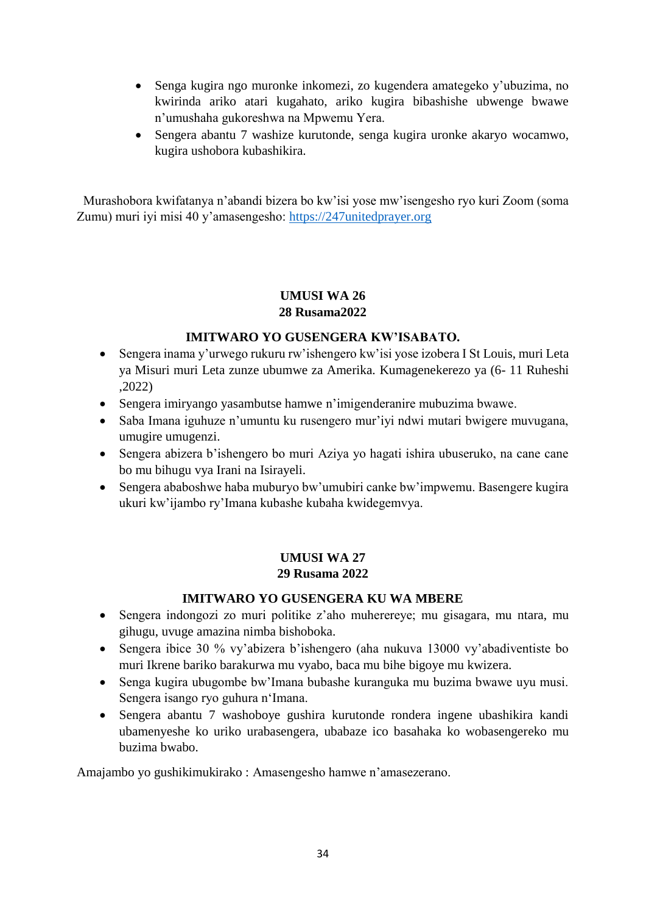- Senga kugira ngo muronke inkomezi, zo kugendera amategeko y'ubuzima, no kwirinda ariko atari kugahato, ariko kugira bibashishe ubwenge bwawe n'umushaha gukoreshwa na Mpwemu Yera.
- Sengera abantu 7 washize kurutonde, senga kugira uronke akaryo wocamwo, kugira ushobora kubashikira.

Murashobora kwifatanya n'abandi bizera bo kw'isi yose mw'isengesho ryo kuri Zoom (soma Zumu) muri iyi misi 40 y'amasengesho: https://247unitedprayer.org

**UMUSI WA 26**
**28 Rusama2022**

**IMITWARO YO GUSENGERA KW'ISABATO.**

- Sengera inama y'urwego rukuru rw'ishengero kw'isi yose izobera I St Louis, muri Leta ya Misuri muri Leta zunze ubumwe za Amerika. Kumagenekerezo ya (6- 11 Ruheshi ,2022)
- Sengera imiryango yasambutse hamwe n'imigenderanire mubuzima bwawe.
- Saba Imana iguhuze n'umuntu ku rusengero mur'iyi ndwi mutari bwigere muvugana, umugire umugenzi.
- Sengera abizera b'ishengero bo muri Aziya yo hagati ishira ubuseruko, na cane cane bo mu bihugu vya Irani na Isirayeli.
- Sengera ababoshwe haba muburyo bw'umubiri canke bw'impwemu. Basengere kugira ukuri kw'ijambo ry'Imana kubashe kubaha kwidegemvya.

**UMUSI WA 27**
**29 Rusama 2022**

**IMITWARO YO GUSENGERA KU WA MBERE**

- Sengera indongozi zo muri politike z'aho muherereye; mu gisagara, mu ntara, mu gihugu, uvuge amazina nimba bishoboka.
- Sengera ibice 30 % vy'abizera b'ishengero (aha nukuva 13000 vy'abadiventiste bo muri Ikrene bariko barakurwa mu vyabo, baca mu bihe bigoye mu kwizera.
- Senga kugira ubugombe bw'Imana bubashe kuranguka mu buzima bwawe uyu musi. Sengera isango ryo guhura n'Imana.
- Sengera abantu 7 washoboye gushira kurutonde rondera ingene ubashikira kandi ubamenyeshe ko uriko urabasengera, ubabaze ico basahaka ko wobasengereko mu buzima bwabo.

Amajambo yo gushikimukirako : Amasengesho hamwe n'amasezerano.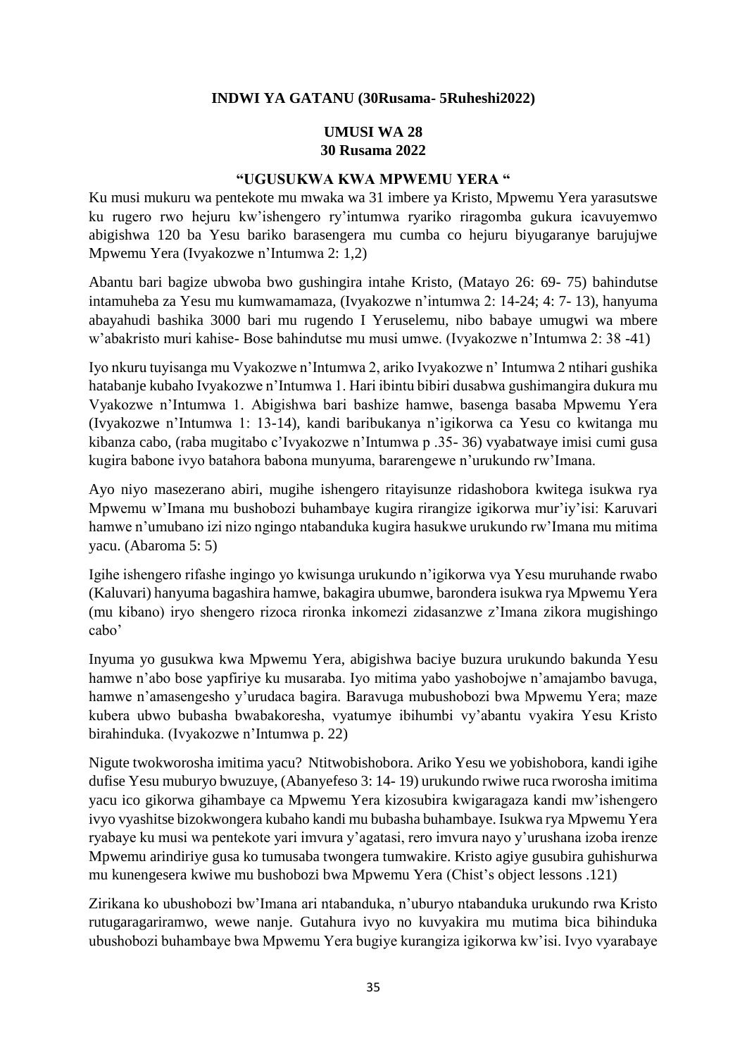**INDWI YA GATANU (30Rusama- 5Ruheshi2022)**

**UMUSI WA 28**
**30 Rusama 2022**

**"UGUSUKWA KWA MPWEMU YERA "**

Ku musi mukuru wa pentekote mu mwaka wa 31 imbere ya Kristo, Mpwemu Yera yarasutswe ku rugero rwo hejuru kw'ishengero ry'intumwa ryariko riragomba gukura icavuyemwo abigishwa 120 ba Yesu bariko barasengera mu cumba co hejuru biyugaranye barujujwe Mpwemu Yera (Ivyakozwe n'Intumwa 2: 1,2)

Abantu bari bagize ubwoba bwo gushingira intahe Kristo, (Matayo 26: 69- 75) bahindutse intamuheba za Yesu mu kumwamamaza, (Ivyakozwe n'intumwa 2: 14-24; 4: 7- 13), hanyuma abayahudi bashika 3000 bari mu rugendo I Yeruselemu, nibo babaye umugwi wa mbere w'abakristo muri kahise- Bose bahindutse mu musi umwe. (Ivyakozwe n'Intumwa 2: 38 -41)

Iyo nkuru tuyisanga mu Vyakozwe n'Intumwa 2, ariko Ivyakozwe n' Intumwa 2 ntihari gushika hatabanje kubaho Ivyakozwe n'Intumwa 1. Hari ibintu bibiri dusabwa gushimangira dukura mu Vyakozwe n'Intumwa 1. Abigishwa bari bashize hamwe, basenga basaba Mpwemu Yera (Ivyakozwe n'Intumwa 1: 13-14), kandi baribukanya n'igikorwa ca Yesu co kwitanga mu kibanza cabo, (raba mugitabo c'Ivyakozwe n'Intumwa p .35- 36) vyabatwaye imisi cumi gusa kugira babone ivyo batahora babona munyuma, bararengewe n'urukundo rw'Imana.

Ayo niyo masezerano abiri, mugihe ishengero ritayisunze ridashobora kwitega isukwa rya Mpwemu w'Imana mu bushobozi buhambaye kugira rirangize igikorwa mur'iy'isi: Karuvari hamwe n'umubano izi nizo ngingo ntabanduka kugira hasukwe urukundo rw'Imana mu mitima yacu. (Abaroma 5: 5)

Igihe ishengero rifashe ingingo yo kwisunga urukundo n'igikorwa vya Yesu muruhande rwabo (Kaluvari) hanyuma bagashira hamwe, bakagira ubumwe, barondera isukwa rya Mpwemu Yera (mu kibano) iryo shengero rizoca rironka inkomezi zidasanzwe z'Imana zikora mugishingo cabo'

Inyuma yo gusukwa kwa Mpwemu Yera, abigishwa baciye buzura urukundo bakunda Yesu hamwe n'abo bose yapfiriye ku musaraba. Iyo mitima yabo yashobojwe n'amajambo bavuga, hamwe n'amasengesho y'urudaca bagira. Baravuga mubushobozi bwa Mpwemu Yera; maze kubera ubwo bubasha bwabakoresha, vyatumye ibihumbi vy'abantu vyakira Yesu Kristo birahinduka. (Ivyakozwe n'Intumwa p. 22)

Nigute twokworosha imitima yacu? Ntitwobishobora. Ariko Yesu we yobishobora, kandi igihe dufise Yesu muburyo bwuzuye, (Abanyefeso 3: 14- 19) urukundo rwiwe ruca rworosha imitima yacu ico gikorwa gihambaye ca Mpwemu Yera kizosubira kwigaragaza kandi mw'ishengero ivyo vyashitse bizokwongera kubaho kandi mu bubasha buhambaye. Isukwa rya Mpwemu Yera ryabaye ku musi wa pentekote yari imvura y'agatasi, rero imvura nayo y'urushana izoba irenze Mpwemu arindiriye gusa ko tumusaba twongera tumwakire. Kristo agiye gusubira guhishurwa mu kunengesera kwiwe mu bushobozi bwa Mpwemu Yera (Chist's object lessons .121)

Zirikana ko ubushobozi bw'Imana ari ntabanduka, n'uburyo ntabanduka urukundo rwa Kristo rutugaragariramwo, wewe nanje. Gutahura ivyo no kuvyakira mu mutima bica bihinduka ubushobozi buhambaye bwa Mpwemu Yera bugiye kurangiza igikorwa kw'isi. Ivyo vyarabaye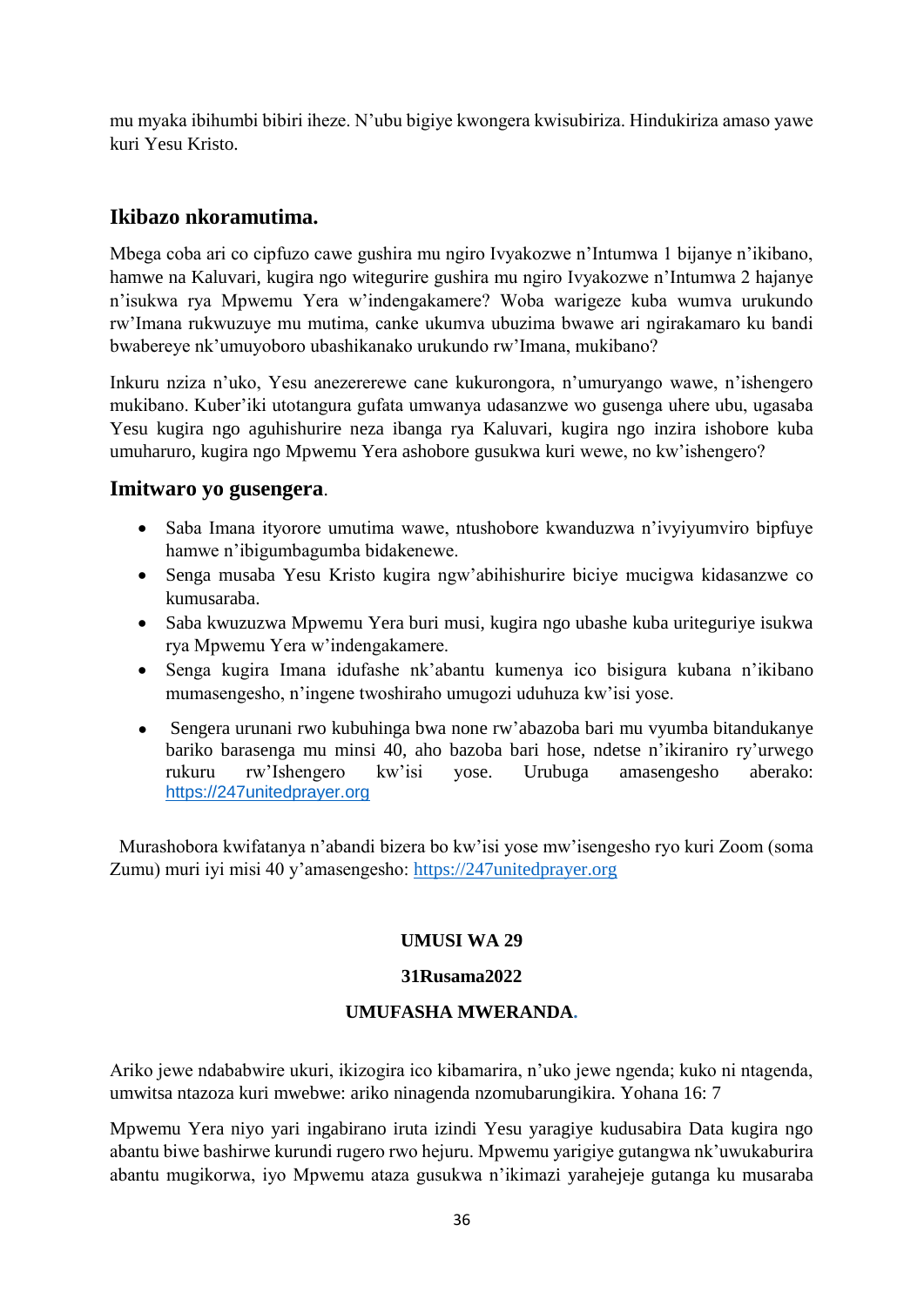mu myaka ibihumbi bibiri iheze. N'ubu bigiye kwongera kwisubiriza. Hindukiriza amaso yawe kuri Yesu Kristo.

## Ikibazo nkoramutima.

Mbega coba ari co cipfuzo cawe gushira mu ngiro Ivyakozwe n'Intumwa 1 bijanye n'ikibano, hamwe na Kaluvari, kugira ngo witegurire gushira mu ngiro Ivyakozwe n'Intumwa 2 hajanye n'isukwa rya Mpwemu Yera w'indengakamere? Woba warigeze kuba wumva urukundo rw'Imana rukwuzuye mu mutima, canke ukumva ubuzima bwawe ari ngirakamaro ku bandi bwabereye nk'umuyoboro ubashikanako urukundo rw'Imana, mukibano?

Inkuru nziza n'uko, Yesu anezererewe cane kukurongora, n'umuryango wawe, n'ishengero mukibano. Kuber'iki utotangura gufata umwanya udasanzwe wo gusenga uhere ubu, ugasaba Yesu kugira ngo aguhishurire neza ibanga rya Kaluvari, kugira ngo inzira ishobore kuba umuharuro, kugira ngo Mpwemu Yera ashobore gusukwa kuri wewe, no kw'ishengero?

## Imitwaro yo gusengera.

- Saba Imana ityorore umutima wawe, ntushobore kwanduzwa n'ivyiyumviro bipfuye hamwe n'ibigumbagumba bidakenewe.
- Senga musaba Yesu Kristo kugira ngw'abihishurire biciye mucigwa kidasanzwe co kumusaraba.
- Saba kwuzuzwa Mpwemu Yera buri musi, kugira ngo ubashe kuba uriteguriye isukwa rya Mpwemu Yera w'indengakamere.
- Senga kugira Imana idufashe nk'abantu kumenya ico bisigura kubana n'ikibano mumasengesho, n'ingene twoshiraho umugozi uduhuza kw'isi yose.
- Sengera urunani rwo kubuhinga bwa none rw'abazoba bari mu vyumba bitandukanye bariko barasenga mu minsi 40, aho bazoba bari hose, ndetse n'ikiraniro ry'urwego rukuru rw'Ishengero kw'isi yose. Urubuga amasengesho aberako: https://247unitedprayer.org

Murashobora kwifatanya n'abandi bizera bo kw'isi yose mw'isengesho ryo kuri Zoom (soma Zumu) muri iyi misi 40 y'amasengesho: https://247unitedprayer.org

**UMUSI WA 29**

**31Rusama2022**

**UMUFASHA MWERANDA.**

Ariko jewe ndababwire ukuri, ikizogira ico kibamarira, n'uko jewe ngenda; kuko ni ntagenda, umwitsa ntazoza kuri mwebwe: ariko ninagenda nzomubarungikira. Yohana 16: 7

Mpwemu Yera niyo yari ingabirano iruta izindi Yesu yaragiye kudusabira Data kugira ngo abantu biwe bashirwe kurundi rugero rwo hejuru. Mpwemu yarigiye gutangwa nk'uwukaburira abantu mugikorwa, iyo Mpwemu ataza gusukwa n'ikimazi yarahejeje gutanga ku musaraba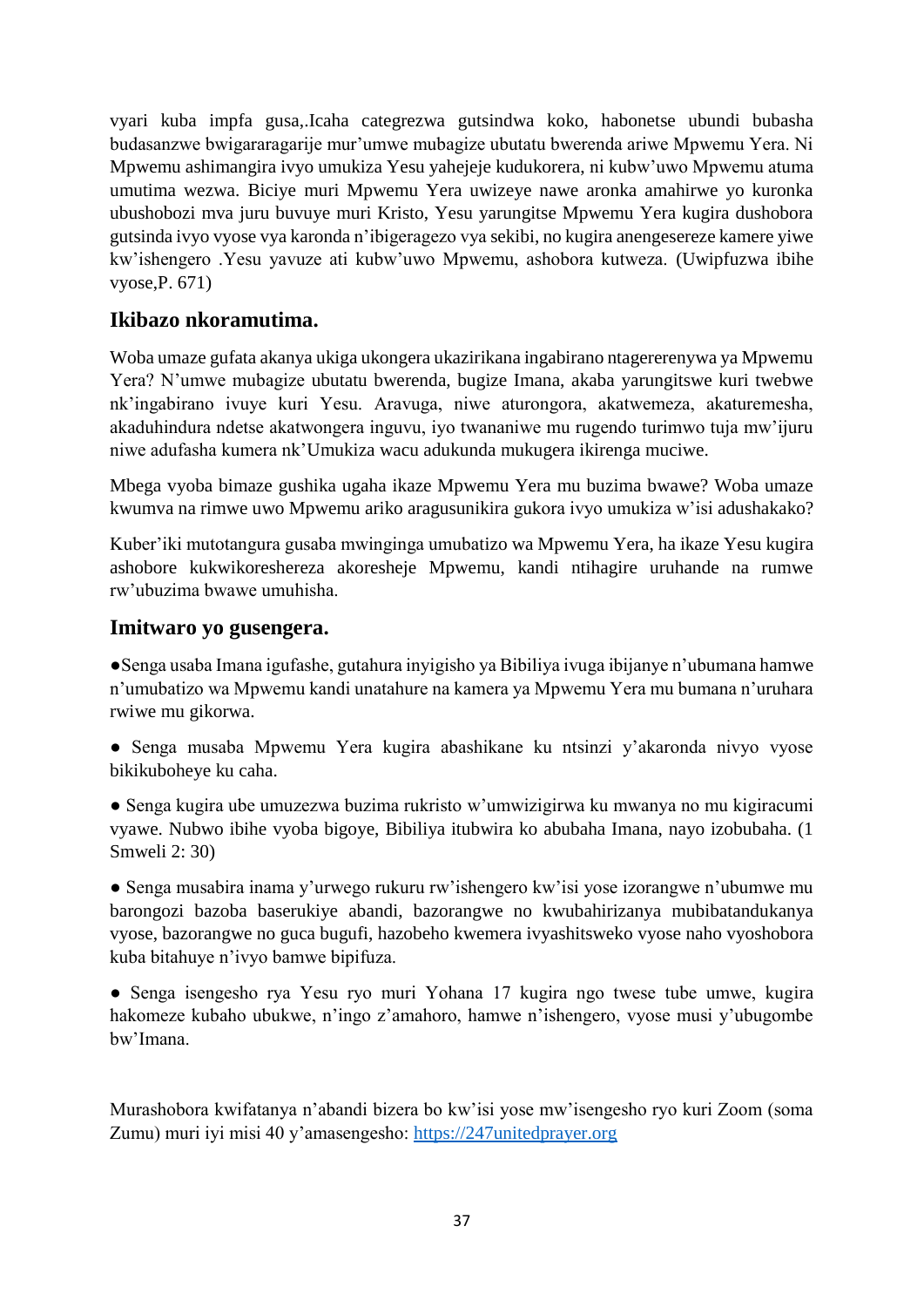vyari kuba impfa gusa,.Icaha categrezwa gutsindwa koko, habonetse ubundi bubasha budasanzwe bwigararagarije mur'umwe mubagize ubutatu bwerenda ariwe Mpwemu Yera. Ni Mpwemu ashimangira ivyo umukiza Yesu yahejeje kudukorera, ni kubw'uwo Mpwemu atuma umutima wezwa. Biciye muri Mpwemu Yera uwizeye nawe aronka amahirwe yo kuronka ubushobozi mva juru buvuye muri Kristo, Yesu yarungitse Mpwemu Yera kugira dushobora gutsinda ivyo vyose vya karonda n'ibigeragezo vya sekibi, no kugira anengesereze kamere yiwe kw'ishengero .Yesu yavuze ati kubw'uwo Mpwemu, ashobora kutweza. (Uwipfuzwa ibihe vyose,P. 671)

## Ikibazo nkoramutima.

Woba umaze gufata akanya ukiga ukongera ukazirikana ingabirano ntagererenywa ya Mpwemu Yera? N'umwe mubagize ubutatu bwerenda, bugize Imana, akaba yarungitswe kuri twebwe nk'ingabirano ivuye kuri Yesu. Aravuga, niwe aturongora, akatwemeza, akaturemesha, akaduhindura ndetse akatwongera inguvu, iyo twananiwe mu rugendo turimwo tuja mw'ijuru niwe adufasha kumera nk'Umukiza wacu adukunda mukugera ikirenga muciwe.

Mbega vyoba bimaze gushika ugaha ikaze Mpwemu Yera mu buzima bwawe? Woba umaze kwumva na rimwe uwo Mpwemu ariko aragusunikira gukora ivyo umukiza w'isi adushakako?

Kuber'iki mutotangura gusaba mwinginga umubatizo wa Mpwemu Yera, ha ikaze Yesu kugira ashobore kukwikoreshereza akoresheje Mpwemu, kandi ntihagire uruhande na rumwe rw'ubuzima bwawe umuhisha.

## Imitwaro yo gusengera.

●Senga usaba Imana igufashe, gutahura inyigisho ya Bibiliya ivuga ibijanye n'ubumana hamwe n'umubatizo wa Mpwemu kandi unatahure na kamera ya Mpwemu Yera mu bumana n'uruhara rwiwe mu gikorwa.

● Senga musaba Mpwemu Yera kugira abashikane ku ntsinzi y'akaronda nivyo vyose bikikuboheye ku caha.

● Senga kugira ube umuzezwa buzima rukristo w'umwizigirwa ku mwanya no mu kigiracumi vyawe. Nubwo ibihe vyoba bigoye, Bibiliya itubwira ko abubaha Imana, nayo izobubaha. (1 Smweli 2: 30)

● Senga musabira inama y'urwego rukuru rw'ishengero kw'isi yose izorangwe n'ubumwe mu barongozi bazoba baserukiye abandi, bazorangwe no kwubahirizanya mubibatandukanya vyose, bazorangwe no guca bugufi, hazobeho kwemera ivyashitsweko vyose naho vyoshobora kuba bitahuye n'ivyo bamwe bipifuza.

● Senga isengesho rya Yesu ryo muri Yohana 17 kugira ngo twese tube umwe, kugira hakomeze kubaho ubukwe, n'ingo z'amahoro, hamwe n'ishengero, vyose musi y'ubugombe bw'Imana.

Murashobora kwifatanya n'abandi bizera bo kw'isi yose mw'isengesho ryo kuri Zoom (soma Zumu) muri iyi misi 40 y'amasengesho: [https://247unitedprayer.org](https://247unitedprayer.org)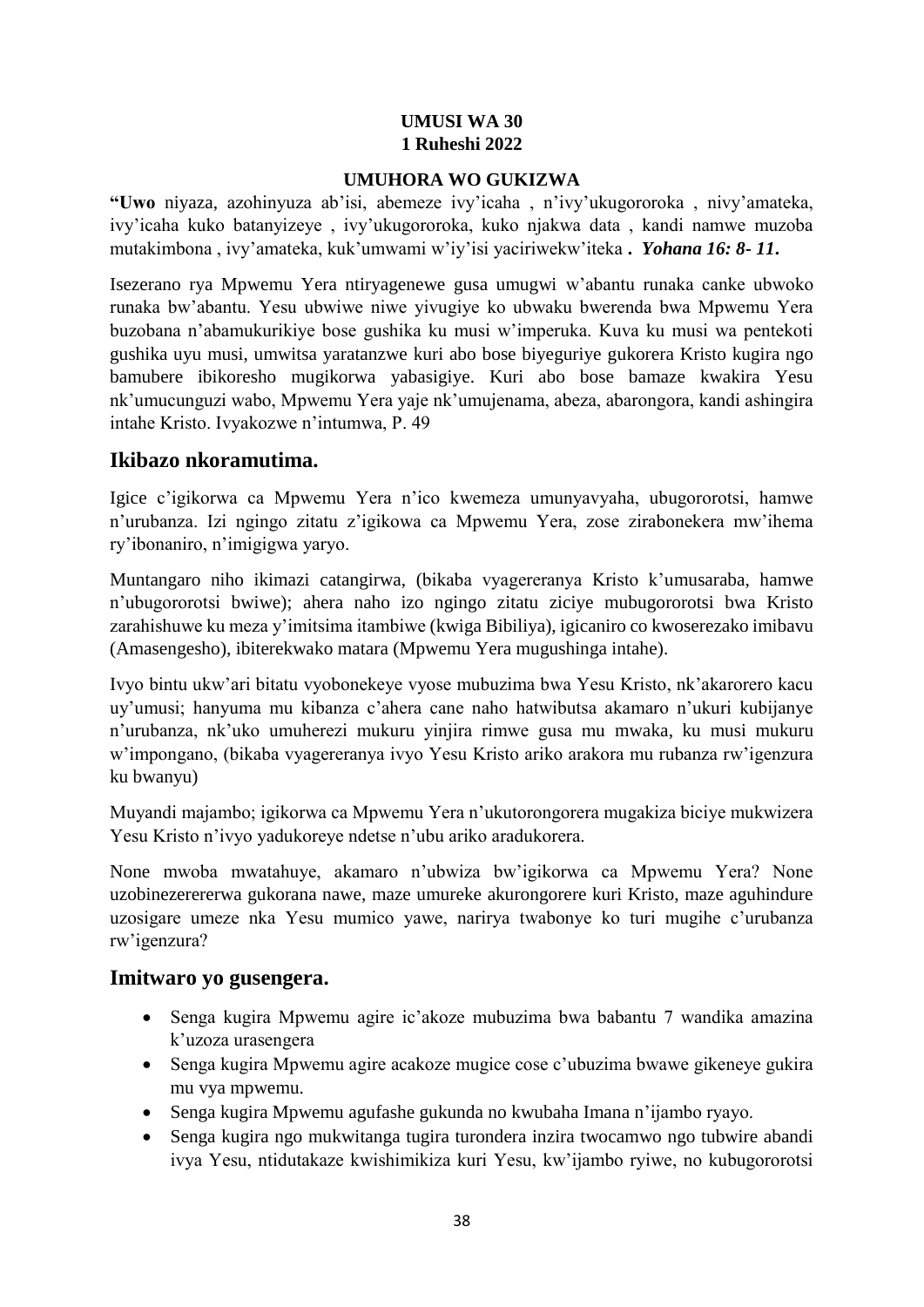**UMUSI WA 30**
**1 Ruheshi 2022**

**UMUHORA WO GUKIZWA**

**"Uwo** niyaza, azohinyuza ab'isi, abemeze ivy'icaha , n'ivy'ukugororoka , nivy'amateka, ivy'icaha kuko batanyizeye , ivy'ukugororoka, kuko njakwa data , kandi namwe muzoba mutakimbona , ivy'amateka, kuk'umwami w'iy'isi yaciriwekw'iteka **.** ***Yohana 16: 8- 11.***

Isezerano rya Mpwemu Yera ntiryagenewe gusa umugwi w'abantu runaka canke ubwoko runaka bw'abantu. Yesu ubwiwe niwe yivugiye ko ubwaku bwerenda bwa Mpwemu Yera buzobana n'abamukurikiye bose gushika ku musi w'imperuka. Kuva ku musi wa pentekoti gushika uyu musi, umwitsa yaratanzwe kuri abo bose biyeguriye gukorera Kristo kugira ngo bamubere ibikoresho mugikorwa yabasigiye. Kuri abo bose bamaze kwakira Yesu nk'umucunguzi wabo, Mpwemu Yera yaje nk'umujenama, abeza, abarongora, kandi ashingira intahe Kristo. Ivyakozwe n'intumwa, P. 49

## Ikibazo nkoramutima.

Igice c'igikorwa ca Mpwemu Yera n'ico kwemeza umunyavyaha, ubugororotsi, hamwe n'urubanza. Izi ngingo zitatu z'igikowa ca Mpwemu Yera, zose zirabonekera mw'ihema ry'ibonaniro, n'imigigwa yaryo.

Muntangaro niho ikimazi catangirwa, (bikaba vyagereranya Kristo k'umusaraba, hamwe n'ubugororotsi bwiwe); ahera naho izo ngingo zitatu ziciye mubugororotsi bwa Kristo zarahishuwe ku meza y'imitsima itambiwe (kwiga Bibiliya), igicaniro co kwoserezako imibavu (Amasengesho), ibiterekwako matara (Mpwemu Yera mugushinga intahe).

Ivyo bintu ukw'ari bitatu vyobonekeye vyose mubuzima bwa Yesu Kristo, nk'akarorero kacu uy'umusi; hanyuma mu kibanza c'ahera cane naho hatwibutsa akamaro n'ukuri kubijanye n'urubanza, nk'uko umuherezi mukuru yinjira rimwe gusa mu mwaka, ku musi mukuru w'impongano, (bikaba vyagereranya ivyo Yesu Kristo ariko arakora mu rubanza rw'igenzura ku bwanyu)

Muyandi majambo; igikorwa ca Mpwemu Yera n'ukutorongorera mugakiza biciye mukwizera Yesu Kristo n'ivyo yadukoreye ndetse n'ubu ariko aradukorera.

None mwoba mwatahuye, akamaro n'ubwiza bw'igikorwa ca Mpwemu Yera? None uzobinezerererwa gukorana nawe, maze umureke akurongorere kuri Kristo, maze aguhindure uzosigare umeze nka Yesu mumico yawe, narirya twabonye ko turi mugihe c'urubanza rw'igenzura?

## Imitwaro yo gusengera.

- Senga kugira Mpwemu agire ic'akoze mubuzima bwa babantu 7 wandika amazina k'uzoza urasengera
- Senga kugira Mpwemu agire acakoze mugice cose c'ubuzima bwawe gikeneye gukira mu vya mpwemu.
- Senga kugira Mpwemu agufashe gukunda no kwubaha Imana n'ijambo ryayo.
- Senga kugira ngo mukwitanga tugira turondera inzira twocamwo ngo tubwire abandi ivya Yesu, ntidutakaze kwishimikiza kuri Yesu, kw'ijambo ryiwe, no kubugororotsi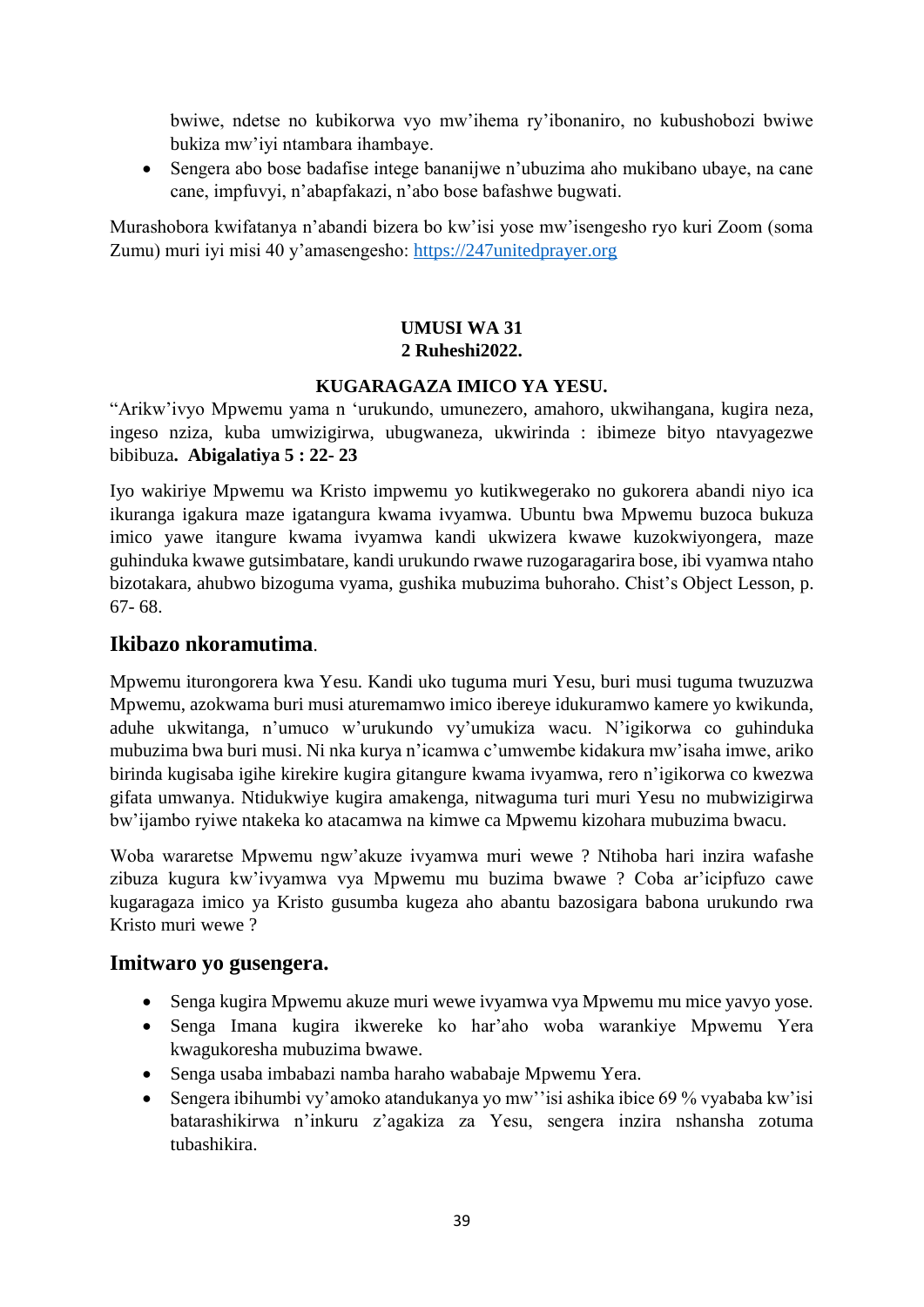bwiwe, ndetse no kubikorwa vyo mw'ihema ry'ibonaniro, no kubushobozi bwiwe bukiza mw'iyi ntambara ihambaye.

- Sengera abo bose badafise intege bananijwe n'ubuzima aho mukibano ubaye, na cane cane, impfuvyi, n'abapfakazi, n'abo bose bafashwe bugwati.

Murashobora kwifatanya n'abandi bizera bo kw'isi yose mw'isengesho ryo kuri Zoom (soma Zumu) muri iyi misi 40 y'amasengesho: https://247unitedprayer.org

**UMUSI WA 31**
**2 Ruheshi2022.**

**KUGARAGAZA IMICO YA YESU.**

"Arikw'ivyo Mpwemu yama n 'urukundo, umunezero, amahoro, ukwihangana, kugira neza, ingeso nziza, kuba umwizigirwa, ubugwaneza, ukwirinda : ibimeze bityo ntavyagezwe bibibuza**. Abigalatiya 5 : 22- 23**

Iyo wakiriye Mpwemu wa Kristo impwemu yo kutikwegerako no gukorera abandi niyo ica ikuranga igakura maze igatangura kwama ivyamwa. Ubuntu bwa Mpwemu buzoca bukuza imico yawe itangure kwama ivyamwa kandi ukwizera kwawe kuzokwiyongera, maze guhinduka kwawe gutsimbatare, kandi urukundo rwawe ruzogaragarira bose, ibi vyamwa ntaho bizotakara, ahubwo bizoguma vyama, gushika mubuzima buhoraho. Chist's Object Lesson, p. 67- 68.

## Ikibazo nkoramutima.

Mpwemu iturongorera kwa Yesu. Kandi uko tuguma muri Yesu, buri musi tuguma twuzuzwa Mpwemu, azokwama buri musi aturemamwo imico ibereye idukuramwo kamere yo kwikunda, aduhe ukwitanga, n'umuco w'urukundo vy'umukiza wacu. N'igikorwa co guhinduka mubuzima bwa buri musi. Ni nka kurya n'icamwa c'umwembe kidakura mw'isaha imwe, ariko birinda kugisaba igihe kirekire kugira gitangure kwama ivyamwa, rero n'igikorwa co kwezwa gifata umwanya. Ntidukwiye kugira amakenga, nitwaguma turi muri Yesu no mubwizigirwa bw'ijambo ryiwe ntakeka ko atacamwa na kimwe ca Mpwemu kizohara mubuzima bwacu.

Woba wararetse Mpwemu ngw'akuze ivyamwa muri wewe ? Ntihoba hari inzira wafashe zibuza kugura kw'ivyamwa vya Mpwemu mu buzima bwawe ? Coba ar'icipfuzo cawe kugaragaza imico ya Kristo gusumba kugeza aho abantu bazosigara babona urukundo rwa Kristo muri wewe ?

## Imitwaro yo gusengera.

- Senga kugira Mpwemu akuze muri wewe ivyamwa vya Mpwemu mu mice yavyo yose.
- Senga Imana kugira ikwereke ko har'aho woba warankiye Mpwemu Yera kwagukoresha mubuzima bwawe.
- Senga usaba imbabazi namba haraho wababaje Mpwemu Yera.
- Sengera ibihumbi vy'amoko atandukanya yo mw''isi ashika ibice 69 % vyababa kw'isi batarashikirwa n'inkuru z'agakiza za Yesu, sengera inzira nshansha zotuma tubashikira.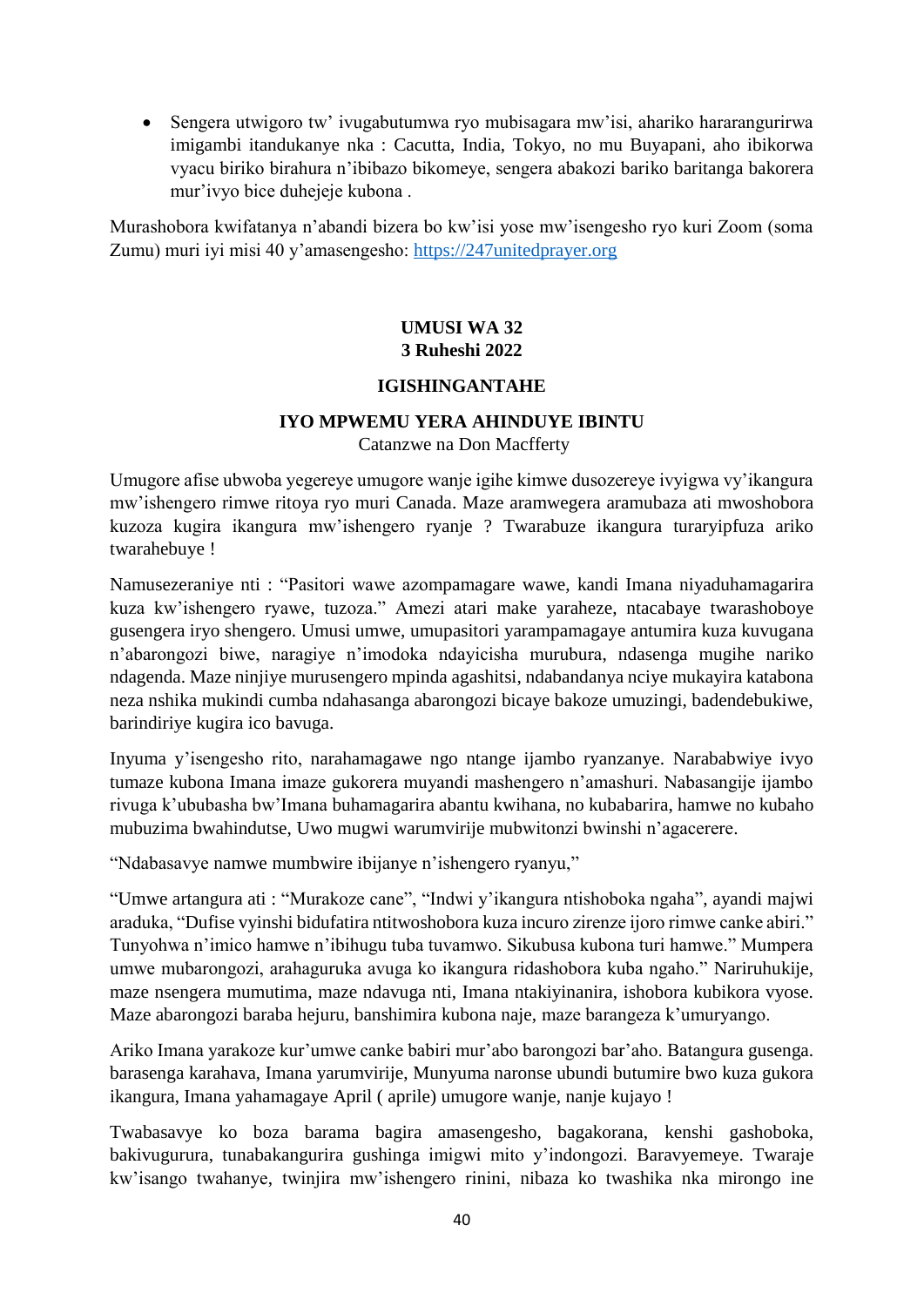- Sengera utwigoro tw' ivugabutumwa ryo mubisagara mw'isi, ahariko hararangurirwa imigambi itandukanye nka : Cacutta, India, Tokyo, no mu Buyapani, aho ibikorwa vyacu biriko birahura n'ibibazo bikomeye, sengera abakozi bariko baritanga bakorera mur'ivyo bice duhejeje kubona .

Murashobora kwifatanya n'abandi bizera bo kw'isi yose mw'isengesho ryo kuri Zoom (soma Zumu) muri iyi misi 40 y'amasengesho: https://247unitedprayer.org

## UMUSI WA 32
## 3 Ruheshi 2022

### IGISHINGANTAHE

### IYO MPWEMU YERA AHINDUYE IBINTU

Catanzwe na Don Macfferty

Umugore afise ubwoba yegereye umugore wanje igihe kimwe dusozereye ivyigwa vy'ikangura mw'ishengero rimwe ritoya ryo muri Canada. Maze aramwegera aramubaza ati mwoshobora kuzoza kugira ikangura mw'ishengero ryanje ? Twarabuze ikangura turaryipfuza ariko twarahebuye !

Namusezeraniye nti : "Pasitori wawe azompamagare wawe, kandi Imana niyaduhamagarira kuza kw'ishengero ryawe, tuzoza." Amezi atari make yaraheze, ntacabaye twarashoboye gusengera iryo shengero. Umusi umwe, umupasitori yarampamagaye antumira kuza kuvugana n'abarongozi biwe, naragiye n'imodoka ndayicisha murubura, ndasenga mugihe nariko ndagenda. Maze ninjiye murusengero mpinda agashitsi, ndabandanya nciye mukayira katabona neza nshika mukindi cumba ndahasanga abarongozi bicaye bakoze umuzingi, badendebukiwe, barindiriye kugira ico bavuga.

Inyuma y'isengesho rito, narahamagawe ngo ntange ijambo ryanzanye. Narababwiye ivyo tumaze kubona Imana imaze gukorera muyandi mashengero n'amashuri. Nabasangije ijambo rivuga k'ububasha bw'Imana buhamagarira abantu kwihana, no kubabarira, hamwe no kubaho mubuzima bwahindutse, Uwo mugwi warumvirije mubwitonzi bwinshi n'agacerere.

"Ndabasavye namwe mumbwire ibijanye n'ishengero ryanyu,"

"Umwe artangura ati : "Murakoze cane", "Indwi y'ikangura ntishoboka ngaha", ayandi majwi araduka, "Dufise vyinshi bidufatira ntitwoshobora kuza incuro zirenze ijoro rimwe canke abiri." Tunyohwa n'imico hamwe n'ibihugu tuba tuvamwo. Sikubusa kubona turi hamwe." Mumpera umwe mubarongozi, arahaguruka avuga ko ikangura ridashobora kuba ngaho." Nariruhukije, maze nsengera mumutima, maze ndavuga nti, Imana ntakiyinanira, ishobora kubikora vyose. Maze abarongozi baraba hejuru, banshimira kubona naje, maze barangeza k'umuryango.

Ariko Imana yarakoze kur'umwe canke babiri mur'abo barongozi bar'aho. Batangura gusenga. barasenga karahava, Imana yarumvirije, Munyuma naronse ubundi butumire bwo kuza gukora ikangura, Imana yahamagaye April ( aprile) umugore wanje, nanje kujayo !

Twabasavye ko boza barama bagira amasengesho, bagakorana, kenshi gashoboka, bakivugurura, tunabakangurira gushinga imigwi mito y'indongozi. Baravyemeye. Twaraje kw'isango twahanye, twinjira mw'ishengero rinini, nibaza ko twashika nka mirongo ine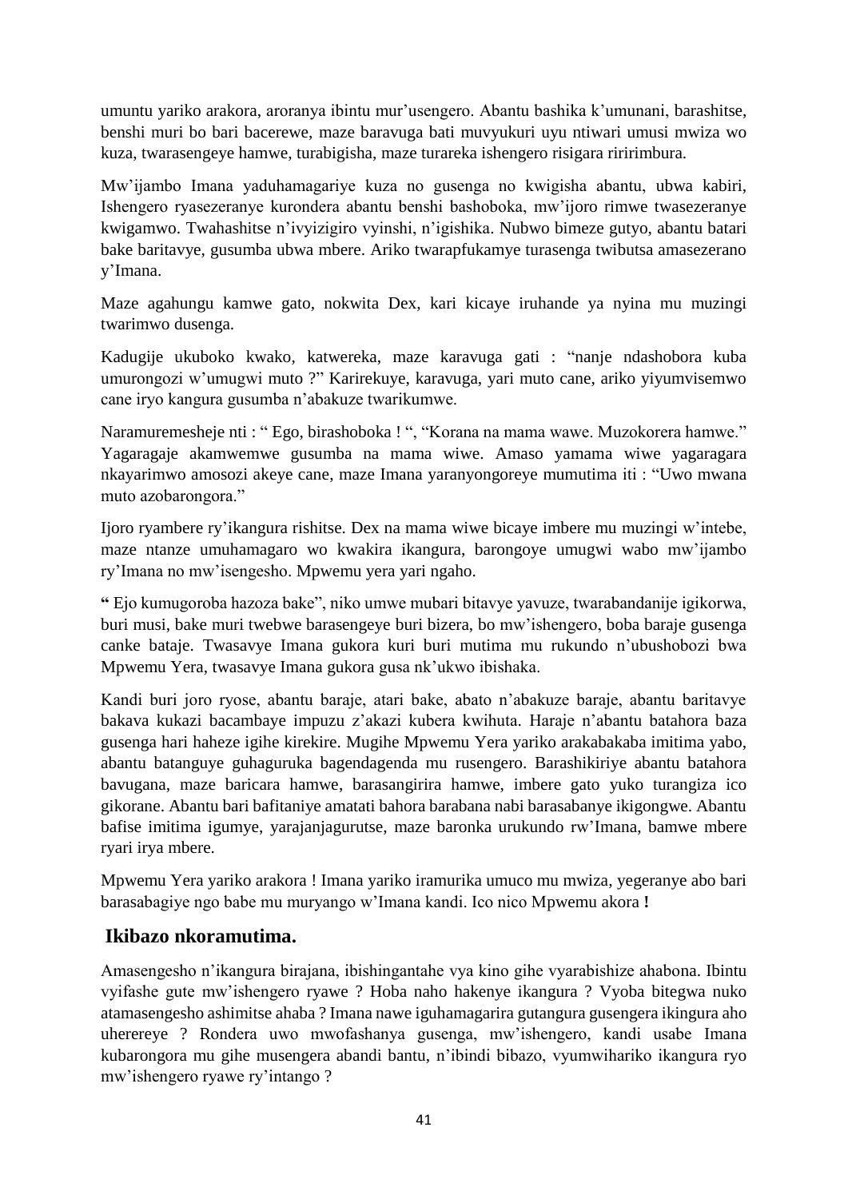umuntu yariko arakora, aroranya ibintu mur'usengero. Abantu bashika k'umunani, barashitse, benshi muri bo bari bacerewe, maze baravuga bati muvyukuri uyu ntiwari umusi mwiza wo kuza, twarasengeye hamwe, turabigisha, maze turareka ishengero risigara riririmbura.

Mw'ijambo Imana yaduhamagariye kuza no gusenga no kwigisha abantu, ubwa kabiri, Ishengero ryasezeranye kurondera abantu benshi bashoboka, mw'ijoro rimwe twasezeranye kwigamwo. Twahashitse n'ivyizigiro vyinshi, n'igishika. Nubwo bimeze gutyo, abantu batari bake baritavye, gusumba ubwa mbere. Ariko twarapfukamye turasenga twibutsa amasezerano y'Imana.

Maze agahungu kamwe gato, nokwita Dex, kari kicaye iruhande ya nyina mu muzingi twarimwo dusenga.

Kadugije ukuboko kwako, katwereka, maze karavuga gati : "nanje ndashobora kuba umurongozi w'umugwi muto ?" Karirekuye, karavuga, yari muto cane, ariko yiyumvisemwo cane iryo kangura gusumba n'abakuze twarikumwe.

Naramuremesheje nti : " Ego, birashoboka ! ", "Korana na mama wawe. Muzokorera hamwe." Yagaragaje akamwemwe gusumba na mama wiwe. Amaso yamama wiwe yagaragara nkayarimwo amosozi akeye cane, maze Imana yaranyongoreye mumutima iti : "Uwo mwana muto azobarongora."

Ijoro ryambere ry'ikangura rishitse. Dex na mama wiwe bicaye imbere mu muzingi w'intebe, maze ntanze umuhamagaro wo kwakira ikangura, barongoye umugwi wabo mw'ijambo ry'Imana no mw'isengesho. Mpwemu yera yari ngaho.

**"** Ejo kumugoroba hazoza bake", niko umwe mubari bitavye yavuze, twarabandanije igikorwa, buri musi, bake muri twebwe barasengeye buri bizera, bo mw'ishengero, boba baraje gusenga canke bataje. Twasavye Imana gukora kuri buri mutima mu rukundo n'ubushobozi bwa Mpwemu Yera, twasavye Imana gukora gusa nk'ukwo ibishaka.

Kandi buri joro ryose, abantu baraje, atari bake, abato n'abakuze baraje, abantu baritavye bakava kukazi bacambaye impuzu z'akazi kubera kwihuta. Haraje n'abantu batahora baza gusenga hari haheze igihe kirekire. Mugihe Mpwemu Yera yariko arakabakaba imitima yabo, abantu batanguye guhaguruka bagendagenda mu rusengero. Barashikiriye abantu batahora bavugana, maze baricara hamwe, barasangirira hamwe, imbere gato yuko turangiza ico gikorane. Abantu bari bafitaniye amatati bahora barabana nabi barasabanye ikigongwe. Abantu bafise imitima igumye, yarajanjagurutse, maze baronka urukundo rw'Imana, bamwe mbere ryari irya mbere.

Mpwemu Yera yariko arakora ! Imana yariko iramurika umuco mu mwiza, yegeranye abo bari barasabagiye ngo babe mu muryango w'Imana kandi. Ico nico Mpwemu akora **!**

## Ikibazo nkoramutima.

Amasengesho n'ikangura birajana, ibishingantahe vya kino gihe vyarabishize ahabona. Ibintu vyifashe gute mw'ishengero ryawe ? Hoba naho hakenye ikangura ? Vyoba bitegwa nuko atamasengesho ashimitse ahaba ? Imana nawe iguhamagarira gutangura gusengera ikingura aho uherereye ? Rondera uwo mwofashanya gusenga, mw'ishengero, kandi usabe Imana kubarongora mu gihe musengera abandi bantu, n'ibindi bibazo, vyumwihariko ikangura ryo mw'ishengero ryawe ry'intango ?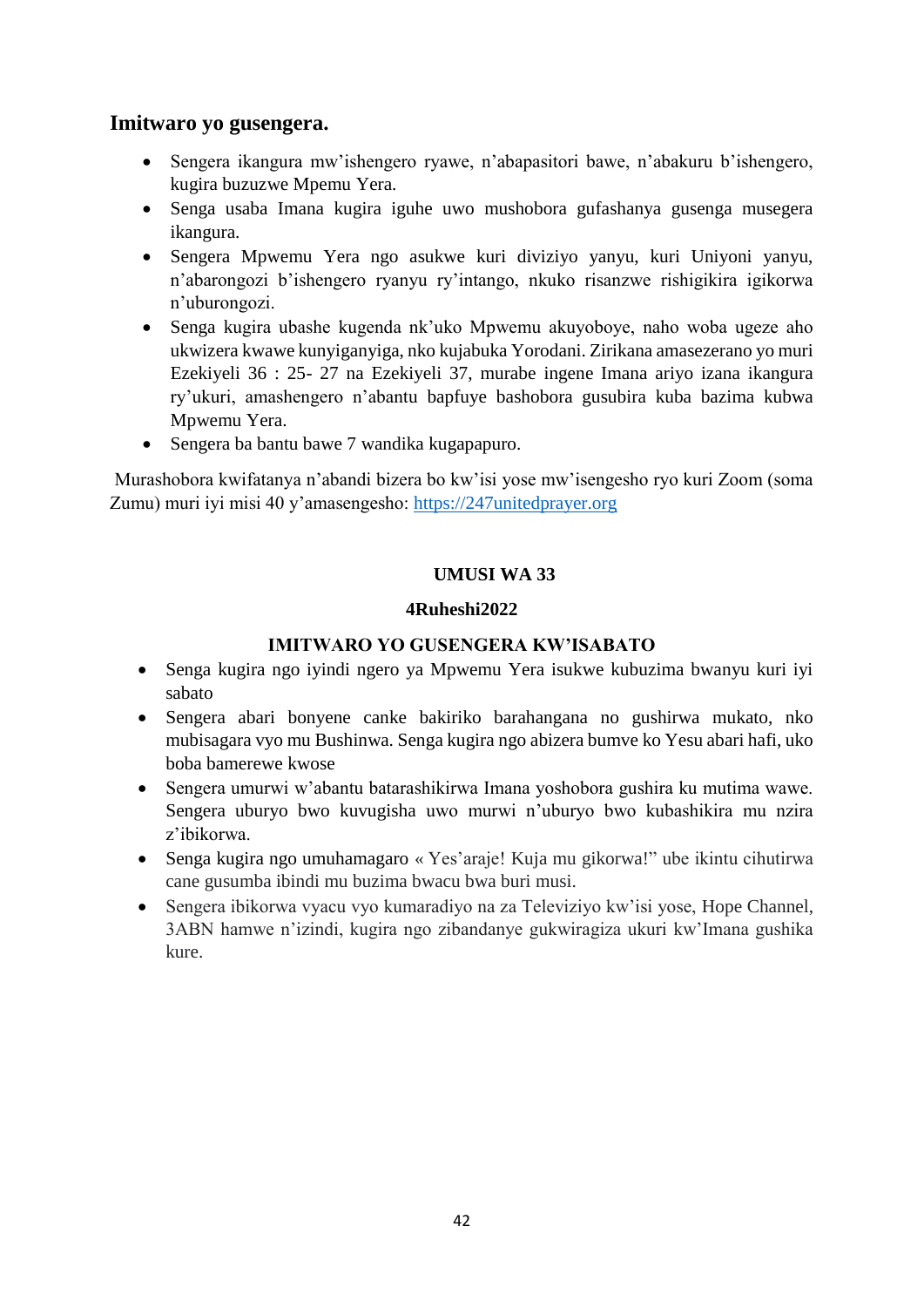## Imitwaro yo gusengera.

- Sengera ikangura mw'ishengero ryawe, n'abapasitori bawe, n'abakuru b'ishengero, kugira buzuzwe Mpemu Yera.
- Senga usaba Imana kugira iguhe uwo mushobora gufashanya gusenga musegera ikangura.
- Sengera Mpwemu Yera ngo asukwe kuri diviziyo yanyu, kuri Uniyoni yanyu, n'abarongozi b'ishengero ryanyu ry'intango, nkuko risanzwe rishigikira igikorwa n'uburongozi.
- Senga kugira ubashe kugenda nk'uko Mpwemu akuyoboye, naho woba ugeze aho ukwizera kwawe kunyiganyiga, nko kujabuka Yorodani. Zirikana amasezerano yo muri Ezekiyeli 36 : 25- 27 na Ezekiyeli 37, murabe ingene Imana ariyo izana ikangura ry'ukuri, amashengero n'abantu bapfuye bashobora gusubira kuba bazima kubwa Mpwemu Yera.
- Sengera ba bantu bawe 7 wandika kugapapuro.

Murashobora kwifatanya n'abandi bizera bo kw'isi yose mw'isengesho ryo kuri Zoom (soma Zumu) muri iyi misi 40 y'amasengesho: https://247unitedprayer.org

**UMUSI WA 33**

**4Ruheshi2022**

**IMITWARO YO GUSENGERA KW'ISABATO**

- Senga kugira ngo iyindi ngero ya Mpwemu Yera isukwe kubuzima bwanyu kuri iyi sabato
- Sengera abari bonyene canke bakiriko barahangana no gushirwa mukato, nko mubisagara vyo mu Bushinwa. Senga kugira ngo abizera bumve ko Yesu abari hafi, uko boba bamerewe kwose
- Sengera umurwi w'abantu batarashikirwa Imana yoshobora gushira ku mutima wawe. Sengera uburyo bwo kuvugisha uwo murwi n'uburyo bwo kubashikira mu nzira z'ibikorwa.
- Senga kugira ngo umuhamagaro « Yes'araje! Kuja mu gikorwa!" ube ikintu cihutirwa cane gusumba ibindi mu buzima bwacu bwa buri musi.
- Sengera ibikorwa vyacu vyo kumaradiyo na za Televiziyo kw'isi yose, Hope Channel, 3ABN hamwe n'izindi, kugira ngo zibandanye gukwiragiza ukuri kw'Imana gushika kure.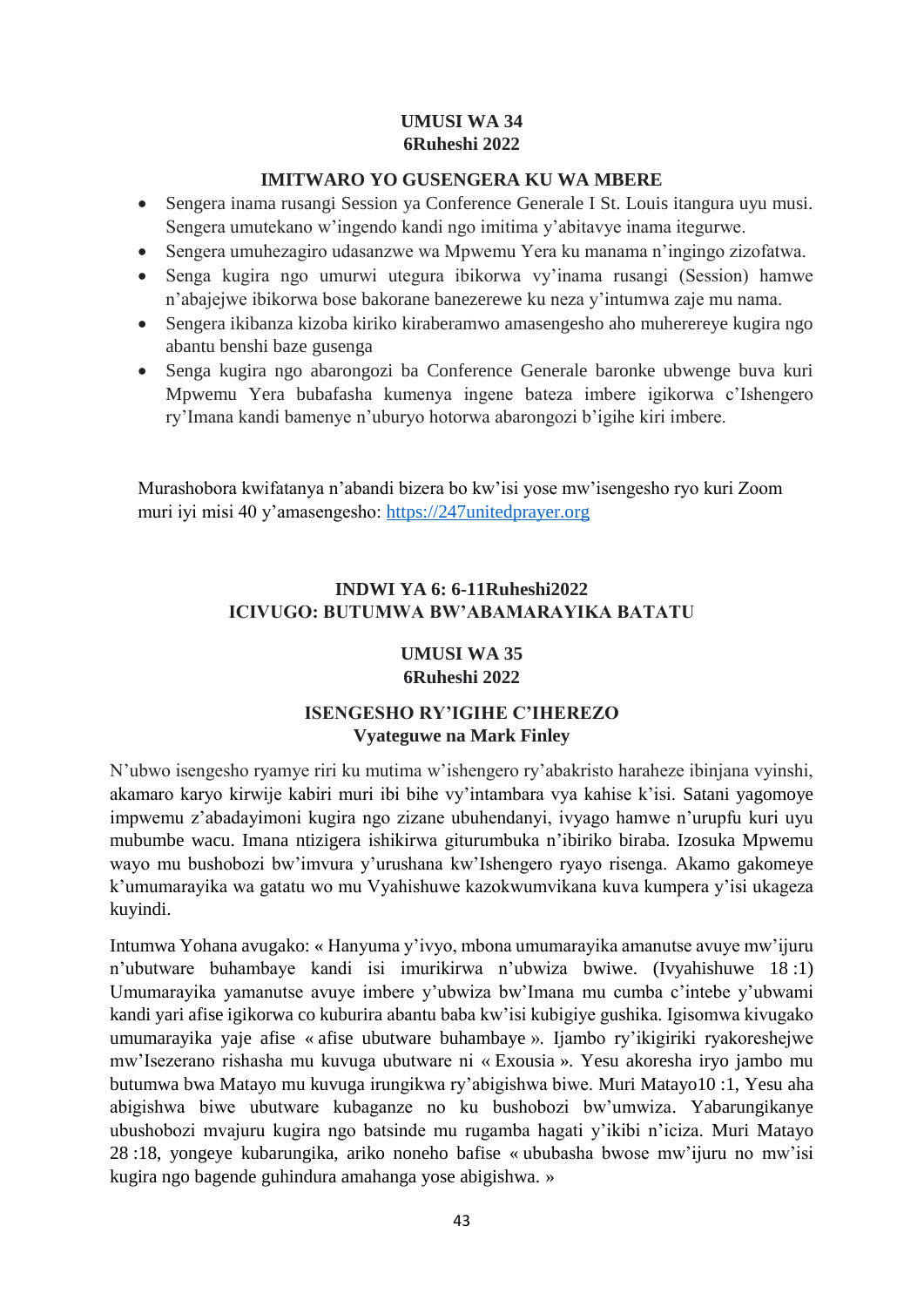**UMUSI WA 34**
**6Ruheshi 2022**

**IMITWARO YO GUSENGERA KU WA MBERE**

- Sengera inama rusangi Session ya Conference Generale I St. Louis itangura uyu musi. Sengera umutekano w'ingendo kandi ngo imitima y'abitavye inama itegurwe.
- Sengera umuhezagiro udasanzwe wa Mpwemu Yera ku manama n'ingingo zizofatwa.
- Senga kugira ngo umurwi utegura ibikorwa vy'inama rusangi (Session) hamwe n'abajejwe ibikorwa bose bakorane banezerewe ku neza y'intumwa zaje mu nama.
- Sengera ikibanza kizoba kiriko kiraberamwo amasengesho aho muherereye kugira ngo abantu benshi baze gusenga
- Senga kugira ngo abarongozi ba Conference Generale baronke ubwenge buva kuri Mpwemu Yera bubafasha kumenya ingene bateza imbere igikorwa c'Ishengero ry'Imana kandi bamenye n'uburyo hotorwa abarongozi b'igihe kiri imbere.

Murashobora kwifatanya n'abandi bizera bo kw'isi yose mw'isengesho ryo kuri Zoom muri iyi misi 40 y'amasengesho: https://247unitedprayer.org

**INDWI YA 6: 6-11Ruheshi2022**
**ICIVUGO: BUTUMWA BW'ABAMARAYIKA BATATU**

**UMUSI WA 35**
**6Ruheshi 2022**

**ISENGESHO RY'IGIHE C'IHEREZO**
**Vyateguwe na Mark Finley**

N'ubwo isengesho ryamye riri ku mutima w'ishengero ry'abakristo haraheze ibinjana vyinshi, akamaro karyo kirwije kabiri muri ibi bihe vy'intambara vya kahise k'isi. Satani yagomoye impwemu z'abadayimoni kugira ngo zizane ubuhendanyi, ivyago hamwe n'urupfu kuri uyu mubumbe wacu. Imana ntizigera ishikirwa giturumbuka n'ibiriko biraba. Izosuka Mpwemu wayo mu bushobozi bw'imvura y'urushana kw'Ishengero ryayo risenga. Akamo gakomeye k'umumarayika wa gatatu wo mu Vyahishuwe kazokwumvikana kuva kumpera y'isi ukageza kuyindi.

Intumwa Yohana avugako: « Hanyuma y'ivyo, mbona umumarayika amanutse avuye mw'ijuru n'ubutware buhambaye kandi isi imurikirwa n'ubwiza bwiwe. (Ivyahishuwe 18 :1) Umumarayika yamanutse avuye imbere y'ubwiza bw'Imana mu cumba c'intebe y'ubwami kandi yari afise igikorwa co kuburira abantu baba kw'isi kubigiye gushika. Igisomwa kivugako umumarayika yaje afise « afise ubutware buhambaye ». Ijambo ry'ikigiriki ryakoreshejwe mw'Isezerano rishasha mu kuvuga ubutware ni « Exousia ». Yesu akoresha iryo jambo mu butumwa bwa Matayo mu kuvuga irungikwa ry'abigishwa biwe. Muri Matayo10 :1, Yesu aha abigishwa biwe ubutware kubaganze no ku bushobozi bw'umwiza. Yabarungikanye ubushobozi mvajuru kugira ngo batsinde mu rugamba hagati y'ikibi n'iciza. Muri Matayo 28 :18, yongeye kubarungika, ariko noneho bafise « ububasha bwose mw'ijuru no mw'isi kugira ngo bagende guhindura amahanga yose abigishwa. »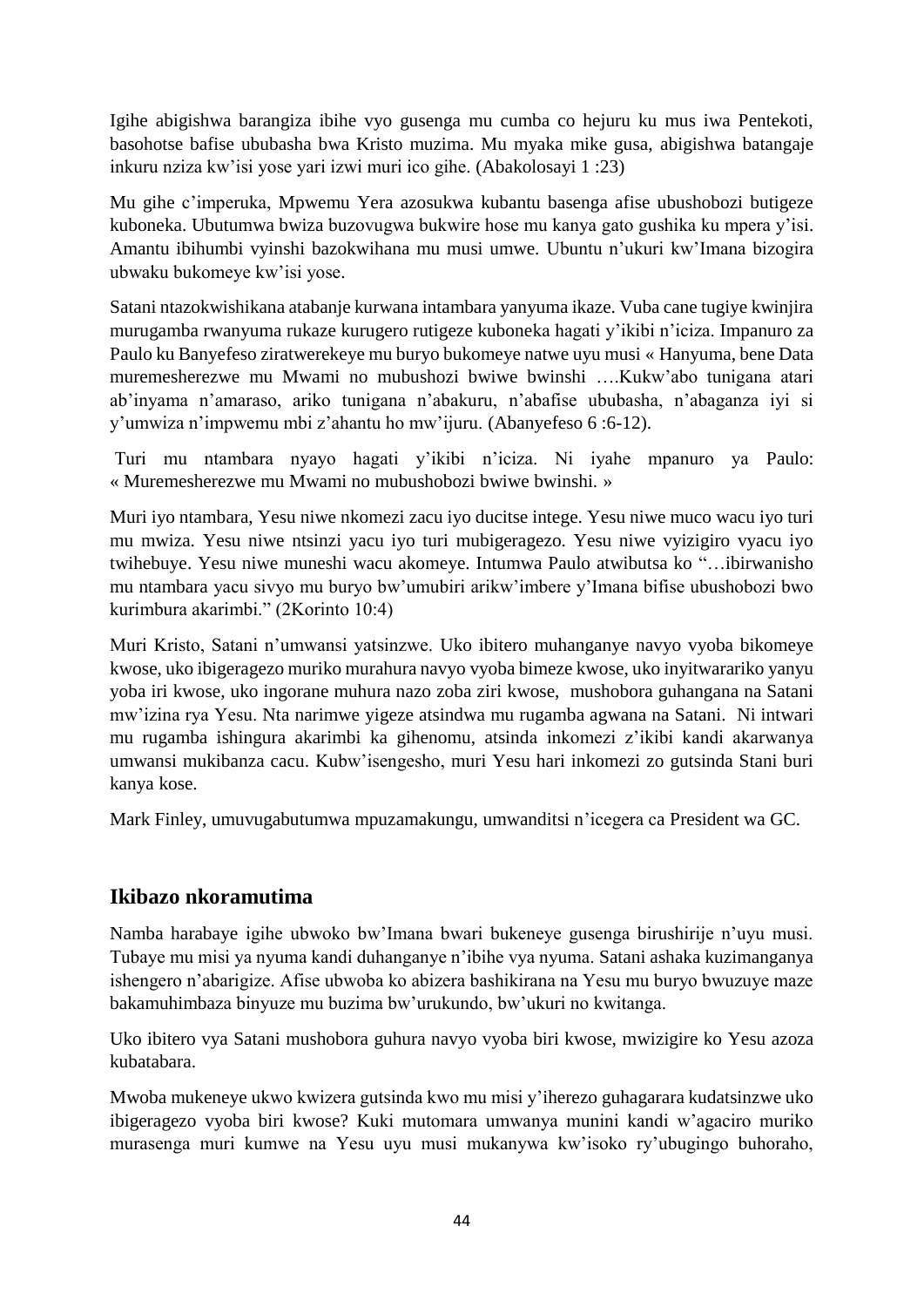Igihe abigishwa barangiza ibihe vyo gusenga mu cumba co hejuru ku mus iwa Pentekoti, basohotse bafise ububasha bwa Kristo muzima. Mu myaka mike gusa, abigishwa batangaje inkuru nziza kw'isi yose yari izwi muri ico gihe. (Abakolosayi 1 :23)

Mu gihe c'imperuka, Mpwemu Yera azosukwa kubantu basenga afise ubushobozi butigeze kuboneka. Ubutumwa bwiza buzovugwa bukwire hose mu kanya gato gushika ku mpera y'isi. Amantu ibihumbi vyinshi bazokwihana mu musi umwe. Ubuntu n'ukuri kw'Imana bizogira ubwaku bukomeye kw'isi yose.

Satani ntazokwishikana atabanje kurwana intambara yanyuma ikaze. Vuba cane tugiye kwinjira murugamba rwanyuma rukaze kurugero rutigeze kuboneka hagati y'ikibi n'iciza. Impanuro za Paulo ku Banyefeso ziratwerekeye mu buryo bukomeye natwe uyu musi « Hanyuma, bene Data muremesherezwe mu Mwami no mubushozi bwiwe bwinshi ….Kukw'abo tunigana atari ab'inyama n'amaraso, ariko tunigana n'abakuru, n'abafise ububasha, n'abaganza iyi si y'umwiza n'impwemu mbi z'ahantu ho mw'ijuru. (Abanyefeso 6 :6-12).

Turi mu ntambara nyayo hagati y'ikibi n'iciza. Ni iyahe mpanuro ya Paulo: « Muremesherezwe mu Mwami no mubushobozi bwiwe bwinshi. »

Muri iyo ntambara, Yesu niwe nkomezi zacu iyo ducitse intege. Yesu niwe muco wacu iyo turi mu mwiza. Yesu niwe ntsinzi yacu iyo turi mubigeragezo. Yesu niwe vyizigiro vyacu iyo twihebuye. Yesu niwe muneshi wacu akomeye. Intumwa Paulo atwibutsa ko "…ibirwanisho mu ntambara yacu sivyo mu buryo bw'umubiri arikw'imbere y'Imana bifise ubushobozi bwo kurimbura akarimbi." (2Korinto 10:4)

Muri Kristo, Satani n'umwansi yatsinzwe. Uko ibitero muhanganye navyo vyoba bikomeye kwose, uko ibigeragezo muriko murahura navyo vyoba bimeze kwose, uko inyitwarariko yanyu yoba iri kwose, uko ingorane muhura nazo zoba ziri kwose, mushobora guhangana na Satani mw'izina rya Yesu. Nta narimwe yigeze atsindwa mu rugamba agwana na Satani. Ni intwari mu rugamba ishingura akarimbi ka gihenomu, atsinda inkomezi z'ikibi kandi akarwanya umwansi mukibanza cacu. Kubw'isengesho, muri Yesu hari inkomezi zo gutsinda Stani buri kanya kose.

Mark Finley, umuvugabutumwa mpuzamakungu, umwanditsi n'icegera ca President wa GC.

## Ikibazo nkoramutima

Namba harabaye igihe ubwoko bw'Imana bwari bukeneye gusenga birushirije n'uyu musi. Tubaye mu misi ya nyuma kandi duhanganye n'ibihe vya nyuma. Satani ashaka kuzimanganya ishengero n'abarigize. Afise ubwoba ko abizera bashikirana na Yesu mu buryo bwuzuye maze bakamuhimbaza binyuze mu buzima bw'urukundo, bw'ukuri no kwitanga.

Uko ibitero vya Satani mushobora guhura navyo vyoba biri kwose, mwizigire ko Yesu azoza kubatabara.

Mwoba mukeneye ukwo kwizera gutsinda kwo mu misi y'iherezo guhagarara kudatsinzwe uko ibigeragezo vyoba biri kwose? Kuki mutomara umwanya munini kandi w'agaciro muriko murasenga muri kumwe na Yesu uyu musi mukanywa kw'isoko ry'ubugingo buhoraho,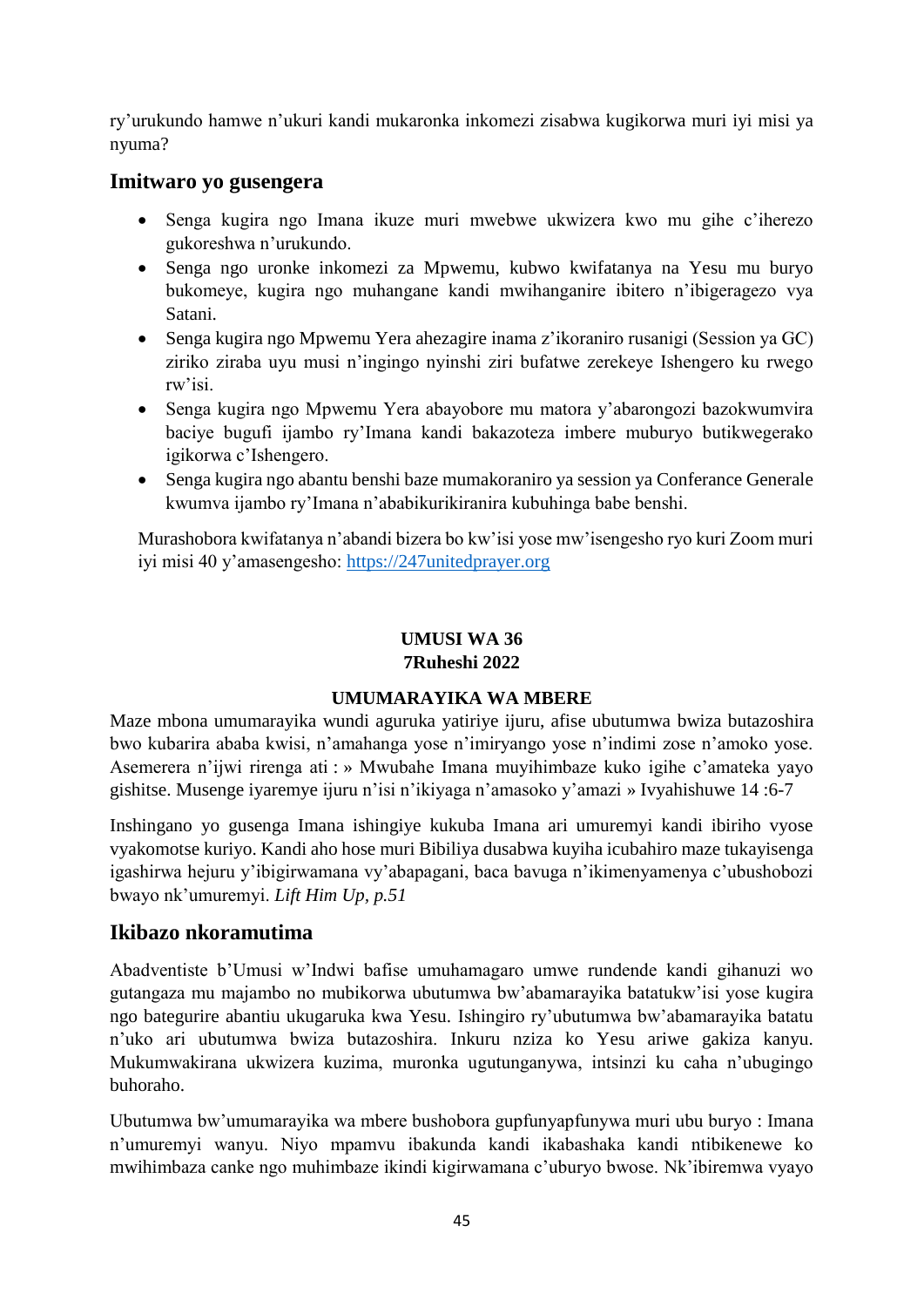ry'urukundo hamwe n'ukuri kandi mukaronka inkomezi zisabwa kugikorwa muri iyi misi ya nyuma?

## Imitwaro yo gusengera

- Senga kugira ngo Imana ikuze muri mwebwe ukwizera kwo mu gihe c'iherezo gukoreshwa n'urukundo.
- Senga ngo uronke inkomezi za Mpwemu, kubwo kwifatanya na Yesu mu buryo bukomeye, kugira ngo muhangane kandi mwihanganire ibitero n'ibigeragezo vya Satani.
- Senga kugira ngo Mpwemu Yera ahezagire inama z'ikoraniro rusanigi (Session ya GC) ziriko ziraba uyu musi n'ingingo nyinshi ziri bufatwe zerekeye Ishengero ku rwego rw'isi.
- Senga kugira ngo Mpwemu Yera abayobore mu matora y'abarongozi bazokwumvira baciye bugufi ijambo ry'Imana kandi bakazoteza imbere muburyo butikwegerako igikorwa c'Ishengero.
- Senga kugira ngo abantu benshi baze mumakoraniro ya session ya Conferance Generale kwumva ijambo ry'Imana n'ababikurikiranira kubuhinga babe benshi.

Murashobora kwifatanya n'abandi bizera bo kw'isi yose mw'isengesho ryo kuri Zoom muri iyi misi 40 y'amasengesho: https://247unitedprayer.org

**UMUSI WA 36**
**7Ruheshi 2022**

**UMUMARAYIKA WA MBERE**

Maze mbona umumarayika wundi aguruka yatiriye ijuru, afise ubutumwa bwiza butazoshira bwo kubarira ababa kwisi, n'amahanga yose n'imiryango yose n'indimi zose n'amoko yose. Asemerera n'ijwi rirenga ati : » Mwubahe Imana muyihimbaze kuko igihe c'amateka yayo gishitse. Musenge iyaremye ijuru n'isi n'ikiyaga n'amasoko y'amazi » Ivyahishuwe 14 :6-7

Inshingano yo gusenga Imana ishingiye kukuba Imana ari umuremyi kandi ibiriho vyose vyakomotse kuriyo. Kandi aho hose muri Bibiliya dusabwa kuyiha icubahiro maze tukayisenga igashirwa hejuru y'ibigirwamana vy'abapagani, baca bavuga n'ikimenyamenya c'ubushobozi bwayo nk'umuremyi. *Lift Him Up, p.51*

## Ikibazo nkoramutima

Abadventiste b'Umusi w'Indwi bafise umuhamagaro umwe rundende kandi gihanuzi wo gutangaza mu majambo no mubikorwa ubutumwa bw'abamarayika batatukw'isi yose kugira ngo bategurire abantiu ukugaruka kwa Yesu. Ishingiro ry'ubutumwa bw'abamarayika batatu n'uko ari ubutumwa bwiza butazoshira. Inkuru nziza ko Yesu ariwe gakiza kanyu. Mukumwakirana ukwizera kuzima, muronka ugutunganywa, intsinzi ku caha n'ubugingo buhoraho.

Ubutumwa bw'umumarayika wa mbere bushobora gupfunyapfunywa muri ubu buryo : Imana n'umuremyi wanyu. Niyo mpamvu ibakunda kandi ikabashaka kandi ntibikenewe ko mwihimbaza canke ngo muhimbaze ikindi kigirwamana c'uburyo bwose. Nk'ibiremwa vyayo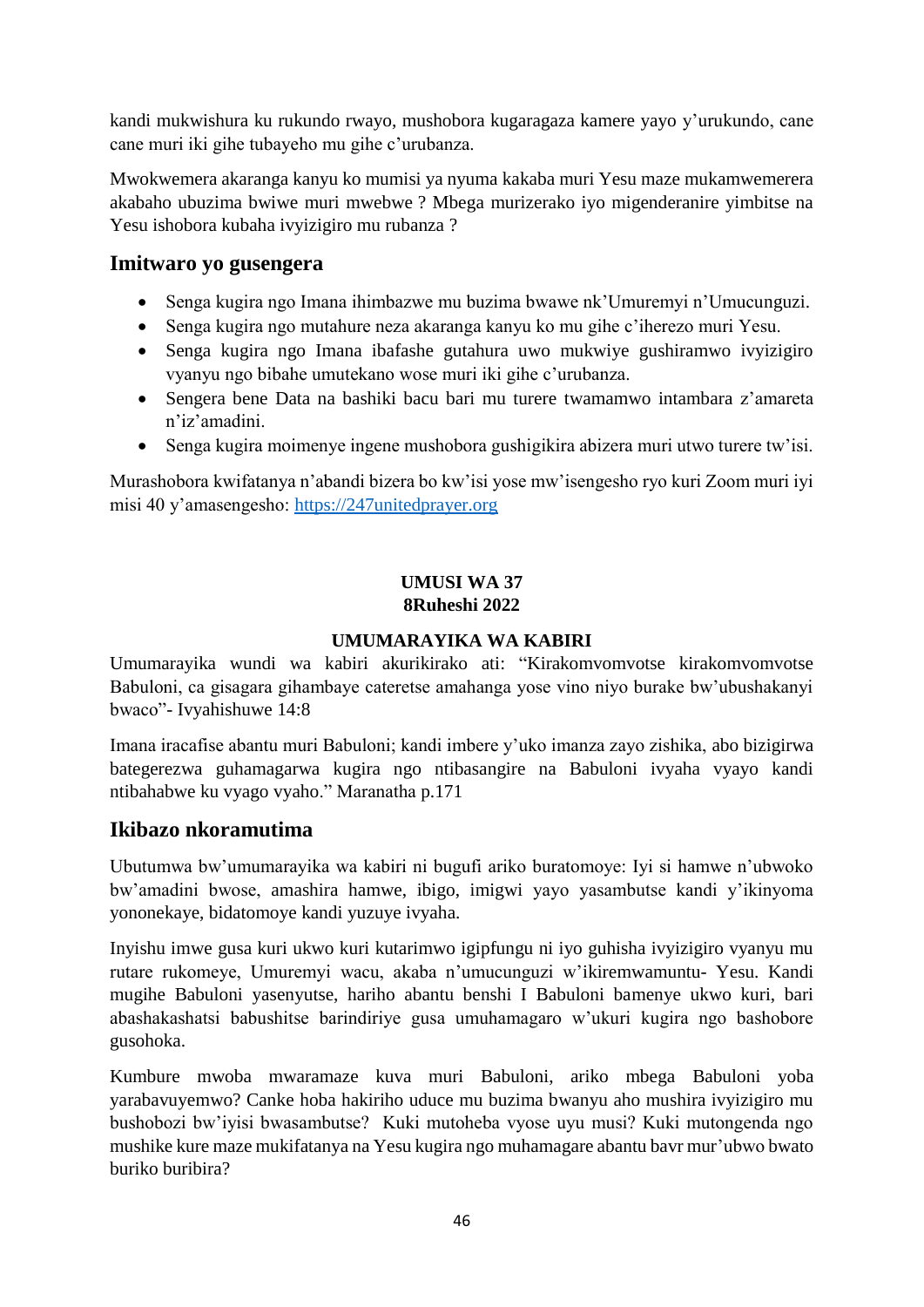kandi mukwishura ku rukundo rwayo, mushobora kugaragaza kamere yayo y'urukundo, cane cane muri iki gihe tubayeho mu gihe c'urubanza.

Mwokwemera akaranga kanyu ko mumisi ya nyuma kakaba muri Yesu maze mukamwemerera akabaho ubuzima bwiwe muri mwebwe ? Mbega murizerako iyo migenderanire yimbitse na Yesu ishobora kubaha ivyizigiro mu rubanza ?

## Imitwaro yo gusengera

- Senga kugira ngo Imana ihimbazwe mu buzima bwawe nk'Umuremyi n'Umucunguzi.
- Senga kugira ngo mutahure neza akaranga kanyu ko mu gihe c'iherezo muri Yesu.
- Senga kugira ngo Imana ibafashe gutahura uwo mukwiye gushiramwo ivyizigiro vyanyu ngo bibahe umutekano wose muri iki gihe c'urubanza.
- Sengera bene Data na bashiki bacu bari mu turere twamamwo intambara z'amareta n'iz'amadini.
- Senga kugira moimenye ingene mushobora gushigikira abizera muri utwo turere tw'isi.

Murashobora kwifatanya n'abandi bizera bo kw'isi yose mw'isengesho ryo kuri Zoom muri iyi misi 40 y'amasengesho: [https://247unitedprayer.org](https://247unitedprayer.org)

**UMUSI WA 37**
**8Ruheshi 2022**

**UMUMARAYIKA WA KABIRI**

Umumarayika wundi wa kabiri akurikirako ati: "Kirakomvomvotse kirakomvomvotse Babuloni, ca gisagara gihambaye cateretse amahanga yose vino niyo burake bw'ubushakanyi bwaco"- Ivyahishuwe 14:8

Imana iracafise abantu muri Babuloni; kandi imbere y'uko imanza zayo zishika, abo bizigirwa bategerezwa guhamagarwa kugira ngo ntibasangire na Babuloni ivyaha vyayo kandi ntibahabwe ku vyago vyaho." Maranatha p.171

## Ikibazo nkoramutima

Ubutumwa bw'umumarayika wa kabiri ni bugufi ariko buratomoye: Iyi si hamwe n'ubwoko bw'amadini bwose, amashira hamwe, ibigo, imigwi yayo yasambutse kandi y'ikinyoma yononekaye, bidatomoye kandi yuzuye ivyaha.

Inyishu imwe gusa kuri ukwo kuri kutarimwo igipfungu ni iyo guhisha ivyizigiro vyanyu mu rutare rukomeye, Umuremyi wacu, akaba n'umucunguzi w'ikiremwamuntu- Yesu. Kandi mugihe Babuloni yasenyutse, hariho abantu benshi I Babuloni bamenye ukwo kuri, bari abashakashatsi babushitse barindiriye gusa umuhamagaro w'ukuri kugira ngo bashobore gusohoka.

Kumbure mwoba mwaramaze kuva muri Babuloni, ariko mbega Babuloni yoba yarabavuyemwo? Canke hoba hakiriho uduce mu buzima bwanyu aho mushira ivyizigiro mu bushobozi bw'iyisi bwasambutse? Kuki mutoheba vyose uyu musi? Kuki mutongenda ngo mushike kure maze mukifatanya na Yesu kugira ngo muhamagare abantu bavr mur'ubwo bwato buriko buribira?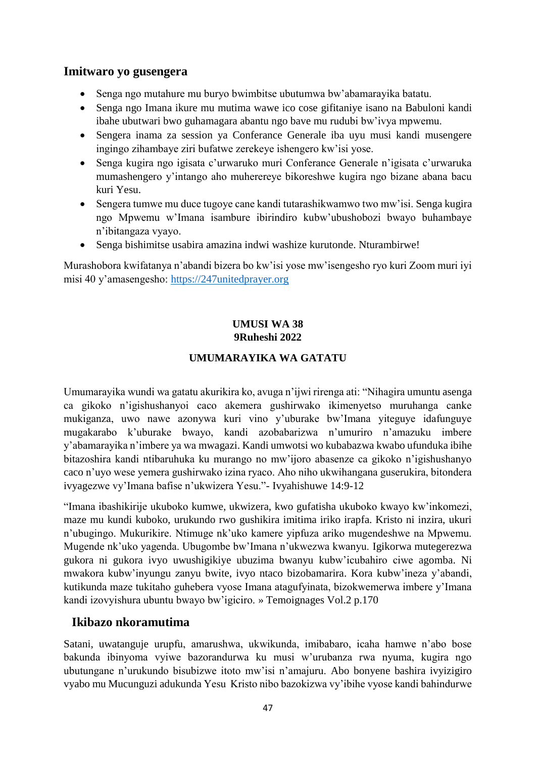## Imitwaro yo gusengera

- Senga ngo mutahure mu buryo bwimbitse ubutumwa bw'abamarayika batatu.
- Senga ngo Imana ikure mu mutima wawe ico cose gifitaniye isano na Babuloni kandi ibahe ubutwari bwo guhamagara abantu ngo bave mu rudubi bw'ivya mpwemu.
- Sengera inama za session ya Conferance Generale iba uyu musi kandi musengere ingingo zihambaye ziri bufatwe zerekeye ishengero kw'isi yose.
- Senga kugira ngo igisata c'urwaruko muri Conferance Generale n'igisata c'urwaruka mumashengero y'intango aho muherereye bikoreshwe kugira ngo bizane abana bacu kuri Yesu.
- Sengera tumwe mu duce tugoye cane kandi tutarashikwamwo two mw'isi. Senga kugira ngo Mpwemu w'Imana isambure ibirindiro kubw'ubushobozi bwayo buhambaye n'ibitangaza vyayo.
- Senga bishimitse usabira amazina indwi washize kurutonde. Nturambirwe!

Murashobora kwifatanya n'abandi bizera bo kw'isi yose mw'isengesho ryo kuri Zoom muri iyi misi 40 y'amasengesho: [https://247unitedprayer.org](https://247unitedprayer.org)

**UMUSI WA 38**
**9Ruheshi 2022**

**UMUMARAYIKA WA GATATU**

Umumarayika wundi wa gatatu akurikira ko, avuga n'ijwi rirenga ati: "Nihagira umuntu asenga ca gikoko n'igishushanyoi caco akemera gushirwako ikimenyetso muruhanga canke mukiganza, uwo nawe azonywa kuri vino y'uburake bw'Imana yiteguye idafunguye mugakarabo k'uburake bwayo, kandi azobabarizwa n'umuriro n'amazuku imbere y'abamarayika n'imbere ya wa mwagazi. Kandi umwotsi wo kubabazwa kwabo ufunduka ibihe bitazoshira kandi ntibaruhuka ku murango no mw'ijoro abasenze ca gikoko n'igishushanyo caco n'uyo wese yemera gushirwako izina ryaco. Aho niho ukwihangana guserukira, bitondera ivyagezwe vy'Imana bafise n'ukwizera Yesu."- Ivyahishuwe 14:9-12

"Imana ibashikirije ukuboko kumwe, ukwizera, kwo gufatisha ukuboko kwayo kw'inkomezi, maze mu kundi kuboko, urukundo rwo gushikira imitima iriko irapfa. Kristo ni inzira, ukuri n'ubugingo. Mukurikire. Ntimuge nk'uko kamere yipfuza ariko mugendeshwe na Mpwemu. Mugende nk'uko yagenda. Ubugombe bw'Imana n'ukwezwa kwanyu. Igikorwa mutegerezwa gukora ni gukora ivyo uwushigikiye ubuzima bwanyu kubw'icubahiro ciwe agomba. Ni mwakora kubw'inyungu zanyu bwite, ivyo ntaco bizobamarira. Kora kubw'ineza y'abandi, kutikunda maze tukitaho guhebera vyose Imana atagufyinata, bizokwemerwa imbere y'Imana kandi izovyishura ubuntu bwayo bw'igiciro. » Temoignages Vol.2 p.170

## Ikibazo nkoramutima

Satani, uwatanguje urupfu, amarushwa, ukwikunda, imibabaro, icaha hamwe n'abo bose bakunda ibinyoma vyiwe bazorandurwa ku musi w'urubanza rwa nyuma, kugira ngo ubutungane n'urukundo bisubizwe itoto mw'isi n'amajuru. Abo bonyene bashira ivyizigiro vyabo mu Mucunguzi adukunda Yesu Kristo nibo bazokizwa vy'ibihe vyose kandi bahindurwe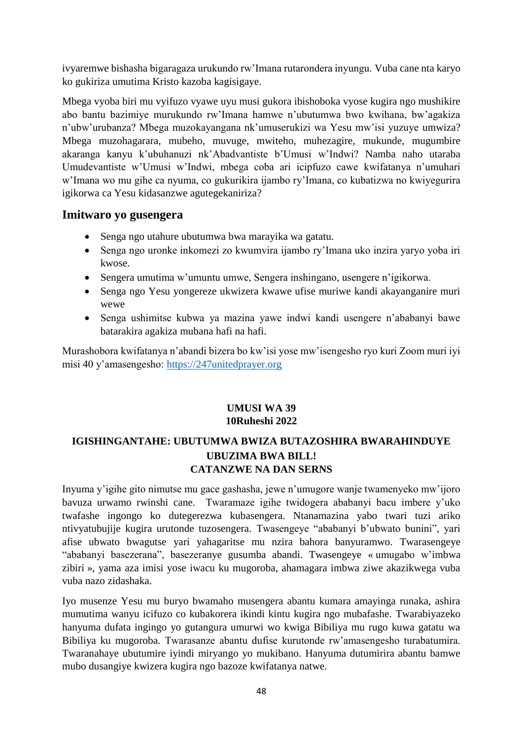ivyaremwe bishasha bigaragaza urukundo rw'Imana rutarondera inyungu. Vuba cane nta karyo ko gukiriza umutima Kristo kazoba kagisigaye.

Mbega vyoba biri mu vyifuzo vyawe uyu musi gukora ibishoboka vyose kugira ngo mushikire abo bantu bazimiye murukundo rw'Imana hamwe n'ubutumwa bwo kwihana, bw'agakiza n'ubw'urubanza? Mbega muzokayangana nk'umuserukizi wa Yesu mw'isi yuzuye umwiza? Mbega muzohagarara, mubeho, muvuge, mwiteho, muhezagire, mukunde, mugumbire akaranga kanyu k'ubuhanuzi nk'Abadvantiste b'Umusi w'Indwi? Namba naho utaraba Umudevantiste w'Umusi w'Indwi, mbega coba ari icipfuzo cawe kwifatanya n'umuhari w'Imana wo mu gihe ca nyuma, co gukurikira ijambo ry'Imana, co kubatizwa no kwiyegurira igikorwa ca Yesu kidasanzwe agutegekaniriza?

## Imitwaro yo gusengera

- Senga ngo utahure ubutumwa bwa marayika wa gatatu.
- Senga ngo uronke inkomezi zo kwumvira ijambo ry'Imana uko inzira yaryo yoba iri kwose.
- Sengera umutima w'umuntu umwe, Sengera inshingano, usengere n'igikorwa.
- Senga ngo Yesu yongereze ukwizera kwawe ufise muriwe kandi akayanganire muri wewe
- Senga ushimitse kubwa ya mazina yawe indwi kandi usengere n'ababanyi bawe batarakira agakiza mubana hafi na hafi.

Murashobora kwifatanya n'abandi bizera bo kw'isi yose mw'isengesho ryo kuri Zoom muri iyi misi 40 y'amasengesho: https://247unitedprayer.org

**UMUSI WA 39**
**10Ruheshi 2022**

## IGISHINGANTAHE: UBUTUMWA BWIZA BUTAZOSHIRA BWARAHINDUYE UBUZIMA BWA BILL!
## CATANZWE NA DAN SERNS

Inyuma y'igihe gito nimutse mu gace gashasha, jewe n'umugore wanje twamenyeko mw'ijoro bavuza urwamo rwinshi cane. Twaramaze igihe twidogera ababanyi bacu imbere y'uko twafashe ingongo ko dutegerezwa kubasengera. Ntanamazina yabo twari tuzi ariko ntivyatubujije kugira urutonde tuzosengera. Twasengeye "ababanyi b'ubwato bunini", yari afise ubwato bwagutse yari yahagaritse mu nzira bahora banyuramwo. Twarasengeye "ababanyi basezerana", basezeranye gusumba abandi. Twasengeye « umugabo w'imbwa zibiri », yama aza imisi yose iwacu ku mugoroba, ahamagara imbwa ziwe akazikwega vuba vuba nazo zidashaka.

Iyo musenze Yesu mu buryo bwamaho musengera abantu kumara amayinga runaka, ashira mumutima wanyu icifuzo co kubakorera ikindi kintu kugira ngo mubafashe. Twarabiyazeko hanyuma dufata ingingo yo gutangura umurwi wo kwiga Bibiliya mu rugo kuwa gatatu wa Bibiliya ku mugoroba. Twarasanze abantu dufise kurutonde rw'amasengesho turabatumira. Twaranahaye ubutumire iyindi miryango yo mukibano. Hanyuma dutumirira abantu bamwe mubo dusangiye kwizera kugira ngo bazoze kwifatanya natwe.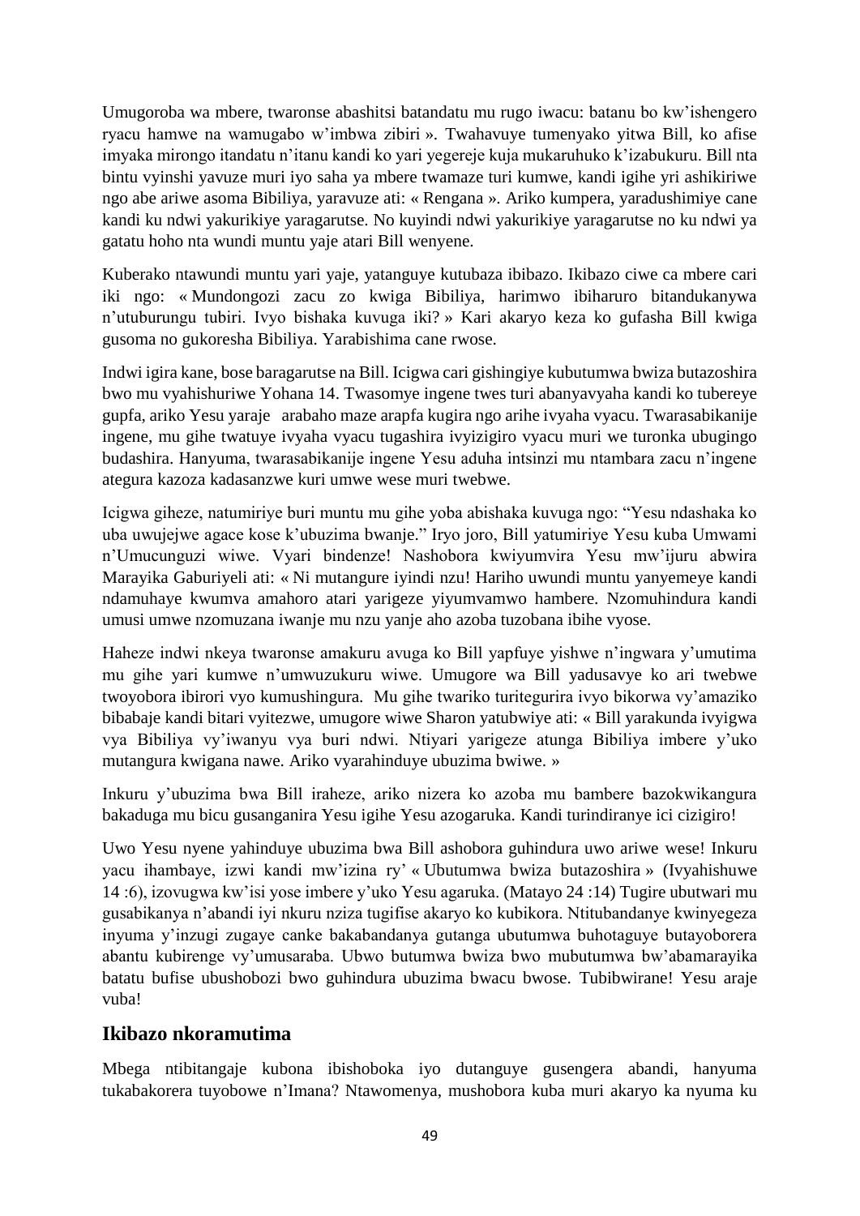Umugoroba wa mbere, twaronse abashitsi batandatu mu rugo iwacu: batanu bo kw'ishengero ryacu hamwe na wamugabo w'imbwa zibiri ». Twahavuye tumenyako yitwa Bill, ko afise imyaka mirongo itandatu n'itanu kandi ko yari yegereje kuja mukaruhuko k'izabukuru. Bill nta bintu vyinshi yavuze muri iyo saha ya mbere twamaze turi kumwe, kandi igihe yri ashikiriwe ngo abe ariwe asoma Bibiliya, yaravuze ati: « Rengana ». Ariko kumpera, yaradushimiye cane kandi ku ndwi yakurikiye yaragarutse. No kuyindi ndwi yakurikiye yaragarutse no ku ndwi ya gatatu hoho nta wundi muntu yaje atari Bill wenyene.

Kuberako ntawundi muntu yari yaje, yatanguye kutubaza ibibazo. Ikibazo ciwe ca mbere cari iki ngo: « Mundongozi zacu zo kwiga Bibiliya, harimwo ibiharuro bitandukanywa n'utuburungu tubiri. Ivyo bishaka kuvuga iki? » Kari akaryo keza ko gufasha Bill kwiga gusoma no gukoresha Bibiliya. Yarabishima cane rwose.

Indwi igira kane, bose baragarutse na Bill. Icigwa cari gishingiye kubutumwa bwiza butazoshira bwo mu vyahishuriwe Yohana 14. Twasomye ingene twes turi abanyavyaha kandi ko tubereye gupfa, ariko Yesu yaraje arabaho maze arapfa kugira ngo arihe ivyaha vyacu. Twarasabikanije ingene, mu gihe twatuye ivyaha vyacu tugashira ivyizigiro vyacu muri we turonka ubugingo budashira. Hanyuma, twarasabikanije ingene Yesu aduha intsinzi mu ntambara zacu n'ingene ategura kazoza kadasanzwe kuri umwe wese muri twebwe.

Icigwa giheze, natumiriye buri muntu mu gihe yoba abishaka kuvuga ngo: "Yesu ndashaka ko uba uwujejwe agace kose k'ubuzima bwanje." Iryo joro, Bill yatumiriye Yesu kuba Umwami n'Umucunguzi wiwe. Vyari bindenze! Nashobora kwiyumvira Yesu mw'ijuru abwira Marayika Gaburiyeli ati: « Ni mutangure iyindi nzu! Hariho uwundi muntu yanyemeye kandi ndamuhaye kwumva amahoro atari yarigeze yiyumvamwo hambere. Nzomuhindura kandi umusi umwe nzomuzana iwanje mu nzu yanje aho azoba tuzobana ibihe vyose.

Haheze indwi nkeya twaronse amakuru avuga ko Bill yapfuye yishwe n'ingwara y'umutima mu gihe yari kumwe n'umwuzukuru wiwe. Umugore wa Bill yadusavye ko ari twebwe twoyobora ibirori vyo kumushingura. Mu gihe twariko turitegurira ivyo bikorwa vy'amaziko bibabaje kandi bitari vyitezwe, umugore wiwe Sharon yatubwiye ati: « Bill yarakunda ivyigwa vya Bibiliya vy'iwanyu vya buri ndwi. Ntiyari yarigeze atunga Bibiliya imbere y'uko mutangura kwigana nawe. Ariko vyarahinduye ubuzima bwiwe. »

Inkuru y'ubuzima bwa Bill iraheze, ariko nizera ko azoba mu bambere bazokwikangura bakaduga mu bicu gusanganira Yesu igihe Yesu azogaruka. Kandi turindiranye ici cizigiro!

Uwo Yesu nyene yahinduye ubuzima bwa Bill ashobora guhindura uwo ariwe wese! Inkuru yacu ihambaye, izwi kandi mw'izina ry' « Ubutumwa bwiza butazoshira » (Ivyahishuwe 14 :6), izovugwa kw'isi yose imbere y'uko Yesu agaruka. (Matayo 24 :14) Tugire ubutwari mu gusabikanya n'abandi iyi nkuru nziza tugifise akaryo ko kubikora. Ntitubandanye kwinyegeza inyuma y'inzugi zugaye canke bakabandanya gutanga ubutumwa buhotaguye butayoborera abantu kubirenge vy'umusaraba. Ubwo butumwa bwiza bwo mubutumwa bw'abamarayika batatu bufise ubushobozi bwo guhindura ubuzima bwacu bwose. Tubibwirane! Yesu araje vuba!

## Ikibazo nkoramutima

Mbega ntibitangaje kubona ibishoboka iyo dutanguye gusengera abandi, hanyuma tukabakorera tuyobowe n'Imana? Ntawomenya, mushobora kuba muri akaryo ka nyuma ku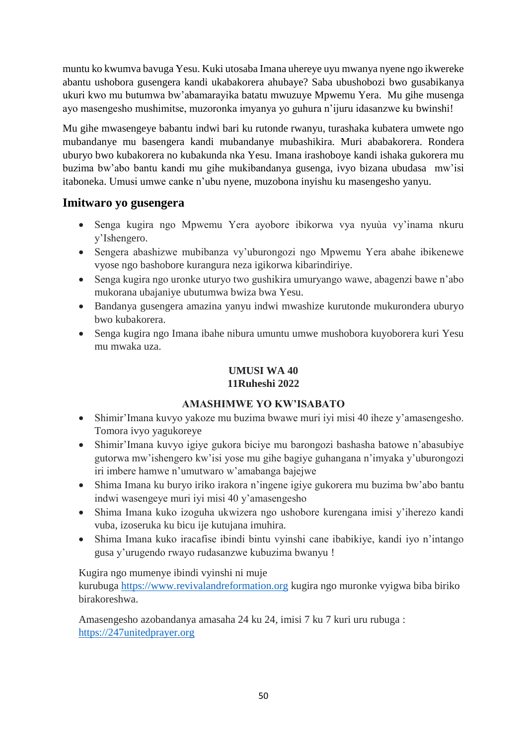muntu ko kwumva bavuga Yesu. Kuki utosaba Imana uhereye uyu mwanya nyene ngo ikwereke abantu ushobora gusengera kandi ukabakorera ahubaye? Saba ubushobozi bwo gusabikanya ukuri kwo mu butumwa bw'abamarayika batatu mwuzuye Mpwemu Yera. Mu gihe musenga ayo masengesho mushimitse, muzoronka imyanya yo guhura n'ijuru idasanzwe ku bwinshi!

Mu gihe mwasengeye babantu indwi bari ku rutonde rwanyu, turashaka kubatera umwete ngo mubandanye mu basengera kandi mubandanye mubashikira. Muri ababakorera. Rondera uburyo bwo kubakorera no kubakunda nka Yesu. Imana irashoboye kandi ishaka gukorera mu buzima bw'abo bantu kandi mu gihe mukibandanya gusenga, ivyo bizana ubudasa mw'isi itaboneka. Umusi umwe canke n'ubu nyene, muzobona inyishu ku masengesho yanyu.

## Imitwaro yo gusengera

- Senga kugira ngo Mpwemu Yera ayobore ibikorwa vya nyuùa vy'inama nkuru y'Ishengero.
- Sengera abashizwe mubibanza vy'uburongozi ngo Mpwemu Yera abahe ibikenewe vyose ngo bashobore kurangura neza igikorwa kibarindiriye.
- Senga kugira ngo uronke uturyo two gushikira umuryango wawe, abagenzi bawe n'abo mukorana ubajaniye ubutumwa bwiza bwa Yesu.
- Bandanya gusengera amazina yanyu indwi mwashize kurutonde mukurondera uburyo bwo kubakorera.
- Senga kugira ngo Imana ibahe nibura umuntu umwe mushobora kuyoborera kuri Yesu mu mwaka uza.

**UMUSI WA 40**
**11Ruheshi 2022**

**AMASHIMWE YO KW'ISABATO**

- Shimir'Imana kuvyo yakoze mu buzima bwawe muri iyi misi 40 iheze y'amasengesho. Tomora ivyo yagukoreye
- Shimir'Imana kuvyo igiye gukora biciye mu barongozi bashasha batowe n'abasubiye gutorwa mw'ishengero kw'isi yose mu gihe bagiye guhangana n'imyaka y'uburongozi iri imbere hamwe n'umutwaro w'amabanga bajejwe
- Shima Imana ku buryo iriko irakora n'ingene igiye gukorera mu buzima bw'abo bantu indwi wasengeye muri iyi misi 40 y'amasengesho
- Shima Imana kuko izoguha ukwizera ngo ushobore kurengana imisi y'iherezo kandi vuba, izoseruka ku bicu ije kutujana imuhira.
- Shima Imana kuko iracafise ibindi bintu vyinshi cane ibabikiye, kandi iyo n'intango gusa y'urugendo rwayo rudasanzwe kubuzima bwanyu !

Kugira ngo mumenye ibindi vyinshi ni muje kurubuga https://www.revivalandreformation.org kugira ngo muronke vyigwa biba biriko birakoreshwa.

Amasengesho azobandanya amasaha 24 ku 24, imisi 7 ku 7 kuri uru rubuga : https://247unitedprayer.org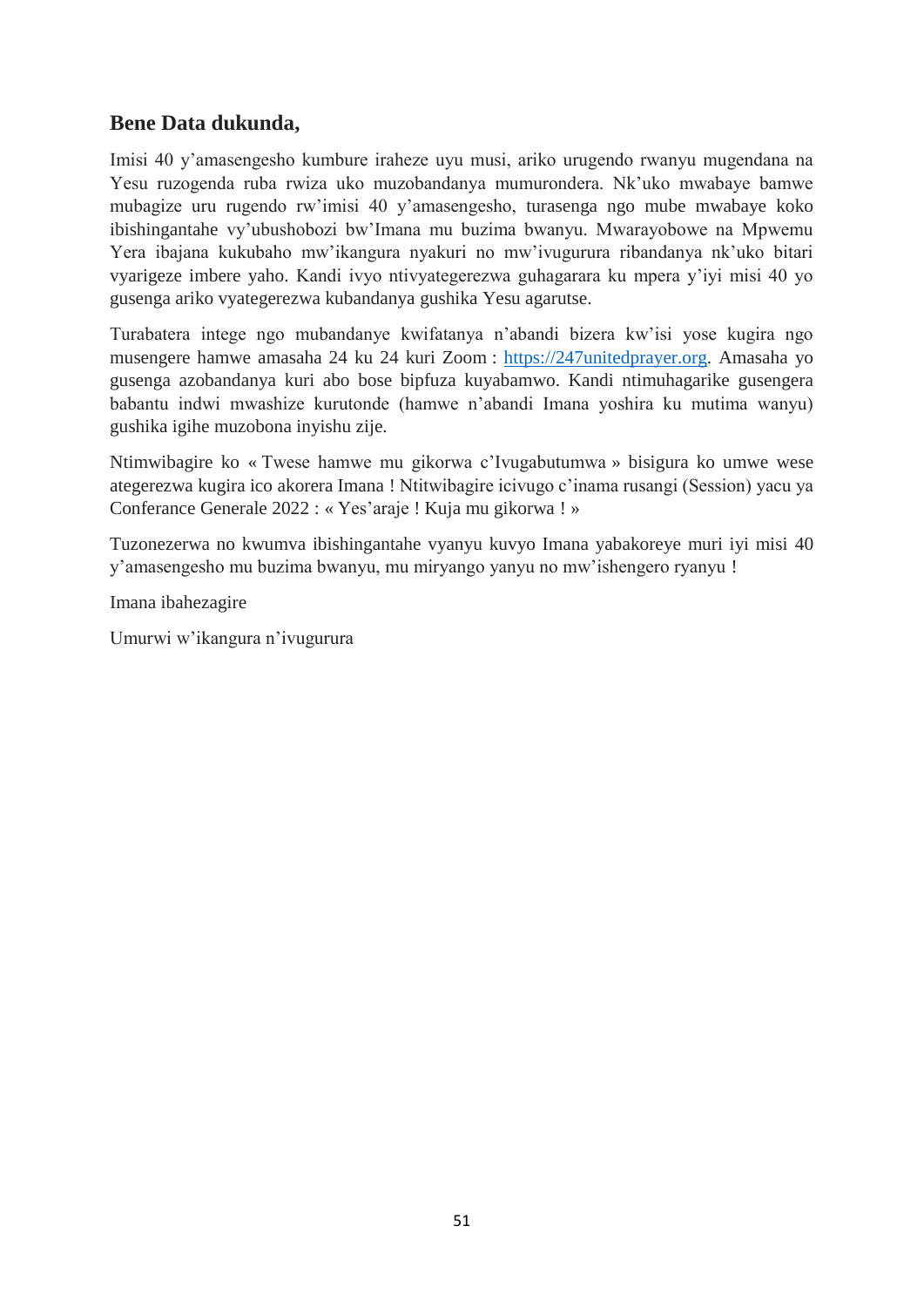## Bene Data dukunda,

Imisi 40 y'amasengesho kumbure iraheze uyu musi, ariko urugendo rwanyu mugendana na Yesu ruzogenda ruba rwiza uko muzobandanya mumurondera. Nk'uko mwabaye bamwe mubagize uru rugendo rw'imisi 40 y'amasengesho, turasenga ngo mube mwabaye koko ibishingantahe vy'ubushobozi bw'Imana mu buzima bwanyu. Mwarayobowe na Mpwemu Yera ibajana kukubaho mw'ikangura nyakuri no mw'ivugurura ribandanya nk'uko bitari vyarigeze imbere yaho. Kandi ivyo ntivyategerezwa guhagarara ku mpera y'iyi misi 40 yo gusenga ariko vyategerezwa kubandanya gushika Yesu agarutse.

Turabatera intege ngo mubandanye kwifatanya n'abandi bizera kw'isi yose kugira ngo musengere hamwe amasaha 24 ku 24 kuri Zoom : [https://247unitedprayer.org](https://247unitedprayer.org). Amasaha yo gusenga azobandanya kuri abo bose bipfuza kuyabamwo. Kandi ntimuhagarike gusengera babantu indwi mwashize kurutonde (hamwe n'abandi Imana yoshira ku mutima wanyu) gushika igihe muzobona inyishu zije.

Ntimwibagire ko « Twese hamwe mu gikorwa c'Ivugabutumwa » bisigura ko umwe wese ategerezwa kugira ico akorera Imana ! Ntitwibagire icivugo c'inama rusangi (Session) yacu ya Conferance Generale 2022 : « Yes'araje ! Kuja mu gikorwa ! »

Tuzonezerwa no kwumva ibishingantahe vyanyu kuvyo Imana yabakoreye muri iyi misi 40 y'amasengesho mu buzima bwanyu, mu miryango yanyu no mw'ishengero ryanyu !

Imana ibahezagire

Umurwi w'ikangura n'ivugurura